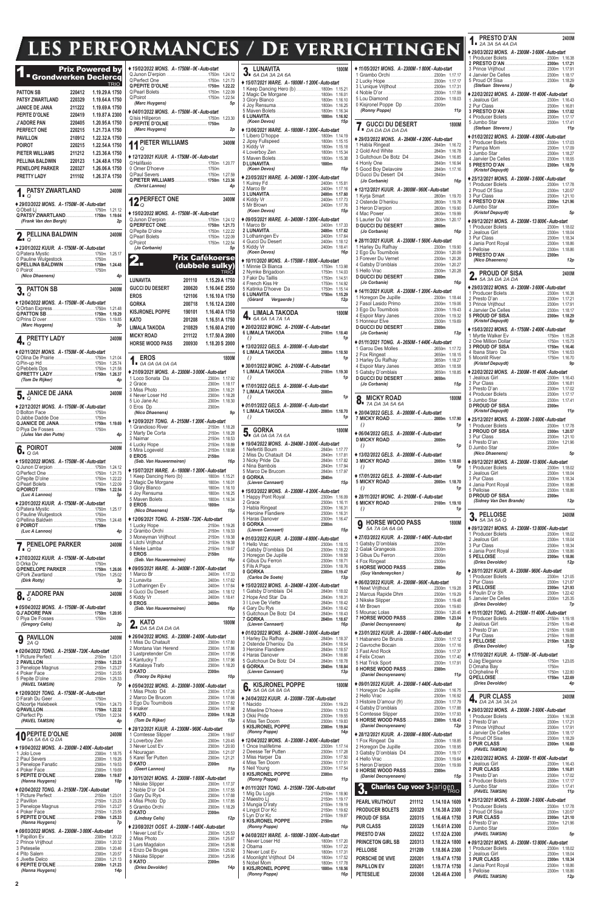# LES PERFORMANCES / DE VERRICHTINGEN

## 1. Prix Powered by Grondwerken Declercq (TRIO)

| | | |
|---|---|---|
| PATTON SB | 220412 | 1.19.29 A 1750 |
| PATSY ZWARTLAND | 220329 | 1.19.64 A 1750 |
| JANICE DE JANA | 211222 | 1.19.69 A 1750 |
| PEPITE D'OLNE | 220419 | 1.19.87 A 2300 |
| J'ADORE PAN | 220405 | 1.20.95 A 1750 |
| PERFECT ONE | 220215 | 1.21.73 A 1750 |
| PAVILLON | 210912 | 1.22.32 A 1750 |
| POIROT | 220215 | 1.22.54 A 1750 |
| PIETER WILLIAMS | 211212 | 1.23.36 A 1750 |
| PELLINA BALDWIN | 220123 | 1.24.48 A 1750 |
| PENELOPE PARKER | 220327 | 1.26.06 A 1750 |
| PRETTY LADY | 211102 | 1.26.37 A 1750 |

### 1. PATSY ZWARTLAND — 2400M
*Q*

♦ *29/03/2022 MONS. A - 1750M - 0€ - Auto-start*
Q Obell Lj ... 1750m 1.21.12
**Q PATSY ZWARTLAND ... 1750m 1.19.64**
*(Frank Van den Bergh)* 2p

### 2. PELLINA BALDWIN — 2400M
*Q*

♦ *23/01/2022 KUUR. A - 1750M - 0€ - Auto-start*
Q Patera Mystic ... 1750m 1.25.17
Q Pauline Wulgestock ... 1750m
**Q PELLINA BALDWIN ... 1750m 1.24.48**
D Poirot ... 1750m
*(Nico Dhaenens)* 4p

### 3. PATTON SB — 2400M
*Q*

♦ *12/04/2022 MONS. A - 1750M - 0€ - Auto-start*
Q Orban Express ... 1750m 1.21.48
**Q PATTON SB ... 1750m 1.19.29**
Q Prins D'over ... 1750m 1.19.85
*(Marc Huygens)* 3p

### 4. PRETTY LADY — 2400M
*Q*

♦ *02/11/2021 MONS. A - 1750M - 0€ - Auto-start*
Q Olina De Prairie ... 1750m 1.21.04
Q Pin-up Hd ... 1750m 1.25.74
Q Pebbels Dps ... 1750m 1.21.58
**Q PRETTY LADY ... 1750m 1.26.37**
*(Tom De Rijker)* 4p

### 5. JANICE DE JANA — 2400M
*Q*

♦ *22/12/2021 MONS. A - 1750M - 0€ - Auto-start*
D Bolton Face ... 1750m
D Jabbe Dadde Doe ... 1750m
**Q JANICE DE JANA ... 1750m 1.19.69**
D Plya De Fosses ... 1750m
*(Jules Van den Putte)* 4p

### 6. POIROT — 2400M
*Q 0A*

♦ *15/02/2022 MONS. A - 1750M - 0€ - Auto-start*
Q Junon D'erpion ... 1750m 1.24.12
Q Perfect One ... 1750m 1.21.73
Q Pepite D'olne ... 1750m 1.22.22
Q Pearl Bolets ... 1750m 1.22.09
**Q POIROT ... 1750m 1.22.54**
*(Luc A Lannoo)* 5p

♦ *23/01/2022 KUUR. A - 1750M - 0€ - Auto-start*
Q Patera Mystic ... 1750m 1.25.17
Q Pauline Wulgestock ... 1750m
Q Pellina Baldwin ... 1750m 1.24.48
**0 POIROT ... 1750m**
*(Luc A Lannoo)* 4p

### 7. PENELOPE PARKER — 2400M
*Q*

♦ *27/03/2022 KUUR. A - 1750M - 0€ - Auto-start*
D Orka Dv ... 1750m
**Q PENELOPE PARKER ... 1750m 1.26.06**
Q Pork Zwartland ... 1750m 1.25.02
*(Dirk Rotty)* 3p

### 8. J'ADORE PAN — 2400M
*Q*

♦ *05/04/2022 MONS. A - 1750M - 0€ - Auto-start*
**Q J'ADORE PAN ... 1750m 1.20.95**
0 Plya De Fosses ... 1750m
*(Gregory Celis)* 2p

### 9. PAVILLON — 2400M
*2A Q*

♦ *02/04/2022 TONG. A - 2150M - 720€ - Auto-start*
1 Picture Perfect ... 2150m 1.23.01
**2 PAVILLON ... 2150m 1.23.23**
3 Penelope Magnus ... 2150m 1.23.27
4 Poker Face ... 2150m 1.23.55
5 Pepite D'olne ... 2150m 1.25.33
*(PAVEL TAMSIN)* 7p

♦ *12/09/2021 TONG. A - 1750M - 0€ - Auto-start*
D Farah Du Geer ... 1750m
Q Noortje Halebeek ... 1750m 1.24.73
**Q PAVILLON ... 1750m 1.22.32**
Q Perfect Pp ... 1750m 1.22.34
*(PAVEL TAMSIN)* 4p

### 10. PEPITE D'OLNE — 2400M
*5A 5A 6A Q DA*

♦ *19/04/2022 MONS. A - 2300M - 2 400€ - Auto-start*
1 Jolo Love ... 2300m 1.18.75
2 Paul Severs ... 2300m 1.19.26
3 Penelope Fanatic ... 2300m 1.19.53
4 Poker Face ... 2300m 1.19.69
**5 PEPITE D'OLNE ... 2300m 1.19.87**
*(Hanna Huygens)* 10p

♦ *02/04/2022 TONG. A - 2150M - 720€ - Auto-start*
1 Picture Perfect ... 2150m 1.23.01
2 Pavillon ... 2150m 1.23.23
3 Penelope Magnus ... 2150m 1.23.27
4 Poker Face ... 2150m 1.23.55
**5 PEPITE D'OLNE ... 2150m 1.25.33**
*(Hanna Huygens)* 7p

♦ *08/03/2022 MONS. A - 2300M - 3 000€ - Auto-start*
1 Papillon Ev ... 2300m 1.20.22
2 Prince Vrijthout ... 2300m 1.20.32
3 Peteselie ... 2300m 1.20.46
4 Pito Salem ... 2300m 1.20.57
5 Jivette Delco ... 2300m 1.21.13
**6 PEPITE D'OLNE ... 2300m 1.21.23**
*(Hanna Huygens)* 14p

♦ *15/02/2022 MONS. A - 1750M - 0€ - Auto-start*
Q Junon D'erpion ... 1750m 1.24.12
Q Perfect One ... 1750m 1.21.73
**Q PEPITE D'OLNE ... 1750m 1.22.22**
Q Pearl Bolets ... 1750m 1.22.09
Q Poirot ... 1750m 1.22.54
*(Marc Huygens)* 5p

♦ *04/01/2022 MONS. A - 1750M - 0€ - Auto-start*
Q Isis Hillperon ... 1750m 1.23.30
**D PEPITE D'OLNE ... 1750m**
*(Marc Huygens)* 2p

### 11. PIETER WILLIAMS — 2400M
*Q*

♦ *12/12/2021 KUUR. A - 1750M - 0€ - Auto-start*
Q Halifaxio ... 1750m 1.20.77
0 Omer D'hoeve ... 1750m
Q Paul Severs ... 1750m 1.27.59
**Q PIETER WILLIAMS ... 1750m 1.23.36**
*(Christ Lannoo)* 4p

### 12. PERFECT ONE — 2400M
*Q*

♦ *15/02/2022 MONS. A - 1750M - 0€ - Auto-start*
Q Junon D'erpion ... 1750m 1.24.12
**Q PERFECT ONE ... 1750m 1.21.73**
Q Pepite D'olne ... 1750m 1.22.22
Q Pearl Bolets ... 1750m 1.22.09
Q Poirot ... 1750m 1.22.54
*(Jo Corbanie)* 5p

## 2. Prix Caféskoerse (dubbele sulky) (TRIO)

| | | |
|---|---|---|
| LUNAVITA | 201110 | 1.15.29 A 1750 |
| GUCCI DU DESERT | 200620 | 1.16.04 E 2550 |
| EROS | 121106 | 1.16.10 A 1750 |
| GORKA | 200718 | 1.16.12 A 2300 |
| KISJRONEL POPPE | 190101 | 1.16.40 A 1750 |
| KATO | 201208 | 1.16.51 A 1750 |
| LIMALA TAKODA | 210829 | 1.16.60 A 2100 |
| MICKY ROAD | 211122 | 1.17.50 A 2000 |
| HORSE WOOD PASS | 200930 | 1.18.20 S 2000 |

### 1. EROS — 1800M
*0A 0A 0A 0A 0A*

♦ *21/09/2021 MONS. A - 2300M - 3 000€ - Auto-start*
1 Loco Sonata Da ... 2300m 1.17.92
2 Grace ... 2300m 1.18.17
3 Miss Photo ... 2300m 1.18.21
4 Never Loser Hd ... 2300m 1.18.28
5 Lio Jane Ac ... 2300m 1.18.30
0 Eros Dp ... 2300m
*(Nico Dhaenens)* 9p

♦ *12/09/2021 TONG. A - 2150M - 1 200€ - Auto-start*
1 Grandioso River ... 2150m 1.18.28
2 Marty De Corta ... 2150m 1.18.26
3 Naimar ... 2150m 1.18.53
4 Lucky Hope ... 2150m 1.18.89
5 Mira Logeveld ... 2150m 1.18.98
**0 EROS ... 2150m**
*(Seb. Van Hauwermeiren)* 16p

♦ *15/07/2021 WARE. A - 1800M - 1 200€ - Auto-start*
1 Keep Dancing Hero (b) ... 1800m 1.15.21
2 Magic De Morgane ... 1800m 1.16.01
3 Glory Blanco ... 1800m 1.16.10
4 Joy Rensuma ... 1800m 1.16.25
5 Maven Bolets ... 1800m 1.16.34
**0 EROS ... 1800m**
*(Nico Dhaenens)* 15p

♦ *12/06/2021 TONG. A - 2150M - 720€ - Auto-start*
1 Lucky Hope ... 2150m 1.19.26
2 Grambo Orchi ... 2150m 1.19.33
3 Moneyman Vrijthout ... 2150m 1.19.38
4 Litchi Vrijthout ... 2150m 1.19.38
5 Nieke Lamba ... 2150m 1.19.67
**0 EROS ... 2150m**
*(Seb. Van Hauwermeiren)* 16p

♦ *09/05/2021 WARE. A - 2400M - 1 200€ - Auto-start*
1 Marco Br ... 2400m 1.17.33
2 Lunavita ... 2400m 1.17.62
3 Lotharingen Ev ... 2400m 1.17.64
4 Gucci Du Desert ... 2400m 1.18.12
5 Kiddy Vr ... 2400m 1.18.41
**0 EROS ... 2400m**
*(Seb. Van Hauwermeiren)* 16p

### 2. KATO — 1800M
*DA 5A DA DA 0A*

♦ *26/04/2022 MONS. A - 2300M - 2 400€ - Auto-start*
1 Miss Du Chatault ... 2300m 1.17.80
2 Montana Van Herend ... 2300m 1.17.86
3 Lastpretender Cm ... 2300m 1.17.86
4 Kantucky T ... 2300m 1.17.96
5 Katalaya Trafo ... 2300m 1.18.20
**D KATO ... 2300m**
*(Tracey De Rijcke)* 10p

♦ *05/04/2022 MONS. A - 2300M - 3 000€ - Auto-start*
1 Miss Photo D4 ... 2300m 1.17.26
2 Marco De Brucom ... 2300m 1.17.66
3 Ego Du Tournibois ... 2300m 1.17.82
4 Imaker ... 2300m 1.17.98
**5 KATO ... 2300m 1.18.28**
*(Tom De Rijker)* 13p

♦ *28/12/2021 KUUR. A - 2300M - 960€ - Auto-start*
1 Comtesse Slipper ... 2300m 1.19.67
2 Loverboy Zen ... 2300m 1.20.45
3 Kadix Vrijthout ... 2300m 1.20.93
4 Nouragan ... 2300m 1.21.07
5 Karel Ter Putten ... 2300m 1.21.21
**D KATO ... 2300m**
*(Geert Lannoo)* 11p

♦ *30/11/2021 MONS. A - 2300M - 1 800€ - Auto-start*
1 Nikske Slipper ... 2300m 1.17.37
2 Noble D'or D4 ... 2300m 1.17.58
3 Gary Du Rys ... 2300m 1.17.68
4 Miss Photo Dp ... 2300m 1.17.85
5 Grambo Orchi ... 2300m 1.18.29
**D KATO ... 2300m**
*(Lindsay Celis)* 12p

♦ *23/08/2021 OOST. A - 2300M - 1 440€ - Auto-start*
1 Never Lost Ev ... 2300m 1.25.53
2 Plea Hd ... 2300m 1.25.67
3 Lars Magdalon ... 2300m 1.25.86
4 Enzo De Bruges ... 2300m 1.25.90
5 Nikske Slipper ... 2300m 1.25.95
**0 KATO ... 2300m**
*(Dries Devolder)* 14p

### 3. LUNAVITA — 1800M
*6A DA 3A 2A 6A*

♦ *15/07/2021 WARE. A - 1800M - 1 200€ - Auto-start*
1 Keep Dancing Hero (b) ... 1800m 1.15.21
2 Magic De Morgane ... 1800m 1.16.01
3 Glory Blanco ... 1800m 1.16.10
4 Joy Rensuma ... 1800m 1.16.25
5 Maven Bolets ... 1800m 1.16.34
**6 LUNAVITA ... 1800m 1.16.92**
*(Koen Devos)* 15p

♦ *13/06/2021 WARE. A - 1800M - 1 200€ - Auto-start*
1 Libero D'hoppe ... 1800m 1.14.19
2 Jipsy Fullspeed ... 1800m 1.15.15
3 Kiddy Vr ... 1800m 1.15.18
4 Loverboy Zen ... 1800m 1.15.34
5 Maven Bolets ... 1800m 1.15.38
**D LUNAVITA ... 1800m**
*(Koen Devos)* 15p

♦ *23/05/2021 WARE. A - 2400M - 1 200€ - Auto-start*
1 Kuinsy Fd ... 2400m 1.15.81
2 Marco Br ... 2400m 1.17.16
**3 LUNAVITA ... 2400m 1.17.60**
4 Kiddy Vr ... 2400m 1.17.73
5 Mr Brown ... 2400m 1.17.76
*(Koen Devos)* 15p

♦ *09/05/2021 WARE. A - 2400M - 1 200€ - Auto-start*
1 Marco Br ... 2400m 1.17.33
**2 LUNAVITA ... 2400m 1.17.62**
3 Lotharingen Ev ... 2400m 1.17.64
4 Gucci Du Desert ... 2400m 1.18.12
5 Kiddy Vr ... 2400m 1.18.41
*(Koen Devos)* 16p

♦ *10/11/2020 MONS. A - 1750M - 1 800€ - Auto-start*
1 Minnie Di Bianca ... 1750m 1.13.98
2 Nymke Brigadoon ... 1750m 1.14.03
3 Fakir Du Taillis ... 1750m 1.14.51
4 French Kiss Hr ... 1750m 1.14.92
5 Katinka D'hoeve Da ... 1750m 1.15.14
**6 LUNAVITA ... 1750m 1.15.29**
*(Gérard Vergaerde)* 12p

### 4. LIMALA TAKODA — 1800M
*6A 6A 1A 7A 1A*

♦ *20/02/2022 MONC. A - 2100M - € - Auto-start*
**6 LIMALA TAKODA ... 2100m 1.18.40**
*()* 1p

♦ *13/02/2022 GELS. A - 2000M - € - Auto-start*
**6 LIMALA TAKODA ... 2000m 1.18.50**
*()* 1p

♦ *30/01/2022 MONC. A - 2100M - € - Auto-start*
**1 LIMALA TAKODA ... 2100m 1.19.30**
*()* 1p

♦ *17/01/2022 GELS. A - 2000M - € - Auto-start*
**7 LIMALA TAKODA ... 2000m**
*()* 1p

♦ *01/01/2022 GELS. A - 2000M - € - Auto-start*
**1 LIMALA TAKODA ... 2000m 1.18.70**
*()* 1p

### 5. GORKA — 1800M
*0A 0A 0A 7A 6A*

♦ *19/04/2022 MONS. A - 2840M - 3 000€ - Auto-start*
1 Nefertiti Bourn ... 2840m 1.17.77
2 Miss Du Chatault D4 ... 2840m 1.17.81
3 Nicky Pride Da ... 2840m 1.17.82
4 Nina Bambois ... 2840m 1.17.94
5 Marco De Brucom ... 2840m 1.17.97
**0 GORKA ... 2840m**
*(Lieven Cannaert)* 15p

♦ *15/03/2022 MONS. A - 2300M - 4 200€ - Auto-start*
1 Happy Pont Royal ... 2300m 1.16.09
2 Grace ... 2300m 1.16.11
3 Habla Ringeat ... 2300m 1.16.31
4 Heroine Flandiere ... 2300m 1.16.31
5 Haras Danover ... 2300m 1.16.47
**0 GORKA ... 2300m**
*(Lieven Cannaert)* 15p

♦ *01/03/2022 KUUR. A - 2300M - 4 800€ - Auto-start*
1 Hello Vrac ... 2300m 1.18.15
2 Gatsby D'omblais D4 ... 2300m 1.18.22
3 Horegon De Jupille ... 2300m 1.18.68
4 Gibus Du Ferron ... 2300m 1.18.71
5 Fils A Papa ... 2300m 1.18.76
**0 GORKA ... 2300m 1.19.47**
*(Carlos De Soete)* 13p

♦ *15/02/2022 MONS. A - 2840M - 4 200€ - Auto-start*
1 Gatsby D'omblais D4 ... 2840m 1.18.02
2 Hope And Star Da ... 2840m 1.18.31
3 I Love De Viette ... 2840m 1.18.42
4 Gary Du Rys ... 2840m 1.18.42
5 Guitchoun De Botz D4 ... 2840m 1.18.43
**7 GORKA ... 2840m 1.18.67**
*(Lieven Cannaert)* 16p

♦ *01/02/2022 MONS. A - 2840M - 3 000€ - Auto-start*
1 Harley Du Rafhay ... 2840m 1.18.37
2 Ostende D'henlou Da ... 2840m 1.18.54
3 Heroine Flandiere ... 2840m 1.18.57
4 Haras Danover ... 2840m 1.18.66
5 Guitchoun De Botz D4 ... 2840m 1.18.78
**6 GORKA ... 2840m 1.18.84**
*(Lieven Cannaert)* 13p

### 6. KISJRONEL POPPE — 1800M
*5A 0A 0A 8A 0A*

♦ *24/04/2022 KUUR. A - 2300M - 720€ - Auto-start*
1 Nacido ... 2300m 1.19.23
2 Mireline D'hoeve ... 2300m 1.19.53
3 Okki Pride ... 2300m 1.19.55
4 Miss Ten Doorn ... 2300m 1.19.83
**5 KISJRONEL POPPE ... 2300m 1.19.84**
*(Ronny Poppe)* 14p

♦ *12/04/2022 MONS. A - 2300M - 2 400€ - Auto-start*
1 Once Insaffetime ... 2300m 1.17.14
2 Deesse Ter Putten ... 2300m 1.17.28
3 Miss Harper Da ... 2300m 1.17.50
4 Miss Ten Doorn ... 2300m 1.17.51
5 Neil Young ... 2300m 1.17.54
**0 KISJRONEL POPPE ... 2300m**
*(Ronny Poppe)* 11p

♦ *01/11/2021 TONG. A - 2150M - 720€ - Auto-start*
1 Mig Du Logis ... 2150m 1.18.90
2 Maestro Lj ... 2150m 1.19.17
3 Mungia D'iraty ... 2150m 1.19.19
4 Lingot D'or Kc ... 2150m 1.19.62
5 Lyn D'or Kc ... 2150m 1.19.87
**0 KISJRONEL POPPE ... 2150m**
*(Ronny Poppe)* 16p

♦ *04/10/2021 WARE. A - 1800M - 3 000€ - Auto-start*
1 Never Loser Hd ... 1800m 1.17.20
2 Obama ... 1800m 1.17.22
3 Never Lost Ev ... 1800m 1.17.31
4 Moonlight Vrijthout D4 ... 1800m 1.17.74
5 Nobel Mom ... 1800m 1.17.78
**8 KISJRONEL POPPE ... 1800m 1.18.56**
*(Ronny Poppe)* 16p

♦ *11/05/2021 MONS. A - 2300M - 1 800€ - Auto-start*
1 Grambo Orchi ... 2300m 1.17.17
2 Lucky Hope ... 2300m 1.17.17
3 L'unique Vrijthout ... 2300m 1.17.31
4 Noble D'or ... 2300m 1.17.59
5 Lou Diamond ... 2300m 1.18.03
**0 Kisjronel Poppe Dh ... 2300m**
*(Ronny Poppe)* 11p

### 7. GUCCI DU DESERT — 1800M
*DA DA DA DA DA*

♦ *29/03/2022 MONS. A - 2840M - 4 200€ - Auto-start*
1 Habla Ringeat ... 2840m 1.16.72
2 Gold And White ... 2840m 1.16.78
3 Guitchoun De Botz D4 ... 2840m 1.16.85
4 Honly One ... 2840m 1.16.94
5 Good Boy Delavoire ... 2840m 1.17.16
**D Gucci Du Desert D4 ... 2840m**
*(Jo Corbanie)* 16p

♦ *12/12/2021 KUUR. A - 2800M - 960€ - Auto-start*
1 Kyrja Smart ... 2800m 1.19.70
2 Ostende D'henlou ... 2800m 1.19.76
3 Heron D'erpion ... 2800m 1.19.90
4 Mac Power ... 2800m 1.19.99
5 Laurier Du Val ... 2800m 1.20.17
**D GUCCI DU DESERT ... 2800m**
*(Jo Corbanie)* 16p

♦ *28/11/2021 KUUR. A - 2300M - 1 500€ - Auto-start*
1 Harley Du Rafhay ... 2300m 1.19.90
2 Ego Du Tournibois ... 2300m 1.20.09
3 Forever Du Vernet ... 2300m 1.20.26
4 Gatsby D'omblais ... 2300m 1.20.27
5 Hello Vrac ... 2300m 1.20.28
**D GUCCI DU DESERT ... 2300m**
*(Jo Corbanie)* 16p

♦ *14/11/2021 KUUR. A - 2300M - 1 200€ - Auto-start*
1 Horegon De Jupille ... 2300m 1.18.44
2 Fasol Lasido Primo ... 2300m 1.19.06
3 Ego Du Tournibois ... 2300m 1.19.28
4 Espoir Mary Janes ... 2300m 1.19.32
5 Honneur Elve ... 2300m 1.19.69
**D GUCCI DU DESERT ... 2300m**
*(Jo Corbanie)* 13p

♦ *01/11/2021 TONG. A - 2650M - 1 440€ - Auto-start*
1 Garou Des Molles ... 2650m 1.17.72
2 Fox Ringeat ... 2650m 1.18.15
3 Harley Du Rafhay ... 2650m 1.18.27
4 Espoir Mary Janes ... 2650m 1.18.58
5 Gatsby D'omblais ... 2650m 1.18.85
**D GUCCI DU DESERT ... 2650m**
*(Jo Corbanie)* 15p

### 8. MICKY ROAD — 1800M
*7A DA 3A 5A 6A*

♦ *20/04/2022 GELS. A - 2000M - € - Auto-start*
**7 MICKY ROAD ... 2000m 1.17.90**
*()* 1p

♦ *06/04/2022 GELS. A - 2000M - € - Auto-start*
**D MICKY ROAD ... 2000m**
*()* 1p

♦ *13/02/2022 GELS. A - 2000M - € - Auto-start*
**3 MICKY ROAD ... 2000m 1.18.60**
*()* 1p

♦ *17/01/2022 GELS. A - 2000M - € - Auto-start*
**5 MICKY ROAD ... 2000m 1.18.70**
*()* 1p

♦ *28/11/2021 MONC. A - 2100M - € - Auto-start*
**6 MICKY ROAD ... 2100m 1.19.10**
*()* 1p

### 9. HORSE WOOD PASS — 1800M
*5A 7A 0A 6A 0A*

♦ *27/03/2022 KUUR. A - 2300M - 1 440€ - Auto-start*
1 Gatsby D'omblais ... 2300m
2 Galak Gravegnois ... 2300m
3 Gibus Du Ferron ... 2300m
4 Fox Ringeat ... 2300m
**5 HORSE WOOD PASS ... 2300m**
*(Guy Vandeneycken)* 8p

♦ *06/02/2022 KUUR. A - 2300M - 960€ - Auto-start*
1 Newt Vrijthout ... 2300m 1.19.26
2 Marcus Rapide Dhm ... 2300m 1.19.29
3 Nikske Slipper ... 2300m 1.19.48
4 Mr Brown ... 2300m 1.19.60
5 Mounac Lolas ... 2300m 1.20.45
**7 HORSE WOOD PASS ... 2300m 1.23.04**
*(Daniel Decruyenaere)* 8p

♦ *23/01/2022 KUUR. A - 2300M - 1 440€ - Auto-start*
1 Habanero De Brunis ... 2300m 1.17.12
2 Gavroche Bocain ... 2300m 1.17.16
3 Fast And Rock ... 2300m 1.17.37
4 Felix Crown ... 2300m 1.17.40
5 Hat Trick Sport ... 2300m 1.17.61
**0 HORSE WOOD PASS ... 2300m**
*(Daniel Decruyenaere)* 16p

♦ *09/01/2022 KUUR. A - 2300M - 1 440€ - Auto-start*
1 Horegon De Jupille ... 2300m 1.16.75
2 Hello Vrac ... 2300m 1.16.92
3 Histoire D'amour (fr) ... 2300m 1.17.79
4 Gatsby D'omblais ... 2300m 1.17.88
5 Comtesse Slipper ... 2300m 1.17.93
**6 HORSE WOOD PASS ... 2300m 1.18.43**
*(Daniel Decruyenaere)* 12p

♦ *28/12/2021 KUUR. A - 2300M - 4 800€ - Auto-start*
1 Fox Ringeat Da ... 2300m 1.18.85
2 Horegon De Jupille ... 2300m 1.18.95
3 Gatsby D'omblais D4 ... 2300m 1.19.17
4 Hello Vrac ... 2300m 1.19.64
5 Heron D'erpion ... 2300m 1.19.99
**0 HORSE WOOD PASS ... 2300m**
*(Daniel Decruyenaere)* 15p

## 3. Charles Cup voor 3-jarigen (TRIO)

| | | |
|---|---|---|
| PEARL VRIJTHOUT | 211112 | 1.14.10 A 1600 |
| PRODUCER BOLETS | 220329 | 1.16.38 A 2300 |
| PROUD OF SISA | 220315 | 1.16.46 A 1750 |
| PUR CLASS | 220329 | 1.16.61 A 2300 |
| PRESTO D'AN | 220222 | 1.17.02 A 2300 |
| PRINCETON GIRL SB | 220313 | 1.18.22 A 1800 |
| PELLOISE | 211209 | 1.18.86 A 2300 |
| PORSCHE DE VIVE | 220201 | 1.19.47 A 1750 |
| PAPILLON EV | 220201 | 1.19.77 A 1750 |
| PETESELIE | 220308 | 1.20.46 A 2300 |

### 1. PRESTO D'AN — 2400M
*2A 3A 5A 4A DA*

♦ *29/03/2022 MONS. A - 2300M - 3 600€ - Auto-start*
1 Producer Bolets ... 2300m 1.16.38
**2 PRESTO D'AN ... 2300m 1.17.21**
3 Prince Vrijthout ... 2300m 1.17.91
4 Janvier De Celles ... 2300m 1.18.17
5 Proud Of Sisa ... 2300m 1.18.29
*(Stefaan Stevens)* 8p

♦ *22/02/2022 MONS. A - 2300M - 11 400€ - Auto-start*
1 Jealous Girl ... 2300m 1.16.43
2 Pur Class ... 2300m 1.16.81
**3 PRESTO D'AN ... 2300m 1.17.02**
4 Producer Bolets ... 2300m 1.17.17
5 Jumbo Star ... 2300m 1.17.41
*(Stefaan Stevens)* 11p

♦ *01/02/2022 MONS. A - 2300M - 4 800€ - Auto-start*
1 Producer Bolets ... 2300m 1.17.03
2 Pampa Mom ... 2300m 1.17.09
3 Jumbo Star ... 2300m 1.18.27
4 Janvier De Celles ... 2300m 1.18.55
**5 PRESTO D'AN ... 2300m 1.18.70**
*(Kristof Depuydt)* 6p

♦ *25/12/2021 MONS. A - 2300M - 3 600€ - Auto-start*
1 Producer Bolets ... 2300m 1.17.78
2 Proud Of Sisa ... 2300m 1.20.57
3 Pur Class ... 2300m 1.21.10
**4 PRESTO D'AN ... 2300m 1.21.96**
D Jumbo Star ... 2300m
*(Kristof Depuydt)* 5p

♦ *09/12/2021 MONS. A - 2300M - 13 800€ - Auto-start*
1 Producer Bolets ... 2300m 1.18.02
2 Jealous Girl ... 2300m 1.18.04
3 Pur Class ... 2300m 1.18.34
4 Jania Pont Royal ... 2300m 1.18.86
5 Pelloise ... 2300m 1.18.86
**D PRESTO D'AN ... 2300m**
*(Nico Dhaenens)* 12p

### 2. PROUD OF SISA — 2400M
*5A 3A 2A DA 2A*

♦ *29/03/2022 MONS. A - 2300M - 3 600€ - Auto-start*
1 Producer Bolets ... 2300m 1.16.38
2 Presto D'an ... 2300m 1.17.21
3 Prince Vrijthout ... 2300m 1.17.91
4 Janvier De Celles ... 2300m 1.18.17
**5 PROUD OF SISA ... 2300m 1.18.29**
*(Kristof Depuydt)* 8p

♦ *15/03/2022 MONS. A - 1750M - 2 400€ - Auto-start*
1 Myrtle Walker Ev ... 1750m 1.15.28
2 One Million Dollar ... 1750m 1.15.73
**3 PROUD OF SISA ... 1750m 1.16.46**
4 Ibana Staro Da ... 1750m 1.16.63
5 Moonlit River ... 1750m 1.16.70
*(Kristof Depuydt)* 9p

♦ *22/02/2022 MONS. A - 2300M - 11 400€ - Auto-start*
1 Jealous Girl ... 2300m 1.16.43
2 Pur Class ... 2300m 1.16.81
3 Presto D'an ... 2300m 1.17.02
4 Producer Bolets ... 2300m 1.17.17
5 Jumbo Star ... 2300m 1.17.41
**D PROUD OF SISA ... 2300m**
*(Kristof Depuydt)* 11p

♦ *25/12/2021 MONS. A - 2300M - 3 600€ - Auto-start*
1 Producer Bolets ... 2300m 1.17.78
**2 PROUD OF SISA ... 2300m 1.20.57**
3 Pur Class ... 2300m 1.21.10
4 Presto D'an ... 2300m 1.21.96
D Jumbo Star ... 2300m
*(Nico Dhaenens)* 5p

♦ *09/12/2021 MONS. A - 2300M - 13 800€ - Auto-start*
1 Producer Bolets ... 2300m 1.18.02
2 Jealous Girl ... 2300m 1.18.04
3 Pur Class ... 2300m 1.18.34
4 Jania Pont Royal ... 2300m 1.18.86
5 Pelloise ... 2300m 1.18.86
**D PROUD OF SISA ... 2300m**
*(Sidney Van Den Brande)* 12p

### 3. PELLOISE — 2400M
*5A 3A 5A Q*

♦ *09/12/2021 MONS. A - 2300M - 13 800€ - Auto-start*
1 Producer Bolets ... 2300m 1.18.02
2 Jealous Girl ... 2300m 1.18.04
3 Pur Class ... 2300m 1.18.34
4 Jania Pont Royal ... 2300m 1.18.86
**5 PELLOISE ... 2300m 1.18.86**
*(Dries Devolder)* 12p

♦ *28/11/2021 KUUR. A - 2300M - 960€ - Auto-start*
1 Producer Bolets ... 2300m 1.21.05
2 Pur Class ... 2300m 1.21.87
**3 PELLOISE ... 2300m 1.21.93**
4 Poulin D'or Sh ... 2300m 1.22.42
5 Janvier De Celles ... 2300m 1.25.35
*(Dries Devolder)* 7p

♦ *11/11/2021 TONG. A - 2150M - 1 440€ - Auto-start*
1 Producer Bolets ... 2150m 1.19.18
2 Jealous Girl ... 2150m 1.19.48
3 Presto D'an ... 2150m 1.19.88
4 Pur Class ... 2150m 1.19.88
**5 PELLOISE ... 2150m 1.20.52**
*(Dries Devolder)* 13p

♦ *17/10/2021 KUUR. A - 1750M - 0€ - Auto-start*
Q Jag Elegance ... 1750m 1.23.05
D Omaha Bay ... 1750m
Q Orpheline R ... 1750m 1.22.80
**Q PELLOISE ... 1750m 1.22.69**
*(Dries Devolder)* 4p

### 4. PUR CLASS — 2400M
*DA 2A 3A 3A 2A*

♦ *29/03/2022 MONS. A - 2300M - 3 600€ - Auto-start*
1 Producer Bolets ... 2300m 1.16.38
2 Presto D'an ... 2300m 1.17.21
3 Prince Vrijthout ... 2300m 1.17.91
4 Janvier De Celles ... 2300m 1.18.17
5 Proud Of Sisa ... 2300m 1.18.29
**D PUR CLASS ... 2300m 1.16.60**
*(PAVEL TAMSIN)* 8p

♦ *22/02/2022 MONS. A - 2300M - 11 400€ - Auto-start*
1 Jealous Girl ... 2300m 1.16.43
**2 PUR CLASS ... 2300m 1.16.81**
3 Presto D'an ... 2300m 1.17.02
4 Producer Bolets ... 2300m 1.17.17
5 Jumbo Star ... 2300m 1.17.41
*(PAVEL TAMSIN)* 11p

♦ *25/12/2021 MONS. A - 2300M - 3 600€ - Auto-start*
1 Producer Bolets ... 2300m 1.17.78
2 Proud Of Sisa ... 2300m 1.20.57
**3 PUR CLASS ... 2300m 1.21.10**
4 Presto D'an ... 2300m 1.21.96
D Jumbo Star ... 2300m
*(PAVEL TAMSIN)* 5p

♦ *09/12/2021 MONS. A - 2300M - 13 800€ - Auto-start*
1 Producer Bolets ... 2300m 1.18.02
2 Jealous Girl ... 2300m 1.18.04
**3 PUR CLASS ... 2300m 1.18.34**
4 Jania Pont Royal ... 2300m 1.18.86
5 Pelloise ... 2300m 1.18.86
*(PAVEL TAMSIN)* 12p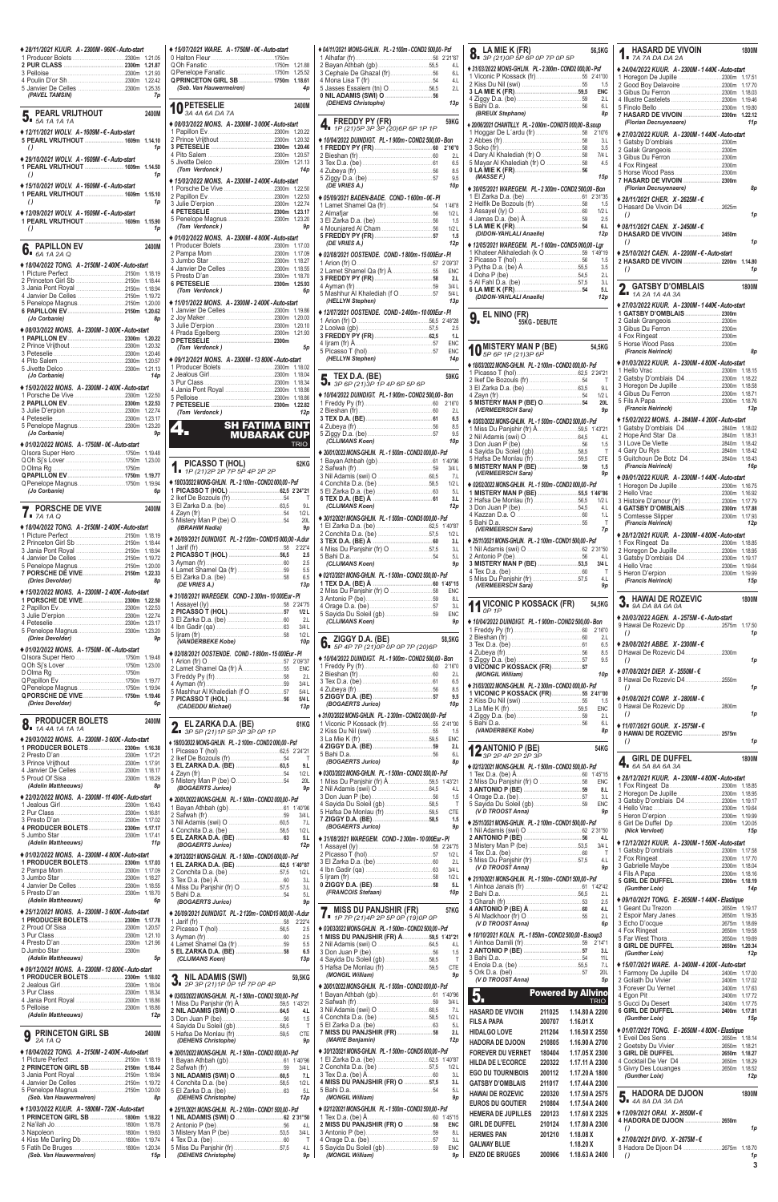♦ 28/11/2021 KUUR. A - 2300M - 960€ - Auto-start
1 Producer Bolets ............ 2300m 1.21.05
**2 PUR CLASS** ............ **2300m 1.21.87**
3 Pellosie ............ 2300m 1.21.93
4 Poulin D'or Sh ............ 2300m 1.22.42
5 Janvier De Celles ............ 2300m 1.25.35
*(PAVEL TAMSIN)* 7p

## 5. PEARL VRIJTHOUT 2400M
5A 1A 1A 1A

♦ 12/11/2021 WOLV. A - 1609M - € - Auto-start
**1 PEARL VRIJTHOUT** ............ **1609m 1.14.10**
*()* 1p

♦ 29/10/2021 WOLV. A - 1609M - € - Auto-start
**1 PEARL VRIJTHOUT** ............ **1609m 1.14.50**
*()* 1p

♦ 15/10/2021 WOLV. A - 1609M - € - Auto-start
**1 PEARL VRIJTHOUT** ............ **1609m 1.15.10**
*()* 1p

♦ 12/09/2021 WOLV. A - 1609M - € - Auto-start
**1 PEARL VRIJTHOUT** ............ **1609m 1.15.50**
*()* 1p

## 6. PAPILLON EV 2400M
6A 1A 2A Q

♦ 18/04/2022 TONG. A - 2150M - 2 400€ - Auto-start
1 Picture Perfect ............ 2150m 1.18.19
2 Princeton Girl Sb ............ 2150m 1.18.44
3 Jania Pont Royal ............ 2150m 1.18.94
4 Janvier De Celles ............ 2150m 1.19.72
5 Penelope Magnus ............ 2150m 1.20.00
**6 PAPILLON EV** ............ **2150m 1.20.62**
*(Jo Corbanie)* 8p

♦ 08/03/2022 MONS. A - 2300M - 3 000€ - Auto-start
**1 PAPILLON EV** ............ **2300m 1.20.22**
2 Prince Vrijthout ............ 2300m 1.20.32
3 Peteselie ............ 2300m 1.20.46
4 Pito Salem ............ 2300m 1.20.57
5 Jivette Delco ............ 2300m 1.21.13
*(Jo Corbanie)* 14p

♦ 15/02/2022 MONS. A - 2300M - 2 400€ - Auto-start
1 Porsche De Vive ............ 2300m 1.22.50
**2 PAPILLON EV** ............ **2300m 1.22.53**
3 Julie D'erpion ............ 2300m 1.22.74
4 Peteselie ............ 2300m 1.23.17
5 Penelope Magnus ............ 2300m 1.23.20
*(Jo Corbanie)* 9p

♦ 01/02/2022 MONS. A - 1750M - 0€ - Auto-start
Q Isora Super Hero ............ 1750m 1.19.48
Q Oh Sj's Lover ............ 1750m 1.23.00
Q Olma Rg ............ 1750m
**Q PAPILLON EV** ............ **1750m 1.19.77**
Q Penelope Magnus ............ 1750m 1.19.94
*(Jo Corbanie)* 6p

## 7. PORSCHE DE VIVE 2400M
7A 1A Q

♦ 18/04/2022 TONG. A - 2150M - 2 400€ - Auto-start
1 Picture Perfect ............ 2150m 1.18.19
2 Princeton Girl Sb ............ 2150m 1.18.44
3 Jania Pont Royal ............ 2150m 1.18.94
4 Janvier De Celles ............ 2150m 1.19.72
5 Penelope Magnus ............ 2150m 1.20.00
**7 PORSCHE DE VIVE** ............ **2150m 1.22.23**
*(Dries Devolder)* 8p

♦ 15/02/2022 MONS. A - 2300M - 2 400€ - Auto-start
**1 PORSCHE DE VIVE** ............ **2300m 1.22.50**
2 Papillon Ev ............ 2300m 1.22.53
3 Julie D'erpion ............ 2300m 1.22.74
4 Peteselie ............ 2300m 1.23.17
5 Penelope Magnus ............ 2300m 1.23.20
*(Dries Devolder)* 9p

♦ 01/02/2022 MONS. A - 1750M - 0€ - Auto-start
Q Isora Super Hero ............ 1750m 1.19.48
Q Oh Sj's Lover ............ 1750m 1.23.00
Q Olma Rg ............ 1750m
Q Papillon Ev ............ 1750m 1.19.77
Q Penelope Magnus ............ 1750m 1.19.94
**Q PORSCHE DE VIVE** ............ **1750m 1.19.46**
*(Dries Devolder)* 6p

## 8. PRODUCER BOLETS 2400M
1A 4A 1A 1A 1A

♦ 29/03/2022 MONS. A - 2300M - 3 600€ - Auto-start
**1 PRODUCER BOLETS** ............ **2300m 1.16.38**
2 Presto D'an ............ 2300m 1.17.21
3 Prince Vrijthout ............ 2300m 1.17.91
4 Janvier De Celles ............ 2300m 1.18.17
5 Proud Of Sisa ............ 2300m 1.18.29
*(Adelin Mattheeuws)* 8p

♦ 22/02/2022 MONS. A - 2300M - 11 400€ - Auto-start
1 Jealous Girl ............ 2300m 1.16.43
2 Pur Class ............ 2300m 1.16.81
3 Presto D'an ............ 2300m 1.17.02
**4 PRODUCER BOLETS** ............ **2300m 1.17.17**
5 Jumbo Star ............ 2300m 1.17.41
*(Adelin Mattheeuws)* 11p

♦ 01/02/2022 MONS. A - 2300M - 4 800€ - Auto-start
**1 PRODUCER BOLETS** ............ **2300m 1.17.03**
2 Pampa Mom ............ 2300m 1.17.09
3 Jumbo Star ............ 2300m 1.18.27
4 Janvier De Celles ............ 2300m 1.18.55
5 Presto D'an ............ 2300m 1.18.70
*(Adelin Mattheeuws)* 6p

♦ 25/12/2021 MONS. A - 2300M - 3 600€ - Auto-start
**1 PRODUCER BOLETS** ............ **2300m 1.17.78**
2 Proud Of Sisa ............ 2300m 1.20.57
3 Pur Class ............ 2300m 1.21.10
4 Presto D'an ............ 2300m 1.21.96
D Jumbo Star ............ 2300m
*(Adelin Mattheeuws)* 5p

♦ 09/12/2021 MONS. A - 2300M - 13 800€ - Auto-start
**1 PRODUCER BOLETS** ............ **2300m 1.18.02**
2 Jealous Girl ............ 2300m 1.18.04
3 Pur Class ............ 2300m 1.18.34
4 Jania Pont Royal ............ 2300m 1.18.86
5 Pellosie ............ 2300m 1.18.86
*(Adelin Mattheeuws)* 12p

## 9. PRINCETON GIRL SB 2400M
2A 1A Q

♦ 18/04/2022 TONG. A - 2150M - 2 400€ - Auto-start
1 Picture Perfect ............ 2150m 1.18.19
**2 PRINCETON GIRL SB** ............ **2150m 1.18.44**
3 Jania Pont Royal ............ 2150m 1.18.94
4 Janvier De Celles ............ 2150m 1.19.72
5 Penelope Magnus ............ 2150m 1.20.00
*(Seb. Van Hauwermeiren)* 8p

♦ 13/03/2022 KUUR. A - 1800M - 720€ - Auto-start
**1 PRINCETON GIRL SB** ............ **1800m 1.18.22**
2 Nallah Jo ............ 1800m 1.18.78
3 Napoleon ............ 1800m 1.19.63
4 Kiss Me Darling Db ............ 1800m 1.19.74
5 Fatih De Bruges ............ 1800m 1.20.34
*(Seb. Van Hauwermeiren)* 15p

♦ 15/07/2021 WARE. A - 1750M - 0€ - Auto-start
0 Halton Fleur ............ 1750m
Q Oh Fanatic ............ 1750m 1.21.88
Q Penelope Fanatic ............ 1750m 1.25.52
**Q PRINCETON GIRL SB** ............ **1750m 1.18.61**
*(Seb. Van Hauwermeiren)* 4p

## 10. PETESELIE 2400M
3A 4A 6A DA 7A

♦ 08/03/2022 MONS. A - 2300M - 3 000€ - Auto-start
1 Papillon Ev ............ 2300m 1.20.22
2 Prince Vrijthout ............ 2300m 1.20.32
**3 PETESELIE** ............ **2300m 1.20.46**
4 Pito Salem ............ 2300m 1.20.57
5 Jivette Delco ............ 2300m 1.21.13
*(Tom Verdonck)* 14p

♦ 15/02/2022 MONS. A - 2300M - 2 400€ - Auto-start
1 Porsche De Vive ............ 2300m 1.22.50
2 Papillon Ev ............ 2300m 1.22.53
3 Julie D'erpion ............ 2300m 1.22.74
**4 PETESELIE** ............ **2300m 1.23.17**
5 Penelope Magnus ............ 2300m 1.23.20
*(Tom Verdonck)* 9p

♦ 01/02/2022 MONS. A - 2300M - 4 800€ - Auto-start
1 Producer Bolets ............ 2300m 1.17.03
2 Pampa Mom ............ 2300m 1.17.09
3 Jumbo Star ............ 2300m 1.18.27
4 Janvier De Celles ............ 2300m 1.18.55
5 Presto D'an ............ 2300m 1.18.70
**6 PETESELIE** ............ **2300m 1.25.93**
*(Tom Verdonck)* 6p

♦ 11/01/2022 MONS. A - 2300M - 2 400€ - Auto-start
1 Janvier De Celles ............ 2300m 1.19.86
2 Joy Maker ............ 2300m 1.20.03
3 Julie D'erpion ............ 2300m 1.20.10
4 Prada Egelberg ............ 2300m 1.21.93
**D PETESELIE** ............ **2300m**
*(Tom Verdonck)* 5p

♦ 09/12/2021 MONS. A - 2300M - 13 800€ - Auto-start
1 Producer Bolets ............ 2300m 1.18.02
2 Jealous Girl ............ 2300m 1.18.04
3 Pur Class ............ 2300m 1.18.34
4 Jania Pont Royal ............ 2300m 1.18.86
5 Pellosie ............ 2300m 1.18.86
**7 PETESELIE** ............ **2300m 1.22.82**
*(Tom Verdonck)* 12p

# 4. SH FATIMA BINT MUBARAK CUP
TRIO

## 1. PICASSO T (HOL) 62KG
1P (21)2P 2P 7P 5P 4P 2P 2P

♦ 19/03/2022 MONS-GHLIN. PL - 2 100m - COND2 000,00 - Psf
**1 PICASSO T (HOL)** ............ **62,5 2'24"21**
2 Ikef De Bozouls (fr) ............ 54 T
3 El Zarka D.a. (be) ............ 63,5 9L
4 Zayn (fr) ............ 54 1/2L
5 Mistery Man P (be) O ............ 54 20L
*(IBRAHIM Nadia)* 9p

♦ 26/09/2021 DUINDIGT. PL - 2 120m - COND15 000,00 - A.dur
1 Jarif (fr) ............ 58 2'22"4
**2 PICASSO T (HOL)** ............ **56,5 2.5**
3 Ayman (fr) ............ 60 2.5
4 Lamet Shamel Qa (fr) ............ 59 5.5
5 El Zarka D.a. (be) ............ 58 6.5
*(DE VRIES A.)* 13p

♦ 31/08/2021 WAREGEM. COND - 2 300m - 10 000Eur - Pl
1 Assayel (ly) ............ 58 2'24"75
**2 PICASSO T (HOL)** ............ **57 1/2 L**
3 El Zarka D.a. (be) ............ 60 2L
4 Ibn Gadir (qa) ............ 63 3/4 L
5 Ijram (fr) ............ 58 1/2L
*(VANDERBEKE Kobe)* 10p

♦ 02/08/2021 OOSTENDE. COND - 1 800m - 15 000Eur - Pl
1 Arion (fr) O ............ 57 2'09"37
2 Lamet Shamel Qa (fr) Ä ............ 55 ENC
3 Freddy Py (fr) ............ 58 2L
4 Ayman (fr) ............ 59 3/4 L
5 Mashhur Al Khalediah (f O ............ 57 5/4 L
**7 PICASSO T (HOL)** ............ **56 5/4 L**
*(CADEDDU Michael)* 13p

## 2. EL ZARKA D.A. (BE) 61KG
3P 5P (21)1P 5P 3P 3P 0P 1P

♦ 18/03/2022 MONS-GHLIN. PL - 2 100m - COND2 000,00 - Psf
1 Picasso T (hol) ............ 62,5 2'24"21
2 Ikef De Bozouls (fr) ............ 54 T
**3 EL ZARKA D.A. (BE)** ............ **63,5 9L**
4 Zayn (fr) ............ 54 1/2L
5 Mistery Man P (be) O ............ 54 20L
*(BOGAERTS Jurico)* 9p

♦ 20/01/2022 MONS-GHLIN. PL - 1 500m - COND2 000,00 - Psf
1 Bayan Athbah (gb) ............ 61 1'40"96
2 Safwah (fr) ............ 59 3/4L
3 Nil Adamis (swi) O ............ 60,5 7L
4 Conchita D.a. (be) ............ 58,5 1/2L
**5 EL ZARKA D.A. (BE)** ............ **63 5L**
*(BOGAERTS Jurico)* 12p

♦ 30/12/2021 MONS-GHLIN. PL - 1 500m - COND5 000,00 - Psf
**1 EL ZARKA D.A. (BE)** ............ **62,5 1'40"87**
2 Conchita D.a. (be) ............ 57,5 1/2L
3 Tex D.a. (be) Ä ............ 60 3L
4 Miss Du Panjshir (fr) O ............ 57,5 3L
5 Bahi D.a. ............ 54 5L
*(BOGAERTS Jurico)* 9p

♦ 26/09/2021 DUINDIGT. PL - 2 120m - COND15 000,00 - A.dur
1 Jarif (fr) ............ 58 2'22"4
2 Picasso T (hol) ............ 56,5 2.5
3 Ayman (fr) ............ 60 2.5
4 Lamet Shamel Qa (fr) ............ 59 5.5
**5 EL ZARKA D.A. (BE)** ............ **58 6.5**
*(CLIJMANS Koen)* 13p

## 3. NIL ADAMIS (SWI) 59,5KG
2P 3P (21)1P 0P 1P 7P 0P 4P

♦ 03/03/2022 MONS-GHLIN. PL - 1 500m - COND2 500,00 - Psf
1 Miss Du Panjshir (fr) Ä ............ 59,5 1'43"21
**2 NIL ADAMIS (SWI) O** ............ **64,5 4L**
3 Don Juan P (be) ............ 56 1.5
4 Sayida Du Soleil (gb) ............ 58,5 T
5 Hafsa De Monlau (fr) ............ 59,5 CTE
*(DEHENS Christophe)* 9p

♦ 20/01/2022 MONS-GHLIN. PL - 1 500m - COND2 000,00 - Psf
1 Bayan Athbah (gb) ............ 61 1'40"96
2 Safwah (fr) ............ 59 3/4L
**3 NIL ADAMIS (SWI) O** ............ **60,5 7L**
4 Conchita D.a. (be) ............ 58,5 1/2L
5 El Zarka D.a. (be) ............ 63 5L
*(DEHENS Christophe)* 12p

♦ 25/11/2021 MONS-GHLIN. PL - 2 000m - COND1 500,00 - Psf
**1 NIL ADAMIS (SWI) O** ............ **62 2'31"50**
2 Antonio P (be) ............ 56 4L
3 Mistery Man P (be) ............ 53,5 3/4L
4 Tex D.a. (be) ............ 60 T
5 Miss Du Panjshir (fr) O ............ 57,5 4L
*(DEHENS Christophe)* 9p

♦ 04/11/2021 MONS-GHLIN. PL - 2 100m - COND2 500,00 - Psf
1 Alhafar (fr) ............ 56 2'21"67
2 Bayan Athbah (gb) ............ 55,5 4L
3 Cephale De Ghazal (fr) ............ 56 6L
4 Mona Lisa T (fr) ............ 54 4L
5 Jasses Essalem (tn) O ............ 56,5 2L
**0 NIL ADAMIS (SWI) O** ............ **56**
*(DEHENS Christophe)* 13p

## 4. FREDDY PY (FR) 59KG
1P (21)5P 3P 3P (20)6P 6P 1P 1P

♦ 10/04/2022 DUINDIGT. PL - 1 900m - COND2 500,00 - Bon
**1 FREDDY PY (FR)** ............ **60 2'16"0**
2 Bieshan (fr) ............ 60 2L
3 Tex D.a. (be) ............ 61 6.5
4 Zubeya (fr) ............ 56 8.5
5 Ziggy D.a. (be) ............ 57 9.5
*(DE VRIES A.)* 10p

♦ 05/09/2021 BADEN-BADE. COND - 1 600m - 0€ - Pl
1 Lamet Shamel Qa (fr) ............ 54 1'46"8
2 Almafjar ............ 56 1/2 L
3 El Zarka D.a. (be) ............ 56 1.5
4 Mounjared Al Cham ............ 56 1/2 L
**5 FREDDY PY (FR)** ............ **57 1.5**
*(DE VRIES A.)* 12p

♦ 02/08/2021 OOSTENDE. COND - 1 800m - 15 000Eur - Pl
1 Arion (fr) O ............ 57 2'09"37
2 Lamet Shamel Qa (fr) Ä ............ 55 ENC
**3 FREDDY PY (FR)** ............ **58 2L**
4 Ayman (fr) ............ 59 3/4 L
5 Mashhur Al Khalediah (f O ............ 57 5/4 L
*(HELLYN Stephen)* 13p

♦ 12/07/2021 OOSTENDE. COND - 2 400m - 10 000Eur - Pl
1 Arion (fr) O ............ 56,5 2'48"28
2 Loolwa (gb) ............ 57,5 2.5
**3 FREDDY PY (FR)** ............ **62,5 1 L**
4 Ijram (fr) Ä ............ 57 ENC
5 Picasso T (hol) ............ 57 ENC
*(HELLYN Stephen)* 14p

## 5. TEX D.A. (BE) 59KG
3P 6P (21)3P 1P 4P 6P 5P 6P

♦ 10/04/2022 DUINDIGT. PL - 1 900m - COND2 500,00 - Bon
1 Freddy Py (fr) ............ 60 2'16"0
2 Bieshan (fr) ............ 60 2L
**3 TEX D.A. (BE)** ............ **61 6.5**
4 Zubeya (fr) ............ 56 8.5
5 Ziggy D.a. (be) ............ 57 9.5
*(CLIJMANS Koen)* 10p

♦ 20/01/2022 MONS-GHLIN. PL - 1 500m - COND2 000,00 - Psf
1 Bayan Athbah (gb) ............ 61 1'40"96
2 Safwah (fr) ............ 59 3/4 L
3 Nil Adamis (swi) O ............ 60,5 7L
4 Conchita D.a. (be) ............ 58,5 1/2L
5 El Zarka D.a. (be) ............ 63 5L
**6 TEX D.A. (BE) Ä** ............ **61 1L**
*(CLIJMANS Koen)* 12p

♦ 30/12/2021 MONS-GHLIN. PL - 1 500m - COND5 000,00 - Psf
1 El Zarka D.a. (be) ............ 62,5 1'40"87
2 Conchita D.a. (be) ............ 57,5 1/2L
**3 TEX D.A. (BE) Ä** ............ **60 3L**
4 Miss Du Panjshir (fr) O ............ 57,5 3L
5 Bahi D.a. ............ 54 5L
*(CLIJMANS Koen)* 9p

♦ 02/12/2021 MONS-GHLIN. PL - 1 500m - COND2 000,00 - Psf
**1 TEX D.A. (BE) Ä** ............ **60 1'45"15**
2 Miss Du Panjshir (fr) O ............ 58 ENC
3 Antonio P (be) ............ 59 8L
4 Orage D.a. (be) ............ 57 3L
5 Sayida Du Soleil (gb) ............ 59 ENC
*(CLIJMANS Koen)* 9p

## 6. ZIGGY D.A. (BE) 58,5KG
5P 4P 7P (21)0P 0P 0P 7P (20)6P

♦ 10/04/2022 DUINDIGT. PL - 1 900m - COND2 500,00 - Bon
1 Freddy Py (fr) ............ 60 2'16"0
2 Bieshan (fr) ............ 60 2L
3 Tex D.a. (be) ............ 61 6.5
4 Zubeya (fr) ............ 56 8.5
**5 ZIGGY D.A. (BE)** ............ **57 9.5**
*(BOGAERTS Jurico)* 10p

♦ 31/03/2022 MONS-GHLIN. PL - 2 300m - COND2 000,00 - Psf
1 Viconic P Kossack (fr) ............ 55 2'41"00
2 Kiss Du Nil (swi) ............ 55 1.5
3 La Mie K (fr) ............ 59,5 ENC
**4 ZIGGY D.A. (BE)** ............ **59 2L**
5 Bahi D.a. ............ 56 6L
*(BOGAERTS Jurico)* 8p

♦ 03/03/2022 MONS-GHLIN. PL - 1 500m - COND2 500,00 - Psf
1 Miss Du Panjshir (fr) Ä ............ 59,5 1'43"21
2 Nil Adamis (swi) O ............ 64,5 4L
3 Don Juan P (be) ............ 56 1.5
4 Sayida Du Soleil (gb) ............ 58,5 T
5 Hafsa De Monlau (fr) ............ 59,5 CTE
**7 ZIGGY D.A. (BE)** ............ **58,5 1.5**
*(BOGAERTS Jurico)* 9p

♦ 31/08/2021 WAREGEM. COND - 2 300m - 10 000Eur - Pl
1 Assayel (ly) ............ 58 2'24"75
2 Picasso T (hol) ............ 57 1/2 L
3 El Zarka D.a. (be) ............ 60 2L
4 Ibn Gadir (qa) ............ 63 3/4 L
5 Ijram (fr) ............ 58 1/2L
**0 ZIGGY D.A. (BE)** ............ **58 L**
*(FRANCOIS Stefaan)* 10p

## 7. MISS DU PANJSHIR (FR) 57KG
1P 7P (21)4P 2P 5P 0P (19)0P 0P

♦ 03/03/2022 MONS-GHLIN. PL - 1 500m - COND2 500,00 - Psf
**1 MISS DU PANJSHIR (FR) Ä** ............ **59,5 1'43"21**
2 Nil Adamis (swi) O ............ 64,5 4L
3 Don Juan P (be) ............ 56 1.5
4 Sayida Du Soleil (gb) ............ 58,5 T
5 Hafsa De Monlau (fr) ............ 59,5 CTE
*(MONGIL William)* 9p

♦ 20/01/2022 MONS-GHLIN. PL - 1 500m - COND2 000,00 - Psf
1 Bayan Athbah (gb) ............ 61 1'40"96
2 Safwah (fr) ............ 59 3/4 L
3 Nil Adamis (swi) O ............ 60,5 7L
4 Conchita D.a. (be) ............ 58,5 1/2L
5 El Zarka D.a. (be) ............ 63 5L
**7 MISS DU PANJSHIR (FR)** ............ **58 2L**
*(MARIE Benjamin)* 12p

♦ 30/12/2021 MONS-GHLIN. PL - 1 500m - COND5 000,00 - Psf
1 El Zarka D.a. (be) ............ 62,5 1'40"87
2 Conchita D.a. (be) ............ 57,5 1/2L
3 Tex D.a. (be) Ä ............ 60 3L
**4 MISS DU PANJSHIR (FR) O** ............ **57,5 3L**
5 Bahi D.a. ............ 54 5L
*(MONGIL William)* 9p

♦ 02/12/2021 MONS-GHLIN. PL - 1 500m - COND2 000,00 - Psf
1 Tex D.a. (be) Ä ............ 60 1'45"15
**2 MISS DU PANJSHIR (FR) O** ............ **58 ENC**
3 Antonio P (be) ............ 59 8L
4 Orage D.a. (be) ............ 57 3L
5 Sayida Du Soleil (gb) ............ 59 ENC
*(MONGIL William)* 9p

## 8. LA MIE K (FR) 56,5KG
3P (21)0P 5P 6P 0P 7P 0P 5P

♦ 31/03/2022 MONS-GHLIN. PL - 2 300m - COND2 000,00 - Psf
1 Viconic P Kossack (fr) ............ 55 2'41"00
2 Kiss Du Nil (swi) ............ 55 1.5
**3 LA MIE K (FR)** ............ **59,5 ENC**
4 Ziggy D.a. (be) ............ 59 2L
5 Bahi D.a. ............ 56 6L
*(BREUX Stephane)* 8p

♦ 20/06/2021 CHANTILLY. PL - 2 000m - COND75 000,00 - B.soup
1 Hoggar De L'ardu (fr) ............ 58 2'10"6
2 Abbes (fr) ............ 58 3L
3 Soko (fr) ............ 58 3.5
4 Dary Al Khaledian (fr) O ............ 58 7/4 L
5 Mayar Al Khaledian (f) O ............ 58 4.5
**0 LA MIE K (FR)** ............ **56**
*(MASSE F.)* 15p

♦ 30/05/2021 WAREGEM. PL - 2 300m - COND2 500,00 - Bon
1 El Zarka D.a. (be) ............ 61 2'31"35
2 Helfik De Bozouls (fr) ............ 58 1.5
3 Assayel (ly) O ............ 60 1/2 L
4 Jamas D.a. (be) Ä ............ 59 2.5
**5 LA MIE K (FR)** ............ **54 6L**
*(DIDON-VAHLALI Anaelle)* 12p

♦ 12/05/2021 WAREGEM. PL - 1 600m - COND5 000,00 - Lgr
1 Khateer Alkhaledian (k O ............ 59 1'49"19
2 Picasso T (hol) ............ 56 1.5
3 Pytha D.a. (be) Ä ............ 55,5 3.5
4 Doha P (be) ............ 54,5 2L
5 Al Fahl D.a. (be) ............ 57,5 3L
**6 LA MIE K (FR)** ............ **54 5L**
*(DIDON-VAHLALI Anaelle)* 12p

## 9. EL NINO (FR) 55KG - DEBUTE

## 10. MISTERY MAN P (BE) 54,5KG
5P 6P 1P (21)3P 6P

♦ 18/03/2022 MONS-GHLIN. PL - 2 100m - COND2 000,00 - Psf
1 Picasso T (hol) ............ 62,5 2'24"21
2 Ikef De Bozouls (fr) ............ 54 T
3 El Zarka D.a. (be) ............ 63,5 9L
4 Zayn (fr) ............ 54 1/2L
**5 MISTERY MAN P (BE) O** ............ **54 20L**
*(VERMEERSCH Sara)* 9p

♦ 03/03/2022 MONS-GHLIN. PL - 1 500m - COND2 500,00 - Psf
1 Miss Du Panjshir (fr) Ä ............ 59,5 1'43"21
2 Nil Adamis (swi) O ............ 64,5 4L
3 Don Juan P (be) ............ 56 1.5
4 Sayida Du Soleil (gb) ............ 58,5 T
5 Hafsa De Monlau (fr) ............ 59,5 CTE
**6 MISTERY MAN P (BE)** ............ **59 1.5**
*(VERMEERSCH Sara)* 9p

♦ 02/02/2022 MONS-GHLIN. PL - 1 500m - COND2 000,00 - Psf
**1 MISTERY MAN P (BE)** ............ **55,5 1'46"86**
2 Hafsa De Monlau (fr) ............ 56,5 1/2 L
3 Don Juan P (be) ............ 54,5 4L
4 Kazzan D.a. O ............ 60 1L
5 Bahi D.a. ............ 55 1L
*(VERMEERSCH Sara)* 7p

♦ 25/11/2021 MONS-GHLIN. PL - 2 000m - COND1 500,00 - Psf
1 Nil Adamis (swi) O ............ 62 2'31"50
2 Antonio P (be) ............ 56 4L
**3 MISTERY MAN P (BE)** ............ **53,5 3/4 L**
4 Tex D.a. (be) ............ 60 T
5 Miss Du Panjshir (fr) O ............ 57,5 4L
*(VERMEERSCH Sara)* 9p

## 11. VICONIC P KOSSACK (FR) 54,5KG
0P 1P

♦ 10/04/2022 DUINDIGT. PL - 1 900m - COND2 500,00 - Bon
1 Freddy Py (fr) ............ 60 2'16"0
2 Bieshan (fr) ............ 60 2L
3 Tex D.a. (be) ............ 61 6.5
4 Zubeya (fr) ............ 56 8.5
5 Ziggy D.a. (be) ............ 57 9.5
**0 VICONIC P KOSSACK (FR)** ............ **57**
*(MONGIL William)* 10p

♦ 31/03/2022 MONS-GHLIN. PL - 2 300m - COND2 000,00 - Psf
**1 VICONIC P KOSSACK (FR)** ............ **55 2'41"00**
2 Kiss Du Nil (swi) ............ 55 1.5
3 La Mie K (fr) ............ 59,5 ENC
4 Ziggy D.a. (be) ............ 59 2L
5 Bahi D.a. ............ 56 6L
*(VANDERBEKE Kobe)* 8p

## 12. ANTONIO P (BE) 54KG
3P 2P 4P 2P 3P

♦ 02/12/2021 MONS-GHLIN. PL - 1 500m - COND2 000,00 - Psf
1 Tex D.a. (be) Ä ............ 60 1'45"15
2 Miss Du Panjshir (fr) O ............ 58 ENC
**3 ANTONIO P (BE)** ............ **59 8L**
4 Orage D.a. (be) ............ 57 3L
5 Sayida Du Soleil (gb) ............ 59 ENC
*(V D TROOST Anna)* 9p

♦ 25/11/2021 MONS-GHLIN. PL - 2 000m - COND1 500,00 - Psf
1 Nil Adamis (swi) O ............ 62 2'31"50
**2 ANTONIO P (BE)** ............ **56 4L**
3 Mistery Man P (be) ............ 53,5 3/4 L
4 Tex D.a. (be) ............ 60 T
5 Miss Du Panjshir (fr) O ............ 57,5 4L
*(V D TROOST Anna)* 9p

♦ 21/10/2021 MONS-GHLIN. PL - 1 500m - COND1 500,00 - Psf
1 Ainhoa Janais (fr) ............ 61 1'42"42
2 Bahi D.a. ............ 56,5 2L
3 Gharah (fr) ............ 53 2.5
**4 ANTONIO P (BE)** ............ **60 4L**
5 Al Madkhoor (fr) O ............ 56 2L
*(V D TROOST Anna)* 6p

♦ 10/10/2021 KOLN. PL - 1 850m - COND2 500,00 - B.soup3
1 Ainhoa Damili (fr) ............ 59 2'14"1
**2 ANTONIO P (BE)** ............ **57 3L**
3 Bahi D.a. ............ 54 11L
4 Enola D.a. (be) ............ 55,5 7L
5 Oh Lord (be) ............ 57 20L
*(V D TROOST Anna)* 9p

# 5. Powered by Allvino
TRIO

| | | |
|---|---|---|
| HASARD DE VIVOIN | 211025 | 1.14.80 A 2200 |
| FILS A PAPA | 200707 | 1.16.01 X |
| HIDALGO LOVE | 211204 | 1.16.50 X 2550 |
| HADORA DE DJOON | 210805 | 1.16.90 A 2700 |
| FOREVER DU VERNET | 180404 | 1.17.05 X 2300 |
| HILDA DE L'ECORCE | 220322 | 1.17.11 A 2300 |
| EGO DU TOURNIBOIS | 200112 | 1.17.20 A 1800 |
| GATSBY D'OMBLAIS | 211017 | 1.17.44 A 2300 |
| HAWAI DE ROZEVIC | 220320 | 1.17.50 A 2575 |
| EUROS DU GOUTIER | 210804 | 1.17.54 A 2400 |
| HEMERA DE JUPILLES | 220123 | 1.17.60 X 2325 |
| GIRL DE DUFFEL | 210124 | 1.17.80 A 2300 |
| HERMES PAN | 201210 | 1.18.08 X |
| GALWAY BLUE | | 1.18.20 X |
| ENZO DE BRUGES | 200906 | 1.18.63 A 2400 |

## 1. HASARD DE VIVOIN 1800M
7A 7A DA DA 2A

♦ 24/04/2022 KUUR. A - 2300M - 1 440€ - Auto-start
1 Horegon De Jupille ............ 2300m 1.17.51
2 Good Boy Delavoire ............ 2300m 1.17.70
3 Gibus Du Ferron ............ 2300m 1.18.03
4 Illustre Castelets ............ 2300m 1.19.46
5 Finolo Bello ............ 2300m 1.19.80
**7 HASARD DE VIVOIN** ............ **2300m 1.22.12**
*(Florian Decruyenaere)* 11p

♦ 27/03/2022 KUUR. A - 2300M - 1 440€ - Auto-start
1 Gatsby D'omblais ............ 2300m
2 Galak Grangeois ............ 2300m
3 Gibus Du Ferron ............ 2300m
4 Fox Ringeat ............ 2300m
5 Horse Wood Pass ............ 2300m
**7 HASARD DE VIVOIN** ............ **2300m**
*(Florian Decruyenaere)* 8p

♦ 28/11/2021 CHER. A - 2625M - €
D Hasard De Vivoin D4 ............ 2625m
*()* 1p

♦ 08/11/2021 CAEN. A - 2450M - €
**D HASARD DE VIVOIN** ............ **2450m**
*()* 1p

♦ 25/10/2021 CAEN. A - 2200M - € - Auto-start
**2 HASARD DE VIVOIN** ............ **2200m 1.14.80**
*()* 1p

## 2. GATSBY D'OMBLAIS 1800M
1A 2A 1A 4A 3A

♦ 27/03/2022 KUUR. A - 2300M - 1 440€ - Auto-start
**1 GATSBY D'OMBLAIS** ............ **2300m**
2 Galak Grangeois ............ 2300m
3 Gibus Du Ferron ............ 2300m
4 Fox Ringeat ............ 2300m
5 Horse Wood Pass ............ 2300m
*(Francis Neirinck)* 8p

♦ 01/03/2022 KUUR. A - 2300M - 4 800€ - Auto-start
1 Hello Vrac ............ 2300m 1.18.15
**2 Gatsby D'omblais D4** ............ **2300m 1.18.22**
3 Horegon De Jupille ............ 2300m 1.18.58
4 Gibus Du Ferron ............ 2300m 1.18.71
5 Fils A Papa ............ 2300m 1.18.76
*(Francis Neirinck)* 13p

♦ 15/02/2022 MONS. A - 2840M - 4 200€ - Auto-start
1 Gatsby D'omblais D4 ............ 2840m 1.18.02
2 Hope And Star Da ............ 2840m 1.18.31
3 I Love De Viette ............ 2840m 1.18.42
4 Gary Du Rys ............ 2840m 1.18.42
5 Guilchoun De Botz D4 ............ 2840m 1.18.43
*(Francis Neirinck)* 16p

♦ 09/01/2022 KUUR. A - 2300M - 4 440€ - Auto-start
1 Horegon De Jupille ............ 2300m 1.16.75
2 Hello Vrac ............ 2300m 1.16.92
3 Histoire D'amour (fr) ............ 2300m 1.17.79
**4 GATSBY D'OMBLAIS** ............ **2300m 1.17.88**
5 Comtesse Slipper ............ 2300m 1.17.93
*(Francis Neirinck)* 12p

♦ 28/12/2021 KUUR. A - 2300M - 4 800€ - Auto-start
1 Fox Ringeat Da ............ 2300m 1.18.85
2 Horegon De Jupille ............ 2300m 1.18.95
3 Gatsby D'omblais D4 ............ 2300m 1.19.17
4 Hello Vrac ............ 2300m 1.19.64
5 Heron D'erpion ............ 2300m 1.19.99
*(Francis Neirinck)* 15p

## 3. HAWAI DE ROZEVIC 1800M
9A DA 8A 0A 0A

♦ 20/03/2022 AGEN. A - 2575M - € - Auto-start
9 Hawai De Rozevic Dp ............ 2575m 1.17.50
*()* 1p

♦ 29/08/2021 ABBE. A - 2300M - €
D Hawai De Rozevic D4 ............ 2300m
*()* 1p

♦ 07/08/2021 DIEP. A - 2550M - €
8 Hawai De Rozevic D4 ............ 2550m
*()* 1p

♦ 01/08/2021 COMP. A - 2800M - €
0 Hawai De Rozevic Dp ............ 2800m
*()* 1p

♦ 11/07/2021 GOUR. A - 2575M - €
**0 HAWAI DE ROZEVIC** ............ **2575m**
*()* 1p

## 4. GIRL DE DUFFEL 1800M
6A 5A 8A 6A 3A

♦ 28/12/2021 KUUR. A - 2300M - 4 800€ - Auto-start
1 Fox Ringeat Da ............ 2300m 1.18.85
2 Horegon De Jupille ............ 2300m 1.18.95
3 Gatsby D'omblais D4 ............ 2300m 1.19.17
4 Hello Vrac ............ 2300m 1.19.64
5 Heron D'erpion ............ 2300m 1.19.99
6 Girl De Duffel Dp ............ 2300m 1.20.05
*(Nick Vervloet)* 15p

♦ 12/12/2021 KUUR. A - 2300M - 1 560€ - Auto-start
1 Gatsby D'omblais ............ 2300m 1.17.58
2 Fox Ringeat ............ 2300m 1.17.70
3 Gabrielle Maybe ............ 2300m 1.18.04
4 Fils A Papa ............ 2300m 1.18.16
**5 GIRL DE DUFFEL** ............ **2300m 1.18.19**
*(Gunther Loix)* 14p

♦ 09/10/2021 TONG. E - 2650M - 1 440€ - Elastique
1 Geant Du Trezen ............ 2650m 1.19.17
2 Espoir Mary Janes ............ 2650m 1.19.35
3 Echo D'ocque ............ 2675m 1.19.69
4 Fox Ringeat ............ 2650m 1.19.58
5 Far West Thora ............ 2650m 1.19.69
**8 GIRL DE DUFFEL** ............ **2650m 1.20.34**
*(Gunther Loix)* 12p

♦ 15/07/2021 WARE. A - 2400M - 4 200€ - Auto-start
1 Farmony De Jupille D4 ............ 2400m 1.17.00
2 Goliath Du Vivier ............ 2400m 1.17.02
3 Forever Du Vernet ............ 2400m 1.17.63
4 Egon Pit ............ 2400m 1.17.72
5 Gucci Du Desert ............ 2400m 1.17.75
**6 GIRL DE DUFFEL** ............ **2400m 1.17.81**
*(Gunther Loix)* 15p

♦ 01/07/2021 TONG. E - 2650M - 4 800€ - Elastique
1 Eveil Des Sens ............ 2650m 1.18.14
2 Goetsby Du Vivier ............ 2650m 1.18.21
**3 GIRL DE DUFFEL** ............ **2650m 1.18.27**
4 Cocktail De Ver D4 ............ 2650m 1.18.29
5 Givry Des Louanges ............ 2650m 1.18.52
*(Gunther Loix)* 12p

## 5. HADORA DE DJOON 1800M
4A 8A DA 3A DA

♦ 12/09/2021 ORAI. X - 2650M - €
**4 HADORA DE DJOON** ............ **2650m**
*()* 1p

♦ 27/08/2021 DIVO. X - 2675M - €
8 Hadora De Djoon D4 ............ 2675m 1.18.70
*()* 1p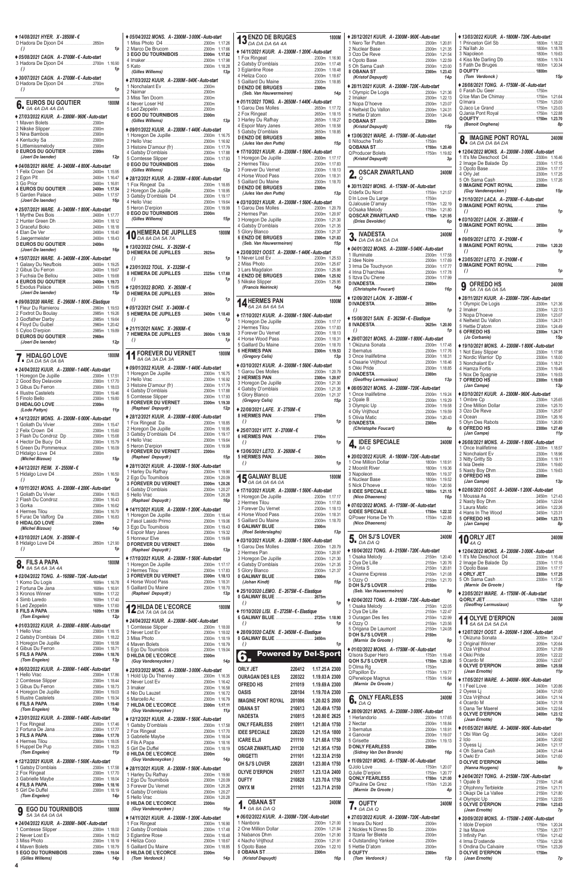♦ 14/08/2021 HYER. A - 2850M - €
D Hadora De Djoon D4 .......... 2850m
() 1p

♦ 05/08/2021 CAGN. A - 2700M - € - Auto-start
3 Hadora De Djoon D4 .......... 2700m 1.16.60
() 1p

♦ 30/07/2021 CAGN. A - 2700M - € - Auto-start
D Hadora De Djoon D4 .......... 2700m
() 1p

## 6. EUROS DU GOUTIER 1800M
0A 4A DA 4A DA

♦ 27/03/2022 KUUR. A - 2300M - 960€ - Auto-start
1 Maven Bolets .......... 2300m
2 Nikske Slipper .......... 2300m
3 Nina Bambois .......... 2300m
4 Kentucky Sa .......... 2300m
5 Littlemissmelody .......... 2300m
0 EUROS DU GOUTIER .......... 2300m
(Joeri De laender) 12p

♦ 04/08/2021 WARE. A - 2400M - 4 800€ - Auto-start
1 Felix Crown D4 .......... 2400m 1.15.95
2 Egon Pit .......... 2400m 1.16.47
3 Go Prior .......... 2400m 1.16.81
4 EUROS DU GOUTIER .......... 2400m 1.17.54
5 Garden Palace .......... 2400m 1.17.57
(Joeri De laender) 16p

♦ 25/07/2021 WARE. A - 2400M - 1 800€ - Auto-start
1 Mythe Des Bois .......... 2400m 1.17.77
2 Hunter Green Dh .......... 2400m 1.18.12
3 Graceful Boko .......... 2400m 1.18.18
4 Elan De Ver .......... 2400m 1.18.40
5 Jaegermeister .......... 2400m 1.18.43
D EUROS DU GOUTIER .......... 2400m
(Joeri De laender) 16p

♦ 15/07/2021 WARE. A - 2400M - 4 200€ - Auto-start
1 Galaxy Du Neufbois .......... 2400m 1.19.25
2 Gibus Du Ferron .......... 2400m 1.19.67
3 Fuchsia De Bellou .......... 2400m 1.19.68
4 EUROS DU GOUTIER .......... 2400m 1.19.73
5 Exodus Palace .......... 2400m 1.19.85
(Joeri De laender) 15p

♦ 09/08/2020 WARE. E - 2960M - 1 800€ - Elastique
1 Fleur Du Ramierou .......... 2960m 1.19.53
2 Foxtrot Du Boulay .......... 2985m 1.19.26
3 Godfather Darby .......... 2985m 1.19.64
4 Floyd Du Guibel .......... 2960m 1.20.42
5 Cyloo D'erpion .......... 2985m 1.19.89
D EUROS DU GOUTIER .......... 2960m
(Joeri De laender) 12p

## 7. HIDALGO LOVE 1800M
DA DA 5A 0A 8A

♦ 24/04/2022 KUUR. A - 2300M - 1 440€ - Auto-start
1 Horegon De Jupille .......... 2300m 1.17.51
2 Good Boy Delavoire .......... 2300m 1.17.70
3 Gibus Du Ferron .......... 2300m 1.18.03
4 Illustre Castelets .......... 2300m 1.19.46
5 Finolo Bello .......... 2300m 1.19.80
D HIDALGO LOVE .......... 2300m
(Lode Pattyn) 11p

♦ 14/12/2021 MONS. A - 2300M - 6 000€ - Auto-start
1 Goliath Du Vivier .......... 2300m 1.15.47
2 Felix Crown D4 .......... 2300m 1.15.60
3 Flash Du Condroz Dp .......... 2300m 1.15.68
4 Hector De Bucy D4 .......... 2300m 1.15.79
5 Green Du Pommereux .......... 2300m 1.16.09
D Hidalgo Love D4 .......... 2300m
(Michel Bizoux) 15p

♦ 04/12/2021 REIM. A - 2550M - €
5 Hidalgo Love D4 .......... 2550m 1.16.50
() 1p

♦ 10/11/2021 MONS. A - 2300M - 4 200€ - Auto-start
1 Goliath Du Vivier .......... 2300m 1.16.03
2 Flash Du Condroz .......... 2300m 1.16.43
3 Gorka .......... 2300m 1.16.62
4 Hermes Tilou .......... 2300m 1.16.70
5 Furac De Valforg Da .......... 2300m 1.16.83
0 HIDALGO LOVE .......... 2300m
(Michel Bizoux) 14p

♦ 03/10/2021 LAON. A - 2850M - €
8 Hidalgo Love D4 .......... 2850m 1.21.90
() 1p

## 8. FILS A PAPA 1800M
8A 5A 6A 3A 4A

♦ 02/04/2022 TONG. A - 1609M - 720€ - Auto-start
1 Komo Du Logis .......... 1609m 1.16.78
2 Fortuna De Jana .......... 1609m 1.16.91
3 Kronos Winner .......... 1609m 1.17.22
4 Simb Laredo .......... 1609m 1.17.40
5 Led Zeppelin .......... 1609m 1.17.60
8 FILS A PAPA .......... 1609m 1.17.99
(Tom Engelen) 12p

♦ 01/03/2022 KUUR. A - 2300M - 4 800€ - Auto-start
1 Hello Vrac .......... 2300m 1.18.15
2 Gatsby D'omblais D4 .......... 2300m 1.18.22
3 Horegon De Jupille .......... 2300m 1.18.58
4 Gibus Du Ferron .......... 2300m 1.18.71
5 FILS A PAPA .......... 2300m 1.18.76
(Tom Engelen) 13p

♦ 06/02/2022 KUUR. A - 2300M - 1 440€ - Auto-start
1 Hello Vrac .......... 2300m 1.17.86
2 Comtesse Slipper .......... 2300m 1.18.44
3 Gibus Du Ferron .......... 2300m 1.18.73
4 Horegon De Jupille .......... 2300m 1.19.03
5 Illustre Castelets .......... 2300m 1.19.34
6 FILS A PAPA .......... 2300m 1.19.40
(Tom Engelen) 10p

♦ 23/01/2022 KUUR. A - 2300M - 1 440€ - Auto-start
1 Fox Ringeat .......... 2300m 1.17.46
2 Fortuna De Jana .......... 2300m 1.17.77
3 FILS A PAPA .......... 2300m 1.17.78
4 Hermes Tilou .......... 2300m 1.18.05
5 Huppel De Pup .......... 2300m 1.18.23
(Tom Engelen) 11p

♦ 12/12/2021 KUUR. A - 2300M - 1 560€ - Auto-start
1 Gatsby D'omblais .......... 2300m 1.17.58
2 Fox Ringeat .......... 2300m 1.17.70
3 Gabrielle Maybe .......... 2300m 1.18.04
4 FILS A PAPA .......... 2300m 1.18.16
5 Girl De Duffel .......... 2300m 1.18.19
(Tom Engelen) 14p

## 9. EGO DU TOURNIBOIS 1800M
5A 3A 6A 0A 0A

♦ 24/04/2022 KUUR. A - 2300M - 840€ - Auto-start
1 Comtesse Slipper .......... 2300m 1.18.00
2 Never Lost Ev .......... 2300m 1.18.02
3 Miss Photo .......... 2300m 1.18.19
4 Maven Bolets .......... 2300m 1.18.75
5 EGO DU TOURNIBOIS .......... 2300m 1.19.04
(Gilles Willems) 14p

♦ 05/04/2022 MONS. A - 2300M - 3 000€ - Auto-start
1 Miss Photo D4 .......... 2300m 1.17.26
2 Marco De Bruzom .......... 2300m 1.17.66
3 EGO DU TOURNIBOIS .......... 2300m 1.17.82
4 Imaker .......... 2300m 1.17.98
5 Kato .......... 2300m 1.18.28
(Gilles Willems) 13p

♦ 27/03/2022 KUUR. A - 2300M - 840€ - Auto-start
1 Nonchalant Ev .......... 2300m
2 Naimar .......... 2300m
3 Miss Ten Doorn .......... 2300m
4 Never Loser Hd .......... 2300m
5 Led Zeppelin .......... 2300m
6 EGO DU TOURNIBOIS .......... 2300m
(Gilles Willems) 13p

♦ 09/01/2022 KUUR. A - 2300M - 1 440€ - Auto-start
1 Horegon De Jupille .......... 2300m 1.16.75
2 Hello Vrac .......... 2300m 1.16.92
3 Histoire D'amour (fr) .......... 2300m 1.17.79
4 Gatsby D'omblais .......... 2300m 1.17.88
5 Comtesse Slipper .......... 2300m 1.17.93
0 EGO DU TOURNIBOIS .......... 2300m
(Gilles Willems) 12p

♦ 28/12/2021 KUUR. A - 2300M - 4 800€ - Auto-start
1 Fox Ringeat Da .......... 2300m 1.18.85
2 Horegon De Jupille .......... 2300m 1.18.95
3 Gatsby D'omblais D4 .......... 2300m 1.19.17
4 Hello Vrac .......... 2300m 1.19.64
5 Heron D'erpion .......... 2300m 1.19.99
0 EGO DU TOURNIBOIS .......... 2300m
(Gilles Willems) 15p

## 10. HEMERA DE JUPILLES 1800M
DA 8A DA 5A 7A

♦ 13/02/2022 CHAL. X - 2925M - €
D HEMERA DE JUPILLES .......... 2925m
() 1p

♦ 23/01/2022 TOUL. X - 2325M - €
8 HEMERA DE JUPILLES .......... 2325m 1.17.60
() 1p

♦ 12/01/2022 BORD. X - 2650M - €
D HEMERA DE JUPILLES .......... 2650m
() 1p

♦ 05/12/2021 CHAT. X - 2400M - €
5 HEMERA DE JUPILLES .......... 2400m 1.18.40
() 1p

♦ 21/11/2021 NANC. X - 2600M - €
7 HEMERA DE JUPILLES .......... 2600m 1.19.50
() 1p

## 11. FOREVER DU VERNET 1800M
8A 0A 3A DA 3A

♦ 09/01/2022 KUUR. A - 2300M - 1 440€ - Auto-start
1 Horegon De Jupille .......... 2300m 1.16.75
2 Hello Vrac .......... 2300m 1.16.92
3 Histoire D'amour (fr) .......... 2300m 1.17.79
4 Gatsby D'omblais .......... 2300m 1.17.88
5 Comtesse Slipper .......... 2300m 1.17.93
8 FOREVER DU VERNET .......... 2300m 1.19.30
(Raphael Depuydt) 12p

♦ 28/12/2021 KUUR. A - 2300M - 4 800€ - Auto-start
1 Fox Ringeat Da .......... 2300m 1.18.85
2 Horegon De Jupille .......... 2300m 1.18.95
3 Gatsby D'omblais D4 .......... 2300m 1.19.17
4 Hello Vrac .......... 2300m 1.19.64
5 Heron D'erpion .......... 2300m 1.19.99
0 FOREVER DU VERNET .......... 2300m
(Raphael Depuydt) 15p

♦ 28/11/2021 KUUR. A - 2300M - 1 560€ - Auto-start
1 Harley Du Rafhay .......... 2300m 1.19.90
2 Ego Du Tournibois .......... 2300m 1.20.09
3 FOREVER DU VERNET .......... 2300m 1.20.26
4 Gatsby D'omblais .......... 2300m 1.20.27
5 Hello Vrac .......... 2300m 1.20.28
(Raphael Depuydt) 16p

♦ 14/11/2021 KUUR. A - 2300M - 1 200€ - Auto-start
1 Horegon De Jupille .......... 2300m 1.18.44
2 Fasol Lasido Primo .......... 2300m 1.19.06
3 Ego Du Tournibois .......... 2300m 1.19.43
4 Espoir Mary Janes .......... 2300m 1.19.53
5 Honneur Elve .......... 2300m 1.19.69
D FOREVER DU VERNET .......... 2300m
(Raphael Depuydt) 13p

♦ 17/10/2021 KUUR. A - 2300M - 1 560€ - Auto-start
1 Horegon De Jupille .......... 2300m 1.17.17
2 Hermes Tilou .......... 2300m 1.17.83
3 FOREVER DU VERNET .......... 2300m 1.18.13
4 Horse Wood Pass .......... 2300m 1.18.31
5 Gaillard Du Maine .......... 2300m 1.18.70
(Raphael Depuydt) 13p

## 12. HILDA DE L'ECORCE 1800M
DA 7A 0A 0A 0A

♦ 24/04/2022 KUUR. A - 2300M - 840€ - Auto-start
1 Comtesse Slipper .......... 2300m 1.18.00
2 Never Lost Ev .......... 2300m 1.18.02
3 Miss Photo .......... 2300m 1.18.19
4 Maven Bolets .......... 2300m 1.18.79
5 Ego Du Tournibois .......... 2300m 1.19.04
D HILDA DE L'ECORCE .......... 2300m
(Guy Vandeneycken) 14p

♦ 22/03/2022 MONS. A - 2300M - 3 000€ - Auto-start
1 Hold Up Du Thenney .......... 2300m 1.16.35
2 Never Lost Ev .......... 2300m 1.16.42
3 Imaker .......... 2300m 1.16.58
4 Nio Du Lauzet .......... 2300m 1.16.72
5 Marcello Ac .......... 2300m 1.16.79
7 HILDA DE L'ECORCE .......... 2300m 1.17.11
(Guy Vandeneycken) 11p

♦ 12/12/2021 KUUR. A - 2300M - 1 560€ - Auto-start
1 Gatsby D'omblais .......... 2300m 1.17.58
2 Fox Ringeat .......... 2300m 1.17.70
3 Gabrielle Maybe .......... 2300m 1.18.04
4 Fils A Papa .......... 2300m 1.18.16
5 Girl De Duffel .......... 2300m 1.18.19
0 HILDA DE L'ECORCE .......... 2300m
(Guy Vandeneycken) 14p

♦ 28/11/2021 KUUR. A - 2300M - 1 560€ - Auto-start
1 Harley Du Rafhay .......... 2300m 1.19.90
2 Ego Du Tournibois .......... 2300m 1.20.09
3 Forever Du Vernet .......... 2300m 1.20.26
4 Gatsby D'omblais .......... 2300m 1.20.27
5 Hello Vrac .......... 2300m 1.20.28
0 HILDA DE L'ECORCE .......... 2300m
(Guy Vandeneycken) 16p

♦ 14/11/2021 KUUR. A - 2300M - 1 200€ - Auto-start
1 Fox Ringeat .......... 2300m 1.16.90
2 Gatsby D'omblais .......... 2300m 1.17.48
3 Eglantine Rose .......... 2300m 1.18.48
4 Heliza Coco .......... 2300m 1.18.67
5 Gaillard Du Maine .......... 2300m 1.18.85
0 HILDA DE L'ECORCE .......... 2300m
(Tom Verdonck) 14p

## 13. ENZO DE BRUGES 1800M
DA DA DA 6A 4A

♦ 14/11/2021 KUUR. A - 2300M - 1 200€ - Auto-start
1 Fox Ringeat .......... 2300m 1.16.90
2 Gatsby D'omblais .......... 2300m 1.17.48
3 Eglantine Rose .......... 2300m 1.18.48
4 Heliza Coco .......... 2300m 1.18.67
5 Gaillard Du Maine .......... 2300m 1.18.85
D ENZO DE BRUGES .......... 2300m
(Seb. Van Hauwermeiren) 14p

♦ 01/11/2021 TONG. A - 2650M - 1 440€ - Auto-start
1 Garou Des Molles .......... 2650m 1.17.72
2 Fox Ringeat .......... 2650m 1.18.15
3 Harley Du Rafhay .......... 2650m 1.18.27
4 Espoir Mary Janes .......... 2650m 1.18.58
5 Gatsby D'omblais .......... 2650m 1.18.85
D ENZO DE BRUGES .......... 2650m
(Jules Van den Putte) 15p

♦ 17/10/2021 KUUR. A - 2300M - 1 560€ - Auto-start
1 Horegon De Jupille .......... 2300m 1.17.17
2 Hermes Tilou .......... 2300m 1.17.83
3 Forever Du Vernet .......... 2300m 1.18.13
4 Horse Wood Pass .......... 2300m 1.18.31
5 Gaillard Du Maine .......... 2300m 1.18.70
D ENZO DE BRUGES .......... 2300m
(Jules Van den Putte) 13p

♦ 03/10/2021 KUUR. A - 2300M - 1 560€ - Auto-start
1 Garou Des Molles .......... 2300m 1.20.79
2 Hermes Pan .......... 2300m 1.20.97
3 Horegon De Jupille .......... 2300m 1.21.30
4 Gatsby D'omblais .......... 2300m 1.21.35
5 Glory Blanco .......... 2300m 1.21.37
6 ENZO DE BRUGES .......... 2300m 1.21.83
(Seb. Van Hauwermeiren) 15p

♦ 23/08/2021 OOST. A - 2300M - 1 440€ - Auto-start
1 Never Lost Ev .......... 2300m 1.25.53
2 Miss Photo .......... 2300m 1.25.67
3 Lars Magdalon .......... 2300m 1.25.86
4 ENZO DE BRUGES .......... 2300m 1.25.92
5 Nikske Slipper .......... 2300m 1.25.95
(Francis Neirinck) 14p

## 14. HERMES PAN 1800M
6A 2A 8A 6A 5A

♦ 17/10/2021 KUUR. A - 2300M - 1 560€ - Auto-start
1 Horegon De Jupille .......... 2300m 1.17.17
2 Hermes Tilou .......... 2300m 1.17.83
3 Forever Du Vernet .......... 2300m 1.18.13
4 Horse Wood Pass .......... 2300m 1.18.31
5 Gaillard Du Maine .......... 2300m 1.18.70
6 HERMES PAN .......... 2300m 1.19.53
(Gregory Celis) 13p

♦ 03/10/2021 KUUR. A - 2300M - 1 560€ - Auto-start
1 Garou Des Molles .......... 2300m 1.20.79
2 HERMES PAN .......... 2300m 1.20.97
3 Horegon De Jupille .......... 2300m 1.21.30
4 Gatsby D'omblais .......... 2300m 1.21.35
5 Glory Blanco .......... 2300m 1.21.37
(Gregory Celis) 15p

♦ 22/08/2021 LAFE. X - 2750M - €
8 HERMES PAN .......... 2750m
() 1p

♦ 25/07/2021 VITT. X - 2700M - €
6 HERMES PAN .......... 2700m
() 1p

♦ 13/06/2021 LETO. X - 2600M - €
5 HERMES PAN .......... 2600m
() 1p

## 15. GALWAY BLUE 1800M
0A 0A 0A 6A 0A

♦ 17/10/2021 KUUR. A - 2300M - 1 560€ - Auto-start
1 Horegon De Jupille .......... 2300m 1.17.17
2 Hermes Tilou .......... 2300m 1.17.83
3 Forever Du Vernet .......... 2300m 1.18.13
4 Horse Wood Pass .......... 2300m 1.18.31
5 Gaillard Du Maine .......... 2300m 1.18.70
0 GALWAY BLUE .......... 2300m
(Roel Selderslaghs) 13p

♦ 03/10/2021 KUUR. A - 2300M - 1 560€ - Auto-start
1 Garou Des Molles .......... 2300m 1.20.79
2 Hermes Pan .......... 2300m 1.20.97
3 Horegon De Jupille .......... 2300m 1.21.30
4 Gatsby D'omblais .......... 2300m 1.21.35
5 Glory Blanco .......... 2300m 1.21.37
0 GALWAY BLUE .......... 2300m
(Johan Kindt) 15p

♦ 25/10/2020 LEMO. E - 2675M - € - Elastique
0 GALWAY BLUE .......... 2675m
() 1p

♦ 11/10/2020 LISI. E - 2725M - € - Elastique
6 GALWAY BLUE .......... 2725m 1.18.90
() 1p

♦ 28/09/2020 CAEN. E - 2450M - € - Elastique
0 GALWAY BLUE .......... 2450m
() 1p

## 6. Powered by Del-Sport

| | | | |
|---|---|---|---|
| ORLY JET | 220412 | 1.17.25 A | 2300 |
| OURAGAN DES ILES | 220322 | 1.19.03 A | 2300 |
| OFREDO HS | 211019 | 1.19.69 A | 2300 |
| OASIS | 220104 | 1.19.70 A | 2300 |
| IMAGINE PONT ROYAL | 201006 | 1.20.02 S | 2000 |
| OBANA ST | 210613 | 1.20.49 A | 1750 |
| IVADESTA | 210815 | 1.20.80 E | 2625 |
| ONLY FEARLESS | 210911 | 1.21.00 A | 1750 |
| IDEE SPECIALE | 220220 | 1.21.15 A | 1800 |
| ICARE ELJI | 211110 | 1.21.68 A | 1750 |
| OSCAR ZWARTLAND | 211130 | 1.21.95 A | 1750 |
| ORIGETTI | 211101 | 1.22.33 A | 2150 |
| OH SJ'S LOVER | 220201 | 1.23.00 A | 1750 |
| OLYVE D'ERPION | 210517 | 1.23.13 A | 2400 |
| OUFTY | 210828 | 1.23.70 A | 1750 |
| ONYX M | 211101 | 1.23.71 A | 2150 |

## 1. OBANA ST 2400M
0A 8A DA Q

♦ 06/02/2022 KUUR. A - 2300M - 720€ - Auto-start
1 Nanbora .......... 2300m 1.21.00
2 One Million Dollar .......... 2300m 1.21.84
3 Nabanos Dhm .......... 2300m 1.21.90
4 Nacho Vrijthout .......... 2300m 1.21.91
5 Opoto Base .......... 2300m 1.22.10
0 OBANA ST .......... 2300m
(Kristof Depuydt) 16p

♦ 28/12/2021 KUUR. A - 2300M - 960€ - Auto-start
1 Nero Ter Putten .......... 2300m 1.20.81
2 Nuclear Base .......... 2300m 1.21.35
3 Ozo De Reve .......... 2300m 1.21.54
4 Opoto Base .......... 2300m 1.22.59
5 Oh Sama Cash .......... 2300m 1.23.00
8 OBANA ST .......... 2300m 1.23.43
(Kristof Depuydt) 14p

♦ 28/11/2021 KUUR. A - 2300M - 720€ - Auto-start
1 Olympic De Logis .......... 2300m 1.21.36
2 Imaker .......... 2300m 1.22.13
3 Nopa D'hoeve .......... 2300m 1.23.07
4 Neltwist Du Vallon .......... 2300m 1.24.31
5 Hettie D'atom .......... 2300m 1.24.49
D OBANA ST .......... 2300m
(Kristof Depuydt) 15p

♦ 13/06/2021 WARE. A - 1750M - 0€ - Auto-start
0 Nitouche Trafo .......... 1750m
Q OBANA ST .......... 1750m 1.20.49
Q Producer Bolets .......... 1750m 1.19.82
(Kristof Depuydt) 3p

## 2. OSCAR ZWARTLAND 2400M
Q

♦ 30/11/2021 MONS. A - 1750M - 0€ - Auto-start
Q Idefix Du Nord .......... 1750m 1.21.57
D In Love Du Large .......... 1750m
Q Jalousie D'army .......... 1750m 1.22.19
Q Osaka Melody .......... 1750m 1.21.80
Q OSCAR ZWARTLAND .......... 1750m 1.21.95
(Dries Devolder) 6p

## 3. IVADESTA 2400M
DA 0A 8A DA DA

♦ 04/01/2022 MONS. A - 2300M - 5 040€ - Auto-start
1 Illuminate .......... 2300m 1.17.58
2 Idee Noire .......... 2300m 1.17.69
3 Irma De Touchyvon .......... 2300m 1.17.77
4 Irina D'harchies .......... 2300m 1.17.78
5 Itzva Du Chene .......... 2300m 1.17.99
D IVADESTA .......... 2300m
(Christophe Foucart) 16p

♦ 12/09/2021 LAON. X - 2850M - €
D IVADESTA .......... 2850m
() 1p

♦ 15/08/2021 SAIN. E - 2625M - € - Elastique
8 IVADESTA .......... 2625m 1.20.80
() 1p

♦ 29/07/2021 MONS. A - 2300M - 1 800€ - Auto-start
1 Okizuna Sonata .......... 2300m 1.17.48
2 Ibernatus .......... 2300m 1.17.76
3 Once Inalifetime .......... 2300m 1.18.31
4 Ossarie Vrijthout .......... 2300m 1.18.46
5 Okki Pride .......... 2300m 1.18.85
D IVADESTA .......... 2300m
(Geoffrey Lermusiaux) 13p

♦ 08/05/2021 MONS. A - 2300M - 720€ - Auto-start
1 Once Inalifetime .......... 2300m 1.19.24
2 Opale B .......... 2300m 1.19.29
3 Ozza Vrijthout .......... 2300m 1.19.58
4 Olly Vrijthout .......... 2300m 1.19.59
5 Olivia Matic .......... 2300m 1.20.43
D IVADESTA .......... 2300m
(Christophe Foucart) 8p

## 4. IDEE SPECIALE 2400M
8A Q

♦ 20/02/2022 KUUR. A - 1800M - 720€ - Auto-start
1 One Million Dollar .......... 1800m 1.18.91
2 Moonlit River .......... 1800m 1.19.36
3 Napoleon .......... 1800m 1.19.37
4 Nuclear Base .......... 1800m 1.19.52
5 Nick D'hoeve .......... 1800m 1.20.56
8 IDEE SPECIALE .......... 1800m 1.21.15
(Nico Dhaenens) 16p

♦ 07/02/2022 MONS. A - 1750M - 0€ - Auto-start
Q IDEE SPECIALE .......... 1750m 1.22.32
Q Power Horse De Yh .......... 1750m 1.22.85
(Nico Dhaenens) 2p

## 5. OH SJ'S LOVER 2400M
DA DA Q

♦ 18/04/2022 TONG. A - 2150M - 720€ - Auto-start
1 Osaka Melody .......... 2150m 1.20.40
2 Oya De Lille .......... 2150m 1.20.76
3 Orinta S .......... 2150m 1.20.81
4 Oxanne Express .......... 2150m 1.21.08
5 Ozzy O .......... 2150m 1.21.70
D OH SJ'S LOVER .......... 2150m
(Seb. Van Hauwermeiren) 9p

♦ 02/04/2022 TONG. A - 2150M - 720€ - Auto-start
1 Osaka Melody .......... 2150m 1.22.05
2 Oya De Lille .......... 2150m 1.22.47
3 Ouragan Des Iles .......... 2150m 1.22.99
4 Ozzy O .......... 2150m 1.23.56
5 Origana De Laumont .......... 2150m 1.24.08
D OH SJ'S LOVER .......... 2150m
(Marnix De Groote) 9p

♦ 01/02/2022 MONS. A - 1750M - 0€ - Auto-start
Q Isora Super Hero .......... 1750m 1.19.48
Q OH SJ'S LOVER .......... 1750m 1.23.00
D Olma Rg .......... 1750m
Q Papillon Ev .......... 1750m 1.19.77
Q Penelope Magnus .......... 1750m 1.19.94
(Marnix De Groote) 6p

## 6. ONLY FEARLESS 2400M
DA Q

♦ 28/09/2021 MONS. A - 2300M - 3 000€ - Auto-start
1 Herlandorio .......... 2300m 1.17.65
2 Nectar .......... 2300m 1.18.84
3 Ibernatus .......... 2300m 1.18.91
4 Ganovar .......... 2300m 1.19.07
5 Grisette .......... 2300m 1.19.13
D ONLY FEARLESS .......... 2300m
(Sidney Van Den Brande) 16p

♦ 11/09/2021 MONS. A - 1750M - 0€ - Auto-start
Q Jolo Love .......... 1750m 1.20.07
Q Julie D'erpion .......... 1750m 1.20.77
Q ONLY FEARLESS .......... 1750m 1.21.00
Q Pauline De Grez .......... 1750m 1.23.26
(Marnix De Groote) 4p

## 7. OUFTY 2400M
DA 0A Q

♦ 27/03/2022 KUUR. A - 2300M - 720€ - Auto-start
1 Imara Du Nord .......... 2300m
2 Nickles N Dimes Sb .......... 2300m
3 Itzaria Ter Bleke .......... 2300m
4 Outstanding Yankee .......... 2300m
5 Hettie D'atom .......... 2300m
0 OUFTY .......... 2300m
(Tom Verdonck) 13p

♦ 13/03/2022 KUUR. A - 1800M - 720€ - Auto-start
1 Princeton Girl Sb .......... 1800m 1.18.22
2 Na'ilah Jo .......... 1800m 1.18.78
3 Napoleon .......... 1800m 1.19.63
4 Kiss Me Darling Db .......... 1800m 1.19.74
5 Fatih De Bruges .......... 1800m 1.20.34
D OUFTY .......... 1800m
(Tom Verdonck) 15p

♦ 28/08/2021 TONG. A - 1750M - 0€ - Auto-start
0 Farah Du Geer .......... 1750m
Q Ice Man De Chimay .......... 1750m 1.21.64
Q Imara .......... 1750m 1.23.00
Q Jaco Le Grand .......... 1750m 1.23.03
Q Jania Pont Royal .......... 1750m 1.22.88
Q OUFTY .......... 1750m 1.23.70
(Benoit Onghena) 8p

## 8. IMAGINE PONT ROYAL 2400M
0A DA DA 8A DA

♦ 12/04/2022 MONS. A - 2300M - 3 000€ - Auto-start
1 It's Me Deschoot D4 .......... 2300m 1.16.46
2 Image De Balade Dp .......... 2300m 1.17.15
3 Opoto Base .......... 2300m 1.17.17
4 Orly Jet .......... 2300m 1.17.25
5 Oh Sama Cash .......... 2300m 1.17.26
0 IMAGINE PONT ROYAL .......... 2300m
(Guy Vandeneycken) 15p

♦ 31/10/2021 LACA. A - 2700M - € - Auto-start
D IMAGINE PONT ROYAL .......... 2700m
() 1p

♦ 03/10/2021 LAON. X - 2850M - €
D IMAGINE PONT ROYAL .......... 2850m
() 1p

♦ 09/09/2021 LETO. X - 2100M - €
8 IMAGINE PONT ROYAL .......... 2100m 1.20.20
() 1p

♦ 23/05/2021 LETO. X - 2100M - €
D IMAGINE PONT ROYAL .......... 2100m
() 1p

## 9. OFREDO HS 2400M
6A 7A 6A 0A 5A

♦ 28/11/2021 KUUR. A - 2300M - 720€ - Auto-start
1 Olympic De Logis .......... 2300m 1.21.36
2 Imaker .......... 2300m 1.22.13
3 Nopa D'hoeve .......... 2300m 1.23.07
4 Neltwist Du Vallon .......... 2300m 1.24.31
5 Hettie D'atom .......... 2300m 1.24.49
6 OFREDO HS .......... 2300m 1.24.71
(Jo Corbanie) 15p

♦ 19/10/2021 MONS. A - 2300M - 1 800€ - Auto-start
1 Not Easy Slipper .......... 2300m 1.17.98
2 Nordic Warrior Dp .......... 2300m 1.18.00
3 Nonchalant Ev .......... 2300m 1.18.21
4 Hamza Fortis .......... 2300m 1.19.46
5 Nox De Spagnie .......... 2300m 1.19.53
7 OFREDO HS .......... 2300m 1.19.69
(Jan Campe) 13p

♦ 03/10/2021 KUUR. A - 2300M - 960€ - Auto-start
1 Ombre Cp .......... 2300m 1.25.65
2 One Million Dollar .......... 2300m 1.25.70
3 Ozo De Reve .......... 2300m 1.25.97
4 Ocean .......... 2300m 1.26.16
5 Ollyn Des Rabots .......... 2300m 1.26.80
6 OFREDO HS .......... 2300m 1.27.49
(Jan Campe) 11p

♦ 26/08/2021 MONS. A - 2300M - 1 800€ - Auto-start
1 Once Inalifetime .......... 2300m 1.18.57
2 Nonchalant Ev .......... 2300m 1.18.96
3 Nitty Gritty Sb .......... 2300m 1.19.11
4 Ixia Deele .......... 2300m 1.19.60
5 Nasty Boy Dhm .......... 2300m 1.19.63
0 OFREDO HS .......... 2300m
(Jan Campe) 13p

♦ 02/08/2021 OOST. A - 2450M - 1 200€ - Auto-start
1 Moussa As .......... 2450m 1.21.43
2 Nasty Boy Dhm .......... 2450m 1.22.04
3 Laura Matic .......... 2450m 1.22.26
4 Hans In The Wood .......... 2450m 1.23.31
5 OFREDO HS .......... 2450m 1.23.73
(Jan Campe) 8p

## 10. ORLY JET 2400M
4A Q

♦ 12/04/2022 MONS. A - 2300M - 3 000€ - Auto-start
1 It's Me Deschoot D4 .......... 2300m 1.16.46
2 Image De Balade Dp .......... 2300m 1.17.15
3 Opoto Base .......... 2300m 1.17.17
4 ORLY JET .......... 2300m 1.17.25
5 Oh Sama Cash .......... 2300m 1.17.26
(Marnix De Groote) 15p

♦ 23/05/2021 WARE. A - 1750M - 0€ - Auto-start
Q ORLY JET .......... 1750m 1.23.01
(Geoffrey Lermusiaux) 1p

## 11. OLYVE D'ERPION 2400M
6A 6A 0A 5A DA

♦ 12/07/2021 OOST. A - 2050M - 1 200€ - Auto-start
1 Okizuna Sonata .......... 2050m 1.20.47
2 Original Winner .......... 2050m 1.20.64
3 Oza Vrijthout .......... 2050m 1.21.89
4 Okki Pride .......... 2050m 1.22.22
5 Ocardo M .......... 2050m 1.22.67
6 OLYVE D'ERPION .......... 2050m 1.25.58
(Jean Ernotte) 11p

♦ 17/05/2021 WARE. A - 2400M - 960€ - Auto-start
1 Feel Love .......... 2400m 1.20.86
2 Oyess Lj .......... 2400m 1.21.00
3 Oza Vrijthout .......... 2400m 1.21.14
4 Ocardo M .......... 2400m 1.21.18
5 Oana Ter Maerel .......... 2400m 1.22.54
6 OLYVE D'ERPION .......... 2400m 1.23.12
(Jean Ernotte) 10p

♦ 01/05/2021 WARE. A - 2400M - 960€ - Auto-start
1 Obi Wan Gg .......... 2400m 1.20.61
2 Ozzy O .......... 2400m 1.20.92
3 Oyess Lj .......... 2400m 1.21.17
4 Oh Sama Cash .......... 2400m 1.21.44
5 Owki Er .......... 2400m 1.21.60
D OLYVE D'ERPION .......... 2400m
(Hanna Huygens) 9p

♦ 24/04/2021 TONG. A - 2150M - 720€ - Auto-start
1 Opale B .......... 2150m 1.21.46
2 Ohjohnny Terblekte .......... 2150m 1.21.71
3 Okapi De La Vallee .......... 2150m 1.21.80
4 Olympic Up .......... 2150m 1.22.55
5 OLYVE D'ERPION .......... 2150m 1.23.63
(Jean Ernotte) 7p

♦ 20/09/2020 MONS. A - 1750M - 2 400€ - Auto-start
1 Idole D'erpion .......... 1750m 1.20.24
2 Isa Mauve .......... 1750m 1.20.77
3 Infinity Pan .......... 1750m 1.21.42
4 Irma D'ostende .......... 1750m 1.22.36
5 Ondina Du Calvaire .......... 1750m 1.23.29
D OLYVE D'ERPION .......... 1750m
(Jean Ernotte) 7p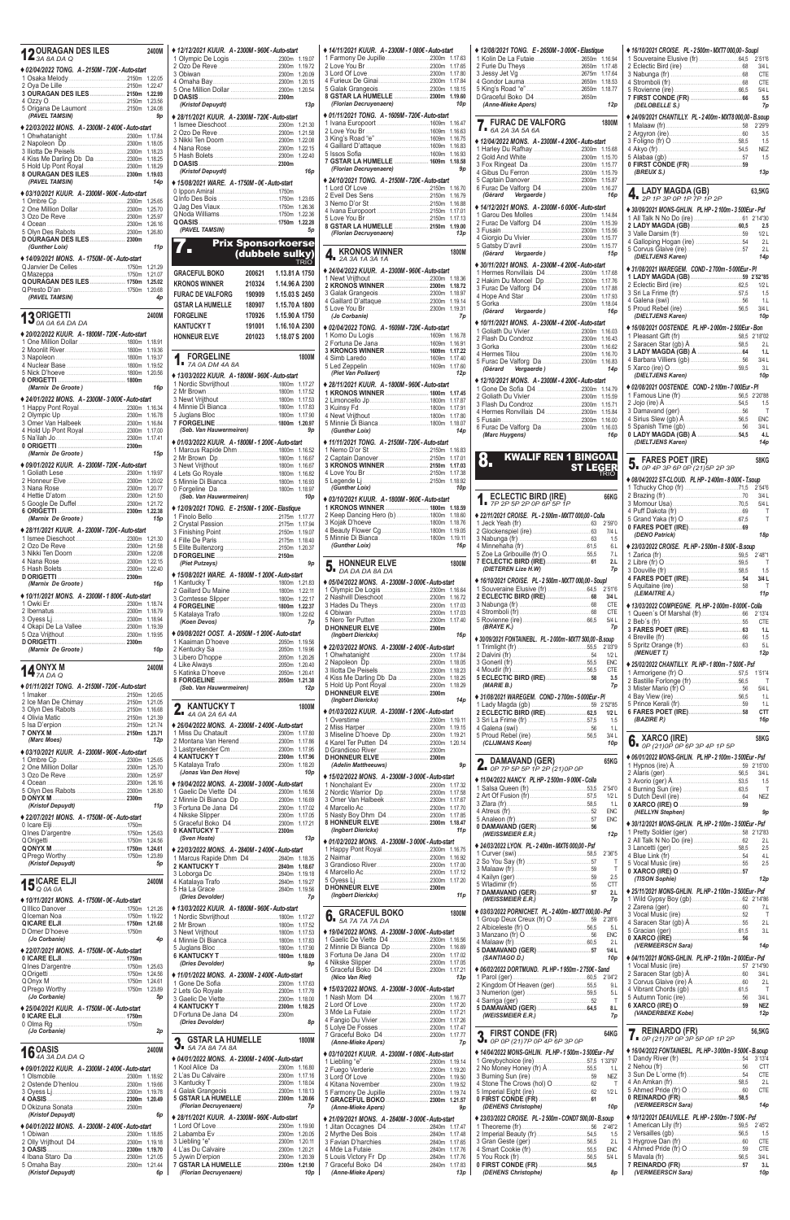## 12 OURAGAN DES ILES — 2400M
3A 8A DA Q

♦ 02/12/2022 TONG. A - 2150M - 720€ - Auto-start
1 Osaka Melody ... 2150m 1.22.05
2 Oya De Lille ... 2150m 1.22.47
3 OURAGAN DES ILES ... 2150m 1.22.99
4 Ozzy O ... 2150m 1.23.56
5 Origana De Laumont ... 2150m 1.24.08
(PAVEL TAMSIN) 9p

♦ 22/03/2022 MONS. A - 2300M - 2 400€ - Auto-start
1 Ohwhatanight ... 2300m 1.17.84
2 Napoleon Dp ... 2300m 1.18.05
3 Iliotta De Peisels ... 2300m 1.18.23
4 Kiss Me Darling Db Da ... 2300m 1.18.25
5 Hold Up Pont Royal ... 2300m 1.18.29
8 OURAGAN DES ILES ... 2300m 1.19.03
(PAVEL TAMSIN) 14p

♦ 03/10/2021 KUUR. A - 2300M - 960€ - Auto-start
1 Ombre Cp ... 2300m 1.25.65
2 One Million Dollar ... 2300m 1.25.70
3 Ozo De Reve ... 2300m 1.25.97
4 Ocean ... 2300m 1.26.16
5 Olyn Des Rabots ... 2300m 1.26.80
D OURAGAN DES ILES ... 2300m
(Gunther Loix) 11p

♦ 14/09/2021 MONS. A - 1750M - 0€ - Auto-start
Q Janvier De Celles ... 1750m 1.21.29
Q Mazeppa ... 1750m 1.21.07
Q OURAGAN DES ILES ... 1750m 1.25.02
Q Presto D'an ... 1750m 1.20.68
(PAVEL TAMSIN) 4p

## 13 ORIGETTI — 2400M
0A 0A 6A DA DA

♦ 20/02/2022 KUUR. A - 1800M - 720€ - Auto-start
1 One Million Dollar ... 1800m 1.18.91
2 Moonlit River ... 1800m 1.19.36
3 Napoleon ... 1800m 1.19.37
4 Nuclear Base ... 1800m 1.19.52
5 Nick D'hoeve ... 1800m 1.20.56
0 ORIGETTI ... 1800m
(Marnix De Groote) 16p

♦ 24/01/2022 MONS. A - 2300M - 3 000€ - Auto-start
1 Happy Pont Royal ... 2300m 1.16.34
2 Olympic Up ... 2300m 1.16.78
3 Omer Van Halbeek ... 2300m 1.16.84
4 Hold Up Pont Royal ... 2300m 1.17.00
5 Na'ilah Jo ... 2300m 1.17.41
0 ORIGETTI ... 2300m
(Marnix De Groote) 15p

♦ 09/01/2022 KUUR. A - 2300M - 720€ - Auto-start
1 Goliath Lese ... 2300m 1.19.97
2 Honneur Elve ... 2300m 1.20.02
3 Nana Rose ... 2300m 1.20.77
4 Hettie D'atom ... 2300m 1.21.50
5 Google De Duffel ... 2300m 1.21.72
6 ORIGETTI ... 2300m 1.22.38
(Marnix De Groote) 15p

♦ 28/11/2021 KUUR. A - 2300M - 720€ - Auto-start
1 Ismee Dieschoot ... 2300m 1.21.30
2 Ozo De Reve ... 2300m 1.21.58
3 Nikki Ten Doorn ... 2300m 1.22.08
4 Nana Rose ... 2300m 1.22.15
5 Hash Bolets ... 2300m 1.22.40
D ORIGETTI ... 2300m
(Marnix De Groote) 16p

♦ 10/11/2021 MONS. A - 2300M - 1 800€ - Auto-start
1 Owki Er ... 2300m 1.18.74
2 Ibernatus ... 2300m 1.18.79
3 Oyess Lj ... 2300m 1.18.94
4 Okapi De La Vallee ... 2300m 1.19.39
5 Oza Vrijthout ... 2300m 1.19.66
D ORIGETTI ... 2300m
(Marnix De Groote) 10p

## 14 ONYX M — 2400M
7A DA Q

♦ 01/11/2021 TONG. A - 2150M - 720€ - Auto-start
1 Imaker ... 2150m 1.20.65
2 Ice Man De Chimay ... 2150m 1.21.05
3 Olyn Des Rabots ... 2150m 1.16.68
4 Olivia Matic ... 2150m 1.21.39
5 Isa D'erpion ... 2150m 1.21.74
7 ONYX M ... 2150m 1.23.71
(Marc Moes) 12p

♦ 03/10/2021 KUUR. A - 2300M - 960€ - Auto-start
1 Ombre Cp ... 2300m 1.25.65
2 One Million Dollar ... 2300m 1.25.70
3 Ozo De Reve ... 2300m 1.25.97
4 Ocean ... 2300m 1.26.16
5 Olyn Des Rabots ... 2300m 1.26.80
D ONYX M ... 2300m
(Kristof Depuydt) 11p

♦ 22/07/2021 MONS. A - 1750M - 0€ - Auto-start
0 Icare Elji ... 1750m
Q Ines D'argentre ... 1750m 1.25.63
Q Origetti ... 1750m 1.24.56
Q ONYX M ... 1750m 1.24.61
Q Prego Worthy ... 1750m 1.23.89
(Kristof Depuydt) 5p

## 15 ICARE ELJI — 2400M
Q 0A 0A

♦ 10/11/2021 MONS. A - 1750M - 0€ - Auto-start
Q Illico Danover ... 1750m 1.21.26
Q Iceman Noa ... 1750m 1.19.22
Q ICARE ELJI ... 1750m 1.21.68
D Omer D'hoeve ... 1750m
(Jo Corbanie) 4p

♦ 22/07/2021 MONS. A - 1750M - 0€ - Auto-start
0 ICARE ELJI ... 1750m
Q Ines D'argentre ... 1750m 1.25.63
Q Origetti ... 1750m 1.24.56
Q Onyx M ... 1750m 1.24.61
Q Prego Worthy ... 1750m 1.23.89
(Jo Corbanie) 5p

♦ 25/04/2021 KUUR. A - 1750M - 0€ - Auto-start
0 ICARE ELJI ... 1750m
0 Olma Rg ... 1750m
(Jo Corbanie) 2p

## 16 OASIS — 2400M
4A 3A DA DA Q

♦ 09/01/2022 KUUR. A - 2300M - 2 400€ - Auto-start
1 Olsmobile ... 2300m 1.18.92
2 Ostende D'henlou ... 2300m 1.19.66
3 Oyess Lj ... 2300m 1.19.78
4 OASIS ... 2300m 1.20.49
D Okizuna Sonata ... 2300m
(Kristof Depuydt) 6p

♦ 04/12/2021 MONS. A - 2300M - 2 400€ - Auto-start
1 Obiwan ... 2300m 1.18.85
2 Olly Vrijthout D4 ... 2300m 1.19.18
3 OASIS ... 2300m 1.19.70
4 Ibana Staro Da ... 2300m 1.21.05
5 Omaha Bay ... 2300m 1.21.44
(Kristof Depuydt) 6p

♦ 12/12/2021 KUUR. A - 2300M - 960€ - Auto-start
1 Olympic De Logis ... 2300m 1.19.07
2 Ozo De Reve ... 2300m 1.19.72
3 Obiwan ... 2300m 1.20.09
4 Omaha Bay ... 2300m 1.20.15
5 One Million Dollar ... 2300m 1.20.54
D OASIS ... 2300m
(Kristof Depuydt) 13p

♦ 28/11/2021 KUUR. A - 2300M - 720€ - Auto-start
1 Ismee Dieschoot ... 2300m 1.21.30
2 Ozo De Reve ... 2300m 1.21.58
3 Nikki Ten Doorn ... 2300m 1.22.08
4 Nana Rose ... 2300m 1.22.15
5 Hash Bolets ... 2300m 1.22.40
D OASIS ... 2300m
(Kristof Depuydt) 16p

♦ 15/08/2021 WARE. A - 1750M - 0€ - Auto-start
0 Ippon Amiral ... 1750m
Q Info Des Bois ... 1750m 1.23.65
Q Jag Des Vlaux ... 1750m 1.26.36
Q Noda Williams ... 1750m 1.22.38
Q OASIS ... 1750m 1.22.28
(PAVEL TAMSIN) 5p

# 7. Prix Sponsorkoerse (dubbele sulky) TRIO

| | | | |
|---|---|---|---|
| GRACEFUL BOKO | 200621 | 1.13.81 A | 1750 |
| KRONOS WINNER | 210324 | 1.14.96 A | 2300 |
| FURAC DE VALFORG | 190909 | 1.15.03 S | 2450 |
| GSTAR LA HUMELLE | 180907 | 1.15.70 A | 1800 |
| FORGELINE | 170926 | 1.15.90 A | 1750 |
| KANTUCKY T | 191001 | 1.16.10 A | 2300 |
| HONNEUR ELVE | 201023 | 1.18.07 S | 2000 |

## 1. FORGELINE — 1800M
7A 0A DM 4A 8A

♦ 13/03/2022 KUUR. A - 1800M - 960€ - Auto-start
1 Nordic Sbvrijthout ... 1800m 1.17.27
2 Mr Brown ... 1800m 1.17.52
3 Newt Vrijthout ... 1800m 1.17.53
4 Minnie Di Bianca ... 1800m 1.17.83
5 Juglans Bloc ... 1800m 1.17.90
7 FORGELINE ... 1800m 1.20.97
(Seb. Van Hauwermeiren) 9p

♦ 01/03/2022 KUUR. A - 1800M - 1 200€ - Auto-start
1 Marcus Rapide Dhm ... 1800m 1.16.52
2 Mr Brown Dp ... 1800m 1.16.67
3 Newt Vrijthout ... 1800m 1.16.68
4 Lets Go Royale ... 1800m 1.16.82
5 Minnie Di Bianca ... 1800m 1.16.93
0 Forgeline Da ... 1800m 1.16.97
(Seb. Van Hauwermeiren) 10p

♦ 12/09/2021 TONG. E - 2150M - 1 200€ - Elastique
1 Finolo Bello ... 2175m 1.17.77
2 Crystal Passion ... 2175m 1.17.94
3 Finishing Point ... 2150m 1.18.07
4 Fille De Paris ... 2175m 1.18.40
5 Elite Buitenzorg ... 2150m 1.20.37
D FORGELINE ... 2150m
(Piet Putzeys) 9p

♦ 15/08/2021 WARE. A - 1800M - 1 200€ - Auto-start
1 Kantucky T ... 1800m 1.21.83
2 Gaillard Du Maine ... 1800m 1.22.11
3 Comtesse Slipper ... 1800m 1.22.17
4 FORGELINE ... 1800m 1.22.37
5 Katalaya Trafo ... 1800m 1.22.62
(Koen Devos) 7p

♦ 09/08/2021 OOST. A - 2050M - 1 200€ - Auto-start
1 Kaaiman D'hoeve ... 2050m 1.19.56
2 Kentucky Sa ... 2050m 1.19.96
3 Libero D'hoppe ... 2050m 1.20.26
4 Like Always ... 2050m 1.20.40
5 Katinka D'hoeve ... 2050m 1.20.41
8 FORGELINE ... 2050m 1.21.38
(Seb. Van Hauwermeiren) 12p

## 2. KANTUCKY T — 1800M
4A 0A 2A 6A 4A

♦ 26/04/2022 MONS. A - 2300M - 2 400€ - Auto-start
1 Miss Du Chatault ... 2300m 1.17.80
2 Montana Van Herend ... 2300m 1.17.86
3 Lastpretender Cm ... 2300m 1.17.86
4 KANTUCKY T ... 2300m 1.17.96
5 Katalaya Trafo ... 2300m 1.18.20
(Jonas Van Den Hove) 10p

♦ 19/04/2022 MONS. A - 2300M - 3 000€ - Auto-start
1 Gaelic De Vette D4 ... 2300m 1.16.56
2 Minnie Di Bianca Dp ... 2300m 1.16.69
3 Fortuna De Jana D4 ... 2300m 1.17.01
4 Nikske Slipper ... 2300m 1.17.05
5 Graceful Boko D4 ... 2300m 1.17.21
0 KANTUCKY T ... 2300m
(Sven Hoste) 13p

♦ 22/03/2022 MONS. A - 2840M - 2 400€ - Auto-start
1 Marcus Rapide Dhm D4 ... 2840m 1.18.35
2 KANTUCKY T ... 2840m 1.18.67
3 Loborga Dc ... 2840m 1.19.18
4 Katalaya Trafo ... 2840m 1.19.27
5 Ha La Grace ... 2840m 1.19.56
(Dries Devolder) 7p

♦ 13/03/2022 KUUR. A - 1800M - 960€ - Auto-start
1 Nordic Sbvrijthout ... 1800m 1.17.27
2 Mr Brown ... 1800m 1.17.52
3 Newt Vrijthout ... 1800m 1.17.53
4 Minnie Di Bianca ... 1800m 1.17.83
5 Juglans Bloc ... 1800m 1.17.90
6 KANTUCKY T ... 1800m 1.18.09
(Dries Devolder) 9p

♦ 11/01/2022 MONS. A - 2300M - 2 400€ - Auto-start
1 Gone De Sofia ... 2300m 1.17.63
2 Lets Go Royale ... 2300m 1.17.78
3 Gaelic De Vette ... 2300m 1.18.00
4 KANTUCKY T ... 2300m 1.18.25
D Fortuna De Jana D4 ... 2300m
(Dries Devolder) 8p

## 3. GSTAR LA HUMELLE — 1800M
5A 7A 8A 7A 8A

♦ 04/01/2022 MONS. A - 2300M - 2 400€ - Auto-start
1 Kool Alice Da ... 2300m 1.16.80
2 L'as Du Calvaire ... 2300m 1.17.16
3 Kantucky T ... 2300m 1.18.04
4 Galak Grangeois ... 2300m 1.18.13
5 GSTAR LA HUMELLE ... 2300m 1.20.66
(Florian Decruyenaere) 7p

♦ 28/11/2021 KUUR. A - 2300M - 960€ - Auto-start
1 Lord Of Love ... 2300m 1.19.90
2 Labamba Ev ... 2300m 1.20.05
3 Liebling "e" ... 2300m 1.20.11
4 L'as Du Calvaire ... 2300m 1.20.21
5 Jywin D'erpion ... 2300m 1.20.39
7 GSTAR LA HUMELLE ... 2300m 1.21.90
(Florian Decruyenaere) 10p

♦ 14/11/2021 KUUR. A - 2300M - 1 080€ - Auto-start
1 Farmony De Jupille ... 2300m 1.17.63
2 Love You Br ... 2300m 1.17.65
3 Lord Of Love ... 2300m 1.17.80
4 Furieux De Ginai ... 2300m 1.17.84
5 Galak Grangeois ... 2300m 1.18.15
8 GSTAR LA HUMELLE ... 2300m 1.19.60
(Florian Decruyenaere) 10p

♦ 01/11/2021 TONG. A - 1609M - 720€ - Auto-start
1 Ivana Europoort ... 1609m 1.16.47
2 Love You Br ... 1609m 1.16.63
3 King's Road "e" ... 1609m 1.16.75
4 Gaillard D'attaque ... 1609m 1.16.83
5 Issos Sofia ... 1609m 1.16.93
7 GSTAR LA HUMELLE ... 1609m 1.18.58
(Florian Decruyenaere) 9p

♦ 24/10/2021 TONG. A - 2150M - 720€ - Auto-start
1 Lord Of Love ... 2150m 1.16.70
2 Eveil Des Sens ... 2150m 1.16.79
3 Nemo D'or St ... 2150m 1.16.88
4 Ivana Europoort ... 2150m 1.17.01
5 Love You Br ... 2150m 1.17.13
8 GSTAR LA HUMELLE ... 2150m 1.19.00
(Florian Decruyenaere) 13p

## 4. KRONOS WINNER — 1800M
2A 3A 1A 3A 1A

♦ 24/04/2022 KUUR. A - 2300M - 960€ - Auto-start
1 Newt Vrijthout ... 2300m 1.18.36
2 KRONOS WINNER ... 2300m 1.18.72
3 Galak Grangeois ... 2300m 1.18.97
4 Gaillard D'attaque ... 2300m 1.19.14
5 Love You Br ... 2300m 1.19.31
(Jo Corbanie) 7p

♦ 02/04/2022 TONG. A - 1609M - 720€ - Auto-start
1 Komo Du Logis ... 1609m 1.16.78
2 Fortuna De Jana ... 1609m 1.16.91
3 KRONOS WINNER ... 1609m 1.17.22
4 Simb Laredo ... 1609m 1.17.40
5 Led Zeppelin ... 1609m 1.17.60
(Piet Van Pollaert) 12p

♦ 28/11/2021 KUUR. A - 1800M - 960€ - Auto-start
1 KRONOS WINNER ... 1800m 1.17.45
2 Limoncello Jp ... 1800m 1.17.87
3 Kuinsy Fd ... 1800m 1.17.91
4 Newt Vrijthout ... 1800m 1.17.80
5 Minnie Di Bianca ... 1800m 1.18.07
(Gunther Loix) 14p

♦ 11/11/2021 TONG. A - 2150M - 720€ - Auto-start
1 Nemo D'or St ... 2150m 1.16.83
2 Captain Danover ... 2150m 1.17.01
3 KRONOS WINNER ... 2150m 1.17.03
4 Love You Br ... 2150m 1.17.38
5 Legende Lj ... 2150m 1.18.92
(Gunther Loix) 10p

♦ 03/10/2021 KUUR. A - 1800M - 960€ - Auto-start
1 KRONOS WINNER ... 1800m 1.18.59
2 Keep Dancing Hero (b) ... 1800m 1.18.60
3 Kojak D'hoeve ... 1800m 1.18.76
4 Beauty Flower Cg ... 1800m 1.19.05
5 Minnie Di Bianca ... 1800m 1.19.11
(Gunther Loix) 16p

## 5. HONNEUR ELVE — 1800M
DA DA DA 8A DA

♦ 05/04/2022 MONS. A - 2300M - 3 000€ - Auto-start
1 Olympic De Logis ... 2300m 1.16.64
2 Nashvill Dieschoot ... 2300m 1.16.72
3 Hades Du Theys ... 2300m 1.17.03
4 Obiwan ... 2300m 1.17.03
5 Nero Ter Putten ... 2300m 1.17.40
D HONNEUR ELVE ... 2300m
(Ingbert Dierickx) 16p

♦ 22/03/2022 MONS. A - 2300M - 2 400€ - Auto-start
1 Ohwhatanight ... 2300m 1.17.84
2 Napoleon Dp ... 2300m 1.18.05
3 Iliotta De Peisels ... 2300m 1.18.23
4 Kiss Me Darling Db Da ... 2300m 1.18.25
5 Hold Up Pont Royal ... 2300m 1.18.29
D HONNEUR ELVE ... 2300m
(Ingbert Dierickx) 14p

♦ 01/03/2022 KUUR. A - 2300M - 1 200€ - Auto-start
1 Overstime ... 2300m 1.19.11
2 Miss Harper ... 2300m 1.19.15
3 Miseline D'hoeve Dp ... 2300m 1.19.21
4 Karel Ter Putten D4 ... 2300m 1.20.14
D Grandioso River ... 2300m
D HONNEUR ELVE ... 2300m
(Adelin Mattheeuws) 9p

♦ 15/02/2022 MONS. A - 2300M - 3 000€ - Auto-start
1 Nonchalant Ev ... 2300m 1.17.52
2 Nordic Warrior Dp ... 2300m 1.17.58
3 Omer Van Halbeek ... 2300m 1.17.67
4 Marcello Ac ... 2300m 1.17.76
5 Nasty Boy Dhm D4 ... 2300m 1.17.85
8 HONNEUR ELVE ... 2300m 1.18.47
(Ingbert Dierickx) 11p

♦ 01/02/2022 MONS. A - 2300M - 3 000€ - Auto-start
1 Happy Pont Royal ... 2300m 1.16.75
2 Naimar ... 2300m 1.16.92
3 Grandioso River ... 2300m 1.17.00
4 Marcello Ac ... 2300m 1.17.12
5 Oyess Lj ... 2300m 1.17.20
D HONNEUR ELVE ... 2300m
(Ingbert Dierickx) 11p

## 6. GRACEFUL BOKO — 1800M
5A 7A 7A 7A DA

♦ 19/04/2022 MONS. A - 2300M - 3 000€ - Auto-start
1 Gaelic De Vette D4 ... 2300m 1.16.56
2 Minnie Di Bianca Dp ... 2300m 1.16.69
3 Fortuna De Jana D4 ... 2300m 1.17.01
4 Nikske Slipper ... 2300m 1.17.05
5 Graceful Boko D4 ... 2300m 1.17.21
(Nico Van Riet) 13p

♦ 15/03/2022 MONS. A - 2300M - 3 000€ - Auto-start
1 Nash Mom D4 ... 2300m 1.16.77
2 Lord Of Love ... 2300m 1.17.20
3 Mde La Futaie ... 2300m 1.17.21
4 Fangio Du Vivier ... 2300m 1.17.26
5 Lolye De Fosses ... 2300m 1.17.47
7 Graceful Boko D4 ... 2300m 1.17.77
(Anne-Mieke Apers) 7p

♦ 03/10/2021 KUUR. A - 2300M - 1 080€ - Auto-start
1 Liebling "e" ... 2300m 1.19.14
2 Fuego Verderie ... 2300m 1.19.20
3 Lord Of Love ... 2300m 1.19.50
4 Kitana November ... 2300m 1.19.62
5 Farmony De Jupille ... 2300m 1.19.74
7 GRACEFUL BOKO ... 2300m 1.21.57
(Anne-Mieke Apers) 9p

♦ 21/09/2021 MONS. A - 2840M - 3 000€ - Auto-start
1 Jitan Occagnes D4 ... 2840m 1.17.47
2 Myrthe Des Bois ... 2840m 1.17.48
3 Favian D'herlaies ... 2840m 1.17.65
4 Mde La Futaie ... 2840m 1.17.76
5 Louis Victory Fr Dp ... 2840m 1.17.76
7 Graceful Boko D4 ... 2840m 1.17.83
(Anne-Mieke Apers) 13p

♦ 12/08/2021 TONG. E - 2650M - 3 000€ - Elastique
1 Kolin De La Futaie ... 2650m 1.16.94
2 Furie Du Theys ... 2650m 1.17.48
3 Jessy Jet Vg ... 2675m 1.17.64
4 Gondor Lauma ... 2650m 1.18.53
5 King's Road "e" ... 2650m 1.18.77
D Graceful Boko D4 ... 2650m
(Anne-Mieke Apers) 12p

## 7. FURAC DE VALFORG — 1800M
6A 2A 3A 5A 6A

♦ 12/04/2022 MONS. A - 2300M - 4 200€ - Auto-start
1 Harley Du Raffay ... 2300m 1.15.68
2 Gold And White ... 2300m 1.15.70
3 Fox Fringeat Da ... 2300m 1.15.77
4 Gibus Du Feron ... 2300m 1.15.79
5 Captain Danover ... 2300m 1.15.87
6 Furac De Valforg D4 ... 2300m 1.16.27
(Gérard Vergaerde) 16p

♦ 14/12/2021 MONS. A - 2300M - 6 000€ - Auto-start
1 Garou Des Moles ... 2300m 1.14.84
2 Furac De Valforg D4 ... 2300m 1.15.39
3 Fusain ... 2300m 1.15.56
4 Giorgio Du Vivier ... 2300m 1.15.77
5 Gatsby D'avril ... 2300m 1.15.77
(Gérard Vergaerde) 15p

♦ 30/11/2021 MONS. A - 2300M - 4 200€ - Auto-start
1 Hermes Ronvillais D4 ... 2300m 1.17.68
2 Hakim Du Moncel Dp ... 2300m 1.17.76
3 Furac De Valforg D4 ... 2300m 1.17.88
4 Hope And Star ... 2300m 1.17.93
5 Gorka ... 2300m 1.18.04
(Gérard Vergaerde) 16p

♦ 10/11/2021 MONS. A - 2300M - 4 200€ - Auto-start
1 Goliath Du Vivier ... 2300m 1.16.03
2 Flash Du Condroz ... 2300m 1.16.43
3 Gorka ... 2300m 1.16.62
4 Hermes Tilou ... 2300m 1.16.70
5 Furac De Valforg Da ... 2300m 1.16.83
(Gérard Vergaerde) 14p

♦ 12/10/2021 MONS. A - 2300M - 4 200€ - Auto-start
1 Gone De Sofia D4 ... 2300m 1.14.79
2 Goliath Du Vivier ... 2300m 1.15.59
3 Flash Du Condroz ... 2300m 1.15.71
4 Hermes Ronvillais D4 ... 2300m 1.15.84
5 Fusain ... 2300m 1.16.03
6 Furac De Valforg D4 ... 2300m 1.16.04
(Marc Huygens) 16p

# 8. KWALIF REN 1 BINGOAL ST LEGER TRIO

## 1. ECLECTIC BIRD (IRE) — 66KG
7P 2P 5P 2P 0P 6P 5P 1P

♦ 22/11/2021 CROISE. PL - 2 500m - MXT7 000,00 - Colla
1 Jeck Yeah (fr) ... 63 2'59"0
2 Glockenspiel (ire) ... 63 7/4 L
3 Nabunga (fr) ... 63 1.5
4 Minnehaha (fr) ... 61.5 6.L
5 Zoe La Gribouille (fr) O ... 55.5 7.L
7 ECLECTIC BIRD (IRE) ... 61 2.L
(DIETEREN Lize H.W) 7p

♦ 16/10/2021 CROISE. PL - 2 500m - MXT7 000,00 - Souple
1 Souveraine Elusive (fr) ... 64.5 2'51"6
2 ECLECTIC BIRD (IRE) ... 68 3/4 L
3 Nabunga (fr) ... 68 CTE
4 Stromboli (fr) ... 68 CTE
5 Rovienne (ire) ... 66.5 5/4 L
(BRAYE K.) 7p

♦ 30/09/2021 FONTAINEBL. PL - 2 000m - MXT7 500,00 - B.souple
1 Trimlight (fr) ... 55.5 2'03"9
2 Dalvini (fr) ... 54 1/2 L
3 Gonerli (fr) ... 55.5 ENC
4 Moudir (fr) ... 56.5 CTE
5 ECLECTIC BIRD (IRE) ... 58 3.5
(MARIE B.) 7p

♦ 31/08/2021 WAREGEM. COND - 2 700m - 5 000EUR - Pl
1 Lady Magda (gb) ... 59 2'52"85
2 ECLECTIC BIRD (IRE) ... 62.5 1/2 L
3 Sri La Frime (fr) ... 57.5 1.5
4 Galena (swi) ... 56 1.L
5 Proud Rebel (ire) ... 56.5 3/4 L
(CLIJMANS Koen) 10p

## 2. DAMAVAND (GER) — 65KG
0P 7P 5P 5P 1P 2P (21)0P 0P

♦ 11/04/2022 NANCY. PL HP - 2 500m - 9 000€ - Colla
1 Salsa Queen (fr) ... 53.5 2'54"0
2 Art Of Fusion (fr) ... 57.5 1/2 L
3 Zilara (fr) ... 58.5 1.L
4 Atreus (fr) ... 52 ENC
5 Analeon (fr) ... 57 ENC
0 DAMAVAND (GER) ... 56
(WEISSMEIER E.R.) 12p

♦ 24/02/2022 LYON. PL - 2 400m - MXT6 000,00 - Psf
1 Curver (swi) ... 58.5 2'36"5
2 So You Say (fr) ... 57 T
3 Malaaw (fr) ... 59 T
4 Kailyn (ger) ... 59 2.5
5 Wladimir (fr) ... 55 CTT
7 DAMAVAND (GER) ... 57 2.L
(WEISSMEIER E.R.) 7p

♦ 03/02/2022 PORNICHET. PL - 2 400m - MXT7 000,00 - Psf
1 Group Deux Cheux (fr) O ... 59 2'28"6
2 Albiceleste (fr) O ... 56.5 5.L
3 Manzano (fr) O ... 56 ENC
4 Malaaw (fr) ... 60.5 2.L
5 DAMAVAND (GER) ... 57 1/4 L
(SANTIAGO D.) 10p

♦ 06/02/2022 DORTMUND. PL HP - 1 950m - 2 750€ - Sand
1 Parol (ger) ... 60.5 2'04"2
2 Kingdom Of Heaven (ger) ... 55.5 9.L
3 Numerion (ger) ... 59.5 5.L
4 Santiga (ger) ... 52 T
5 DAMAVAND (GER) ... 64.5 8.L
(WEISSMEIER E.R.) 7p

## 3. FIRST CONDE (FR) — 64KG
0P 0P (21)7P 0P 4P 6P 3P 0P

♦ 14/04/2022 MONS-GHLIN. PL HP - 1 500m - 3 500Eur - Psf
1 Greybychoice (ire) ... 57.5 1'33"97
2 No Money Honey (fr) Ä ... 55.5 1.L
3 Burning Sun (ire) ... 59 NEZ
4 Stone The Crows (hol) O ... 62 T
5 Imperial Eight (ire) ... 62 1/2 L
0 FIRST CONDE (FR) ... 61
(DEHENS Christophe) 10p

♦ 23/03/2022 CROISE. PL - 2 500m - COND7 500,00 - B.soupe
1 Theorème (fr) ... 56 2'49"2
2 Imperial Beauty (fr) ... 54.5 1.5
3 Gran Geste (ger) ... 56.5 2.L
4 Smart Cookie (fr) ... 55.5 ENC
5 You Rock (fr) ... 56.5 5/4 L
0 FIRST CONDE (FR) ... 56.5
(DEHENS Christophe) 8p

♦ 16/10/2021 CROISE. PL - 2 500m - MXT7 000,00 - Soupl
1 Souveraine Elusive (fr) ... 64.5 2'51"6
2 Eclectic Bird (ire) ... 68 3/4 L
3 Nabunga (fr) ... 68 CTE
4 Stromboli (fr) ... 68 CTE
5 Rovienne (ire) ... 66.5 5/4 L
7 FIRST CONDE (FR) ... 66 5.5
(DELOBELLE S.) 7p

♦ 24/09/2021 CHANTILLY. PL - 2 400m - MXT8 000,00 - B.soup
1 Malaaw (fr) ... 58 2'29"9
2 Argyron (ire) ... 60 3.5
3 Foligno (fr) O ... 58.5 1.5
4 Akyo (fr) ... 54.5 NEZ
5 Alabaa (gb) ... 57 1.5
0 FIRST CONDE (FR) ... 59
(BREUX S.) 13p

## 4. LADY MAGDA (GB) — 63,5KG
2P 1P 3P 0P 1P 7P 1P 2P

♦ 30/09/2021 MONS-GHLIN. PL HP - 2 100m - 3 500Eur - Psf
1 All Talk N No Do (ire) ... 61 2'14"30
2 LADY MAGDA (GB) ... 60.5 2.5
3 Valle Darsim (fr) ... 59 1/2 L
4 Galloping Hogan (ire) ... 54 2.L
5 Corvus Glaive (ire) ... 57 2.L
(DIELTJENS Karen) 14p

♦ 31/08/2021 WAREGEM. COND - 2 700m - 5 000Eur - Pl
1 LADY MAGDA (GB) ... 59 2'52"85
2 Eclectic Bird (ire) ... 62.5 1/2 L
3 Sri La Frime (fr) ... 57.5 1.5
4 Galena (swi) ... 56 1.L
5 Proud Rebel (ire) ... 56.5 3/4 L
(DIELTJENS Karen) 10p

♦ 16/08/2021 OOSTENDE. PL HP - 2 000m - 2 500Eur - Bon
1 Pleasant Gift (fr) ... 58.5 2'18"02
2 Saracen Star (gb) Ä ... 58.5 2.L
3 LADY MAGDA (GB) A ... 64 1.L
4 Barbara Villiers (gb) ... 56 3/4 L
5 Xarco (ire) O ... 59.5 3.L
(DIELTJENS Karen) 10p

♦ 02/08/2021 OOSTENDE. COND - 2 100m - 7 000Eur - Pl
1 Famous Line (fr) ... 56.5 2'20"88
2 Jojo (ire) Ä ... 54.5 1.5
3 Damavand (ger) ... 56 T
4 Sirius Slew (gb) Ä ... 56.5 ENC
5 Spanish Time (gb) ... 56 3/4 L
0 LADY MAGDA (GB) Ä ... 54.5 4.L
(DIELTJENS Karen) 14p

## 5. FARES POET (IRE) — 58KG
0P 4P 3P 6P 0P (21)5P 2P 3P

♦ 08/04/2022 ST-CLOUD. PL HP - 2 400m - 8 000€ - T.soupe
1 Tchucky Chop (fr) ... 71.5 2'54"6
2 Brazing (fr) ... 70 3/4 L
3 Mormour (Usa) ... 70.5 5/4 L
4 Puff Dakota (fr) ... 69 T
5 Grand Yaka (fr) O ... 67.5 T
0 FARES POET (IRE) ... 69
(DENO Patrick) 18p

♦ 23/03/2022 CROISE. PL HP - 2 500m - 8 500€ - B.soup
1 Zarica (fr) ... 59.5 2'48"1
2 Libre (fr) O ... 59.5 T
3 Douville (fr) ... 58.5 1.5
4 FARES POET (IRE) ... 54 3/4 L
5 Aquitaine (ire) ... 58 T
(LEMAITRE A.) 11p

♦ 13/03/2022 COMPIEGNE. PL HP - 2 000m - 8 000€ - Colla
1 Queen's Of Marshal (fr) ... 66 2'13"4
2 Beb's (fr) ... 55 CTE
3 FARES POET (IRE) ... 63 1.L
4 Breville (fr) ... 66 1.5
5 Spritz Orange (fr) ... 63 5.L
(MENUET T.) 12p

♦ 25/02/2022 CHANTILLY. PL HP - 1 800m - 7 500€ - Psf
1 Armorigene (fr) O ... 57.5 1'51"4
2 Bastille Forlonge (fr) ... 56.5 T
3 Mister Mario (fr) O ... 56 5/4 L
4 Bay View (ire) ... 56.5 1.L
5 Prince Karl (fr) ... 59 1.L
6 FARES POET (IRE) ... 58 CTT
(BAZIRE P.) 16p

## 6. XARCO (IRE) — 58KG
0P (21)0P 0P 6P 3P 4P 1P 5P

♦ 06/01/2022 MONS-GHLIN. PL HP - 2 100m - 3 500Eur - Psf
1 Hypnos (ire) Ä ... 59 2'15"00
2 Alaris (ger) ... 56.5 3/4 L
3 Avorio (ger) Ä ... 53.5 1.5
4 Burning Sun (ire) ... 63.5 T
5 Dutch Devil (ire) ... 64 NEZ
0 XARCO (IRE) O ... 59
(HELLYN Stephen) 9p

♦ 30/12/2021 MONS-GHLIN. PL HP - 2 100m - 3 500Eur - Psf
1 Pretty Soldier (ger) ... 58 2'12"83
2 All Talk N No Do (ire) ... 62 2.L
3 Lancetti (ger) ... 58.5 2.5
4 Blue Link (fr) ... 54 4.L
5 Vocal Music (ire) ... 55 2.5
0 XARCO (IRE) O ... 57
(TISON Sophie) 12p

♦ 25/11/2021 MONS-GHLIN. PL HP - 2 100m - 3 500Eur - Psf
1 Wild Gypsy Boy (gb) ... 62 2'14"86
2 Zarena (ger) ... 60 7.L
3 Vocal Music (ire) ... 52 T
4 Saracen Star (gb) Ä ... 55 3/4 L
5 Gracian (ger) ... 61.5 3.L
0 XARCO (IRE) O ... 56
(VERMEERSCH Sara) 14p

♦ 04/11/2021 MONS-GHLIN. PL HP - 2 100m - 2 000Eur - Psf
1 Vocal Music (ire) ... 57 2'14"90
2 Saracen Star (gb) Ä ... 60 3/4 L
3 Corvus Glaive (ire) Ä ... 60 2.L
4 Vibrant Chords (gb) ... 61.5 T
5 Autumn Tonic (ire) ... 56 3/4 L
6 XARCO (IRE) O ... 59 NEZ
(VANDERBEKE Kobe) 12p

## 7. REINARDO (FR) — 56,5KG
0P (21)7P 0P 3P 5P 0P 1P 2P

♦ 16/04/2022 FONTAINEBL. PL HP - 3 000m - 9 500€ - B.soupe
1 Dandy River (fr) ... 54 3'13"4
2 Nehou (fr) ... 56 CTT
3 Sun De L'orme (fr) ... 54 CTE
4 An Amkan (fr) ... 58.5 2.L
5 Ahmed Pride (fr) O ... 60 CTE
0 REINARDO (FR) ... 58.5
(VERMEERSCH Sara) 14p

♦ 10/12/2021 DEAUVILLE. PL HP - 2 500m - 7 500€ - Psf
1 American Lily (fr) ... 59.5 2'45"2
2 Versailles (gb) ... 56.5 1.5
3 Hygrove Dan (fr) ... 60 CTE
4 Ahmed Pride (fr) O ... 59 CTE
5 Mavala (fr) ... 56.5 3/4 L
7 REINARDO (FR) ... 57 3.L
(VERMEERSCH Sara) 10p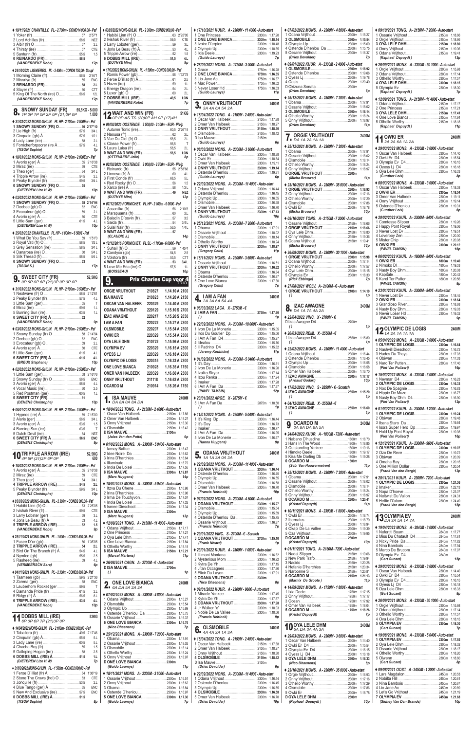♦ 19/11/2021 CHANTILLY. PL - 2 700m - CONDI 14 000,00 - Psf
1 Yoker (fr) ... 57 2'57"1
2 Lord Achilles (fr) ... 58,5 NEZ
3 Albir (fr) O ... 57 CTE
4 Thirsty (ire) ... 57 CTE
5 Santurin (fr) ... 55,5 1,5
0 REINARDO (FR) ... 58,5
*(VANDERBEKE Kobe)* 12p

♦ 24/10/2021 LIGNIERES. PL - 2 400m - CONDI 4 750,00 - Soupl
1 Morning Claire (fr) ... 56,5 2'46"1
2 Missriya (fr) ... 55 ENC
3 REINARDO (FR) ... 58 2L
4 Slayer (fr) ... 60 CTT
5 King Of The North (ire) O ... 56,5 1/2L
*(VANDERBEKE Kobe)* 12p

## 8. SNOWY SUNDAY (FR) 55,5KG - 5.000
1P 0P 1P 0P 2P 0P (21)0P 0P 1.000

♦ 31/03/2022 MONS-GHLIN. PL HP - 2 100m - 2 500Eur - Psf
1 SNOWY SUNDAY (FR) O ... 60 2'17"10
2 Lie High (fr) ... 57,5 3/4L
3 Cinquain (gb) À ... 57,5 1/2L
4 Lady Lane (ire) ... 58,5 2L
5 Fortichefforpoorer (ire À ... 57,5 4L
*(TISON Sophie)* 7p

♦ 18/03/2022 MONS-GHLIN. PL HP - 2 100m - 2 000Eur - Psf
1 Avorio (ger) À ... 55 2'16"38
2 Miraz (ire) ... 59 CTE
3 Theo (ger) ... 64 3/4L
4 Tripple Arrow (ire) ... 54,5 2L
5 Peaky Blynder (fr) ... 59,5 3/4L
0 SNOWY SUNDAY (FR) O ... 55
*(DIETEREN Lize H.W)* 10p

♦ 03/03/2022 MONS-GHLIN. PL HP - 2 100m - 2 500Eur - Psf
1 SNOWY SUNDAY (FR) O ... 58 2'14"94
2 Deebee (gb) O ... 62 ENC
3 Evocateur (gb) O ... 59 2L
4 Avorio (ger) À ... 60 CTE
5 Little Sam (ger) ... 61,5 4L
*(DIETEREN Lize H.W)* 10p

♦ 25/02/2022 CHANTILLY. PL HP - 1 800m - 6 500€ - Psf
1 What Do You Say (fr) ... 59 1'51"0
2 Royal Vati (fr) O ... 58,5 1/2L
3 Grey Sensation (ire) ... 58,5 3/4L
4 Danarosa (ire) O ... 60 54/L
5 Silk Thread (fr) ... 58,5 54/L
0 SNOWY SUNDAY (FR) O ... 53
*(TISON S.)* 17p

## 9. SWEET CITY (FR) 52,5KG
0P 6P 0P 6P (21)0P 0P 0P 0P

♦ 31/03/2022 MONS-GHLIN. PL HP - 2 100m - 3 500Eur - Psf
1 Nextwave (fr) O ... 58,5 2'12"61
2 Peaky Blynder (fr) ... 57,5 4L
3 Little Sam (ger) ... 5 T
4 Miraz (ire) ... 59,5 1L
5 Burning Sun (ire) ... 63,5 1L
0 SWEET CITY (FR) À ... 52
*(VANDERBEKE Kobe)* 9p

♦ 03/03/2022 MONS-GHLIN. PL HP - 2 100m - 2 500Eur - Psf
1 Snowy Sunday (fr) O ... 58 2'14"94
2 Deebee (gb) O ... 62 ENC
3 Evocateur (gb) O ... 59 2L
4 Avorio (ger) À ... 60 CTE
5 Little Sam (ger) ... 61,5 4L
6 SWEET CITY (FR) À ... 4L
*(BREUX Stephane)* 10p

♦ 02/02/2022 MONS-GHLIN. PL HP - 2 100m - 2 500Eur - Psf
1 Little Sam (ger) ... 58 2'16"78
2 Snowy Sunday (fr) O ... 56,5 ENC
3 Avorio (ger) À ... 58,5 4L
4 Vocal Music (ire) ... 60 2,5
5 Red Postman (ger) ... 60,5 1L
0 SWEET CITY (FR) ... 61
*(DEHENS Christophe)* 10p

♦ 06/01/2022 MONS-GHLIN. PL HP - 2 100m - 3 500Eur - Psf
1 Hypnos (ire) À ... 59 2'15"00
2 Alaris (ger) ... 56,5 3/4L
3 Avorio (ger) À ... 63,5 1,5
4 Burning Sun (ire) ... 63,5 T
5 Dutch Devil (fre) ... 64 NEZ
6 SWEET CITY (FR) À ... 56,5 ENC
*(DEHENS Christophe)* 9p

## 10. TRIPPLE ARROW (IRE) 52,5KG
4P 5P (21)2P 6P 0P 600

♦ 18/03/2022 MONS-GHLIN. PL HP - 2 100m - 2 000Eur - Psf
1 Avorio (ger) À ... 55 2'16"38
2 Miraz (ire) ... 59 CTE
3 Theo (ger) ... 64 3/4L
4 TRIPPLE ARROW (IRE) ... 54,5 2L
5 Peaky Blynder (fr) ... 59,5 3/4L
*(DEHENS Christophe)* 10p

♦ 03/03/2022 MONS-GHLIN. PL - 2 300m - COND 2 000,00 - Psf
1 Habibi Linn (fr) O ... 63 2'25"05
2 Ivishak River (fr) ... 59,5 CTE
3 Larry Lobster (ger) ... 59 3L
4 Joris Le Beau (fr) À ... 53 4L
5 TRIPPLE ARROW (IRE) ... 52 1,5
*(VANDERBEKE Kobe)* 9p

♦ 25/11/2021 MONS-GHLIN. PL - 1 500m - COND 1 500,00 - Psf
1 Fusee D'or (gb) ... 56 1'35"85
2 TRIPPLE ARROW (IRE) ... 54 2L
3 Bird On The Branch (fr) À ... 54,5 4L
4 Nymfco (gb) ... 55,5 2,5
5 Rasheeq (ire) ... 59 4L
*(VERMEERSCH Sara)* 6p

♦ 04/11/2021 MONS-GHLIN. PL - 2 300m - COND 2 000,00 - Psf
1 Taameen (gb) ... 59,5 2'21"36
2 Zarena (ger) ... 58 ENC
3 Lauberhorn Rocket (ger ... 59,5 T
4 Damanda Pride (fr) ... 61,5 2L
5 Ridgy (fr) À ... 56,5 8L
6 TRIPPLE ARROW (IRE) ... 53,5 4L
*(VANDERBEKE Kobe)* 10p

## 11. DOBBS MILL (IRE) 52KG
6P 0P 6P 7P (21)0P 0P

♦ 14/04/2022 MONS-GHLIN. PL - 2 100m - COND 2 000,00 - Psf
1 Taballera (fr) ... 49,5 2'17"46
2 Cinquain (gb) À ... 55,5 5L
3 Lady Lane (ire) ... 60,5 5L
4 Chacha Boy (fr) ... 55 1,5
5 Galloping Hogan (ire) ... 58 2,5
6 DOBBS MILL (IRE) À ... 51,5 1L
*(DIETEREN Lize H.W)* 7p

♦ 31/03/2022 MONS-GHLIN. PL - 1 500m - COND 2 000,00 - Psf
1 Feroe D'illiat (fr) À ... 64 1'36"19
2 Stone The Crows (hol) O ... 63 CTE
3 Jonquille (fr) ... 53,5 2L
4 Blue Tango (ger) À ... 65 ENC
5 New And Exclusive (ire) ... 57,5 ENC
0 DOBBS MILL (IRE) À ... 51,5
*(TISON Sophie)* 8p

♦ 03/03/2022 MONS-GHLIN. PL - 2 300m - COND 2 000,00 - Psf
1 Habibi Linn (fr) O ... 63 2'25"05
2 Ivishak River (fr) ... 59,5 CTE
3 Larry Lobster (ger) ... 59 3L
4 Joris Le Beau (fr) À ... 53 4L
5 Tripple Arrow (ire) ... 52 1,5
6 DOBBS MILL (IRE) À ... 51,5 4L
*(DUTHYE Miro)* 9p

♦ 17/02/2022 MONS-GHLIN. PL - 1 500m - COND 2 000,00 - Psf
1 Romis Power (gb) ... 58 1'32"78
2 Feroe D'illiat (fr) À ... 61 2,5
3 Hazm (ire) ... 59 1L
4 Energy Dragon (ire) ... 54 2L
5 Luxor (gb) O ... 60 2L
7 DOBBS MILL (IRE) ... 49,5 LON
*(VANDERBEKE Kobe)* 7p

## 12. WAIT AND WIN (FR) 51KG
0P 0P AS TS (20)0P AH 0P (17)4H

♦ 09/08/2021 OOSTENDE. 2 500,00 - 2 100m - EUR - Pl Hp
1 Autumn Tonic (ire) ... 60,5 2'26"18
2 Naousa (fr) ... 62 2L
3 Vue Du Ciel (fr) O ... 58,5 2L
4 Classe Power (fr) ... 56,5 T
5 Laura Luisa (fr) ... 58,5 2L
0 WAIT AND WIN (FR) ... 56,5 LON
*(OTTEVAERE Jelle)* 8p

♦ 02/08/2021 OOSTENDE. 2 000,00 - 2 700m - EUR - Pl Hp
1 Reinardo (fr) ... 55 2'58"66
2 Linnova (fr) À ... 60 4L
3 First Conde (fr) ... 68,5 5L
4 Red Rocky (fr) O ... 56 1,5
5 Xarco (ire) À ... 58 1/2L
0 WAIT AND WIN (FR) ... 49 NEZ
*(DUTHYE Miro)* 12p

♦ 07/12/2020 PORNICHET. PL HP - 2 100m - 6 000€ - Psf
1 Assanilka (fr) ... 56 2'10"8
2 Marapuama (fr) ... 60 2L
3 Baladin D'osvin (fr) ... 57 3,5
4 Saida (fr) ... 54 3/4L
5 Sulai Nair (fr) ... 56,5 1/4L
0 WAIT AND WIN (FR) ... 57
*(CLAUDIC J.)* 14p

♦ 12/12/2016 PORNICHET. PL SL - 1 700m - 6 000€ - Psf
1 Suhail (fr) O ... 59 1'45"4
2 Candyco (gb) ... 54,5 2,5
3 Volstora (fr) ... 53,5 CTT
4 WAIT AND WIN (FR) ... 53 3/4L
5 Love Me Eria (ire) O ... 57,5 1L
*(BOISSEAU)* 16p

## 9. Prix Charles Cup voor 4 TRIO

| | | |
|---|---|---|
| ORGIE VRIJTHOUT | 210827 | 1.14.10 A 2100 |
| ISA MAUVE | 210823 | 1.14.20 A 2150 |
| OSCAR VAN HALBEEK | 220329 | 1.14.40 A 2300 |
| ODANA VRIJTHOUT | 220129 | 1.15.10 S 2700 |
| IZAC AWAGNE | 220217 | 1.15.20 S 2850 |
| I AM A FAN | 220222 | 1.15.27 A 2300 |
| OLSMOBILE | 220207 | 1.15.54 A 2300 |
| OWKI ER | 220329 | 1.15.54 A 2300 |
| OYA LELE DHM | 210722 | 1.15.96 A 2300 |
| OLYMPIA EV | 220329 | 1.16.15 A 2300 |
| OYESS LJ | 220329 | 1.16.18 A 2300 |
| OLYMPIC DE LOGIS | 220315 | 1.16.33 A 2300 |
| ONE LOVE BIANCA | 210928 | 1.16.35 A 1750 |
| OMER VAN HALBEEK | 220329 | 1.16.60 A 2300 |
| ONNY VRIJTHOUT | 211118 | 1.16.62 A 2300 |
| OCARDO M | 210914 | 1.18.26 A 1750 |

## 1. ISA MAUVE 2400M
DA 8A 0A 8A DA

♦ 18/04/2022 TONG.. A - 2150M - 2 400€ - Auto-start
1 Oscar Van Halbeek ... 2150m 1.17.88
2 Omer Van Halbeek ... 2150m 1.18.27
3 Onny Vrijthout ... 2150m 1.18.30
4 Olsmobile ... 2150m 1.18.42
D ISA MAUVE ... 2150m
*(Jules Van den Putte)* 6p

♦ 01/02/2022 MONS.. A - 2300M - 5 040€ - Auto-start
1 Iamay Battue ... 2300m 1.16.47
2 Idee Noire Da ... 2300m 1.16.62
3 Irina D'harchies ... 2300m 1.16.64
4 Illuminate ... 2300m 1.16.79
5 Inola De Loisel ... 2300m 1.17.55
8 ISA MAUVE ... 2300m 1.19.87
*(Marc Huygens)* 14p

♦ 18/01/2022 MONS.. A - 2300M - 5 040€ - Auto-start
1 Itzva Du Cheme ... 2300m 1.16.98
2 Irina D'harchies ... 2300m 1.16.98
3 Irma De Touchyvon ... 2300m 1.17.07
4 Inola De Loisel ... 2300m 1.17.32
5 Ismee Deschoot ... 2300m 1.17.34
D ISA MAUVE ... 2300m
*(Marc Huygens)* 13p

♦ 12/09/2021 TONG.. A - 2150M - 11 400€ - Auto-start
1 Odana Vrijthout ... 2150m 1.17.17
2 One Princess ... 2150m 1.17.21
3 Oya Lele Dhm ... 2150m 1.17.41
4 One Love Bianca ... 2150m 1.17.84
5 Othello Worthy ... 2150m 1.18.18
8 ISA MAUVE ... 2150m 1.19.21
*(Marcel Martens)* 11p

♦ 26/08/2021 CAGN.. A - 2700M - € - Auto-start
D ISA MAUVE ... 2700m
*()* 1p

## 2. ONE LOVE BIANCA 2400M
6A DA 5A 2A 2A

♦ 07/02/2022 MONS.. A - 2300M - 4 800€ - Auto-start
1 Odana Vrijthout ... 2300m 1.15.27
2 Olsmobile ... 2300m 1.15.54
3 Olympic Up ... 2300m 1.15.69
4 Ostende D'henlou Da ... 2300m 1.15.75
5 Ossarie Vrijthout ... 2300m 1.16.37
6 ONE LOVE BIANCA ... 2300m 1.16.76
*(Nico Dhaenens)* 7p

♦ 25/12/2021 MONS.. A - 2300M - 7 200€ - Auto-start
1 Obama ... 2300m 1.17.91
2 Ossarie Vrijthout ... 2300m 1.18.02
3 Olsmobile ... 2300m 1.18.14
4 Othello Worthy ... 2300m 1.18.24
5 Onny Vrijthout ... 2300m 1.18.97
D ONE LOVE BIANCA ... 2300m
*(Guido Laureys)* 11p

♦ 18/11/2021 MONS.. A - 2300M - 3 600€ - Auto-start
1 Ossarie Vrijthout ... 2300m 1.16.51
2 Onny Vrijthout ... 2300m 1.16.62
3 Obama ... 2300m 1.16.84
4 Ostende D'henlou ... 2300m 1.16.97
5 ONE LOVE BIANCA ... 2300m 1.17.30
*(Guido Laureys)* 7p

♦ 17/10/2021 KUUR.. A - 2300M - 11 400€ - Auto-start
1 One Princess ... 2300m 1.17.90
2 ONE LOVE BIANCA ... 2300m 1.18.14
3 Ivoire D'erpion ... 2300m 1.18.48
4 Olympic Up ... 2300m 1.18.85
5 Ixia Deele ... 2300m 1.19.23
*(Guido Laureys)* 7p

♦ 28/09/2021 MONS.. A - 1750M - 3 000€ - Auto-start
1 Grace ... 1750m 1.16.28
2 ONE LOVE BIANCA ... 1750m 1.16.35
3 Lio Jane Ac ... 1750m 1.16.37
4 Mac Power ... 1750m 1.16.52
5 Never Loser Hd ... 1750m 1.16.53
*(Guido Laureys)* 11p

## 3. ONNY VRIJTHOUT 2400M
3A 4A 6A 5A 2A

♦ 18/04/2022 TONG.. A - 2150M - 2 400€ - Auto-start
1 Oscar Van Halbeek ... 2150m 1.17.88
2 Omer Van Halbeek ... 2150m 1.18.27
3 ONNY VRIJTHOUT ... 2150m 1.18.30
4 Olsmobile ... 2150m 1.18.42
D Isa Mauve ... 2150m
*(Guido Laureys)* 6p

♦ 08/03/2022 MONS.. A - 2300M - 3 600€ - Auto-start
1 Oscar Van Halbeek ... 2300m 1.18.38
2 Owki Er ... 2300m 1.18.54
3 Omer Van Halbeek ... 2300m 1.19.11
4 ONNY VRIJTHOUT ... 2300m 1.19.14
5 Ostende D'henlou ... 2300m 1.19.31
*(Guido Laureys)* 6p

♦ 22/02/2022 MONS.. A - 2300M - 11 400€ - Auto-start
1 Odana Vrijthout ... 2300m 1.16.44
2 Ostende D'henlou ... 2300m 1.16.45
3 Olympic Up ... 2300m 1.16.55
4 Olsmobile ... 2300m 1.16.58
5 Omer Van Halbeek ... 2300m 1.16.70
6 ONNY VRIJTHOUT ... 2300m 1.17.13
*(Guido Laureys)* 10p

♦ 25/12/2021 MONS.. A - 2300M - 7 200€ - Auto-start
1 Obama ... 2300m 1.17.91
2 Ossarie Vrijthout ... 2300m 1.18.02
3 Olsmobile ... 2300m 1.18.14
4 Othello Worthy ... 2300m 1.18.24
5 ONNY VRIJTHOUT ... 2300m 1.18.97
*(Gregory Celis)* 11p

♦ 18/11/2021 MONS.. A - 2300M - 3 600€ - Auto-start
1 Ossarie Vrijthout ... 2300m 1.16.51
2 ONNY VRIJTHOUT ... 2300m 1.16.62
3 Obama ... 2300m 1.16.84
4 Ostende D'henlou ... 2300m 1.16.97
5 One Love Bianca ... 2300m 1.17.30
*(Gregory Celis)* 7p

## 4. I AM A FAN 2400M
2A 3A 6A 5A 4A

♦ 06/03/2022 LAVAL. X - 2750M - €
2 I AM A FAN ... 2750m 1.17.90
*()* 1p

♦ 22/02/2022 MONS.. A - 2300M - 18 000€ - Auto-start
1 Ivoon De La Monerie ... 2300m 1.15.05
2 Iros Du Goutier Dp ... 2300m 1.15.06
3 I AM A FAN ... 2300m 1.15.27
4 Idealou ... 2300m 1.15.76
5 Il Padrino D4 ... 2300m 1.15.82
*(Jeremy Koubiche)* 11p

♦ 01/02/2022 MONS.. A - 2300M - 5 040€ - Auto-start
1 It's Day ... 2300m 1.16.51
2 Ivoon De La Monerie ... 2300m 1.16.90
3 Izalko Struyck ... 2300m 1.17.14
4 Izou Renka ... 2300m 1.17.24
5 Imaker ... 2300m 1.17.28
6 I AM A FAN ... 2300m 1.17.37
*(PAVEL TAMSIN)* 12p

♦ 23/01/2022 ARGE.. X - 2875M - €
5 I AM A FAN ... 2875m 1.18.50
*()* 1p

♦ 11/01/2022 MONS.. A - 2300M - 5 040€ - Auto-start
1 It's King Dp ... 2300m 1.16.44
2 It's Day ... 2300m 1.16.73
3 Imaker ... 2300m 1.16.77
4 I AM A FAN ... 2300m 1.16.95
5 Ivoon De La Monerie ... 2300m 1.16.97
*(Hanna Huygens)* 9p

## 5. ODANA VRIJTHOUT 2400M
1A 1A 3A 0A 3A

♦ 22/02/2022 MONS.. A - 2300M - 11 400€ - Auto-start
1 ODANA VRIJTHOUT ... 2300m 1.16.44
2 Ostende D'henlou ... 2300m 1.16.45
3 Olympic Up ... 2300m 1.16.55
4 Olsmobile ... 2300m 1.16.58
5 Omer Van Halbeek ... 2300m 1.16.70
*(Francis Neirinck)* 10p

♦ 07/02/2022 MONS.. A - 2300M - 4 800€ - Auto-start
1 ODANA VRIJTHOUT ... 2300m 1.15.27
2 Olsmobile ... 2300m 1.15.54
3 Olympic Up ... 2300m 1.15.69
4 Ostende D'henlou Da ... 2300m 1.15.75
5 Ossarie Vrijthout ... 2300m 1.16.37
*(Francis Neirinck)* 7p

♦ 29/01/2022 VINC.. S - 2700M - € - Scratch
3 ODANA VRIJTHOUT ... 2700m 1.15.10
*(Frank Nivard)* 1p

♦ 23/01/2022 KUUR.. A - 2300M - 1 080€ - Auto-start
1 Illimani Montana ... 2300m 1.16.82
2 Mysterious Mom ... 2300m 1.16.92
3 Kytra De Yh ... 2300m 1.17.15
4 Jitan Occagnes ... 2300m 1.17.86
5 Elixir Du Layon ... 2300m 1.17.91
0 ODANA VRIJTHOUT ... 2300m
*(Nico Dhaenens)* 8p

♦ 09/01/2022 KUUR.. A - 2300M - 960€ - Auto-start
1 Miracle Yankee ... 2300m 1.17.45
2 Kytra De Yh ... 2300m 1.17.87
3 ODANA VRIJTHOUT ... 2300m 1.17.98
4 Jr Walker "e" ... 2300m 1.18.03
5 Noble De La Vallee ... 2300m 1.18.06
*(Francis Neirinck)* 9p

## 6. OLSMOBILE 2400M
4A 4A 2A 1A 3A

♦ 18/04/2022 TONG.. A - 2150M - 2 400€ - Auto-start
1 Oscar Van Halbeek ... 2150m 1.17.88
2 Omer Van Halbeek ... 2150m 1.18.27
3 Onny Vrijthout ... 2150m 1.18.30
4 OLSMOBILE ... 2150m 1.18.42
D Isa Mauve ... 2150m
*(Dries Devolder)* 6p

♦ 22/02/2022 MONS.. A - 2300M - 11 400€ - Auto-start
1 Odana Vrijthout ... 2300m 1.16.44
2 Ostende D'henlou ... 2300m 1.16.45
3 Olympic Up ... 2300m 1.16.55
4 OLSMOBILE ... 2300m 1.16.58
5 Omer Van Halbeek ... 2300m 1.16.70
*(Dries Devolder)* 10p

♦ 07/02/2022 MONS.. A - 2300M - 4 800€ - Auto-start
1 Odana Vrijthout ... 2300m 1.15.27
2 OLSMOBILE ... 2300m 1.15.54
3 Olympic Up ... 2300m 1.15.69
4 Ostende D'henlou Da ... 2300m 1.15.75
5 Ossarie Vrijthout ... 2300m 1.16.37
*(Dries Devolder)* 7p

♦ 09/01/2022 MONS.. A - 2300M - 4 800€ - Auto-start
1 OLSMOBILE ... 2300m 1.18.92
2 Owki Er ... 2300m 1.19.66
3 Oyess Lj ... 2300m 1.19.78
4 Oasis ... 2300m 1.20.49
D Okizuna Sonata ... 2300m
*(Dries Devolder)* 6p

♦ 25/12/2021 MONS.. A - 2300M - 7 200€ - Auto-start
1 Obama ... 2300m 1.17.91
2 Ossarie Vrijthout ... 2300m 1.18.02
3 OLSMOBILE ... 2300m 1.18.14
4 Othello Worthy ... 2300m 1.18.24
5 Onny Vrijthout ... 2300m 1.18.97
*(Dries Devolder)* 11p

## 7. ORGIE VRIJTHOUT 2400M
DA 1A 2A 1A 1A

♦ 25/12/2021 MONS.. A - 2300M - 7 200€ - Auto-start
1 Obama ... 2300m 1.17.91
2 Ossarie Vrijthout ... 2300m 1.18.02
3 Olsmobile ... 2300m 1.18.14
4 Othello Worthy ... 2300m 1.18.24
5 Onny Vrijthout ... 2300m 1.18.97
D ORGIE VRIJTHOUT ... 2300m
*(Micha Brouwer)* 11p

♦ 23/10/2021 MONS.. A - 2300M - 35 000€ - Auto-start
1 ORGIE VRIJTHOUT ... 2300m 1.16.93
2 Onny Vrijthout ... 2300m 1.17.16
3 Othello Worthy ... 2300m 1.17.29
4 Olsmobile ... 2300m 1.17.86
5 Owki Er ... 2300m 1.18.78
*(Micha Brouwer)* 10p

♦ 09/10/2021 TONG.. A - 2150M - 7 200€ - Auto-start
1 Ossarie Vrijthout ... 2150m 1.18.66
2 ORGIE VRIJTHOUT ... 2150m 1.18.66
3 Oya Lele Dhm ... 2150m 1.18.80
4 Onny Vrijthout ... 2150m 1.19.36
5 Odana Vrijthout ... 2150m 1.19.41
*(Micha Brouwer)* 13p

♦ 26/09/2021 MONS.. A - 2300M - 30 100€ - Auto-start
1 ORGIE VRIJTHOUT ... 2300m 1.15.98
2 Odana Vrijthout ... 2300m 1.17.14
3 Othello Worthy ... 2300m 1.17.57
4 Oya Lele Dhm ... 2300m 1.18.15
5 Olympia Ev ... 2300m 1.18.30
*(Rick Ebbinge)* 7p

♦ 27/08/2021 WOLV.. A - 2100M - € - Auto-start
1 ORGIE VRIJTHOUT ... 2100m 1.14.10
*()* 1p

## 8. IZAC AWAGNE 2400M
DA 1A 7A 4A 2A

♦ 22/04/2022 VINC.. X - 2700M - €
D Izac Awagne D4 ... 2700m
*()* 1p

♦ 20/03/2022 REIM.. X - 2550M - €
1 Izac Awagne D4 ... 2550m 1.15.80
*()* 1p

♦ 22/02/2022 MONS.. A - 2300M - 11 400€ - Auto-start
1 Odana Vrijthout ... 2300m 1.16.44
2 Ostende D'henlou ... 2300m 1.16.45
3 Olympic Up ... 2300m 1.16.55
4 Olsmobile ... 2300m 1.16.58
5 Omer Van Halbeek ... 2300m 1.16.70
7 IZAC AWAGNE ... 2300m 1.17.17
*(Arnaud Godart)* 10p

♦ 17/02/2022 VINC.. S - 2850M - € - Scratch
4 IZAC AWAGNE ... 2850m 1.15.20
*()* 1p

♦ 04/12/2021 REIM.. X - 2550M - €
2 IZAC AWAGNE ... 2550m 1.16.80
*()* 1p

## 9. OCARDO M 2400M
0A 8A DA 6A 5A

♦ 24/04/2022 KUUR.. A - 1800M - 720€ - Auto-start
1 Nabano D'husdine ... 1800m 1.18.70
2 Hans In The Wood ... 1800m 1.18.85
3 Outstanding Yankee ... 1800m 1.19.16
4 Himoko Deele ... 1800m 1.19.17
5 Kiss Me Darling Db ... 1800m 1.19.28
0 OCARDO M ... 1800m
*(Seb. Van Hauwermeiren)* 11p

♦ 25/12/2021 MONS.. A - 2300M - 7 200€ - Auto-start
1 Obama ... 2300m 1.17.91
2 Ossarie Vrijthout ... 2300m 1.18.02
3 Olsmobile ... 2300m 1.18.14
4 Othello Worthy ... 2300m 1.18.24
5 Onny Vrijthout ... 2300m 1.18.97
8 OCARDO M ... 2300m 1.20.41
*(Kristof Depuydt)* 11p

♦ 10/11/2021 MONS.. A - 2300M - 1 800€ - Auto-start
1 Owki Er ... 2300m 1.18.74
2 Ibernatus ... 2300m 1.18.79
3 Oyess Lj ... 2300m 1.18.94
4 Okapi De La Vallee ... 2300m 1.19.39
5 Oza Vrijthout ... 2300m 1.19.95
D OCARDO M ... 2300m
*(Kristof Depuydt)* 10p

♦ 01/11/2021 TONG.. A - 2150M - 720€ - Auto-start
1 Nadal Slipper ... 2150m 1.19.66
2 New Park Trafo ... 2150m 1.19.94
3 Nacido ... 2150m 1.20.28
4 Hefanie D'harchies ... 2150m 1.20.34
5 Narbonne S ... 2150m 1.20.81
6 OCARDO M ... 2150m 1.21.13
*(Marnix De Groote)* 11p

♦ 14/09/2021 MONS.. A - 1750M - 1 800€ - Auto-start
1 Ixia Deele ... 1750m 1.17.15
2 Onny Vrijthout ... 1750m 1.17.17
3 Ostende D'henlou ... 1750m 1.17.92
4 Omer Van Halbeek ... 1750m 1.18.04
5 OCARDO M ... 1750m 1.18.26
*(Kristof Depuydt)* 7p

## 10. OYA LELE DHM 2400M
5A DA 3A 4A 3A

♦ 29/03/2022 MONS.. A - 2300M - 3 600€ - Auto-start
1 Oscar Van Halbeek ... 2300m 1.14.40
2 Owki Er D4 ... 2300m 1.15.54
3 Olympia Ev D4 ... 2300m 1.16.15
4 Oyess Lj D4 ... 2300m 1.16.18
5 OYA LELE DHM ... 2300m 1.16.33
*(Nico Dhaenens)* 8p

♦ 23/10/2021 MONS.. A - 2300M - 35 000€ - Auto-start
1 Orgie Vrijthout ... 2300m 1.16.93
2 Onny Vrijthout ... 2300m 1.17.16
3 Othello Worthy ... 2300m 1.17.29
4 Olsmobile ... 2300m 1.17.86
5 Owki Er ... 2300m 1.18.78
D OYA LELE DHM ... 2300m
*(Raphael Depuydt)* 10p

♦ 09/10/2021 TONG.. A - 2150M - 7 200€ - Auto-start
1 Ossarie Vrijthout ... 2150m 1.18.66
2 Orgie Vrijthout ... 2150m 1.18.66
3 OYA LELE DHM ... 2150m 1.18.80
4 Onny Vrijthout ... 2150m 1.19.36
5 Odana Vrijthout ... 2150m 1.19.41
*(Raphael Depuydt)* 13p

♦ 26/09/2021 MONS.. A - 2300M - 30 100€ - Auto-start
1 Orgie Vrijthout ... 2300m 1.15.98
2 Odana Vrijthout ... 2300m 1.17.14
3 Othello Worthy ... 2300m 1.17.57
4 OYA LELE DHM ... 2300m 1.18.15
5 Olympia Ev ... 2300m 1.18.30
*(Raphael Depuydt)* 7p

♦ 12/09/2021 TONG.. A - 2150M - 11 400€ - Auto-start
1 Odana Vrijthout ... 2150m 1.17.17
2 One Princess ... 2150m 1.17.21
3 OYA LELE DHM ... 2150m 1.17.41
4 One Love Bianca ... 2150m 1.17.84
5 Othello Worthy ... 2150m 1.18.18
*(Raphael Depuydt)* 11p

## 11. OWKI ER 2400M
2A 2A 6A 1A 2A

♦ 29/03/2022 MONS.. A - 2300M - 3 600€ - Auto-start
1 Oscar Van Halbeek ... 2300m 1.14.40
2 Owki Er D4 ... 2300m 1.15.54
3 Olympia Ev D4 ... 2300m 1.16.15
4 Oyess Lj D4 ... 2300m 1.16.18
5 Oya Lele Dhm ... 2300m 1.16.33
*(Gunther Loix)* 8p

♦ 08/03/2022 MONS.. A - 2300M - 3 600€ - Auto-start
1 Oscar Van Halbeek ... 2300m 1.18.38
2 OWKI ER ... 2300m 1.18.54
3 Omer Van Halbeek ... 2300m 1.19.11
4 Onny Vrijthout ... 2300m 1.19.14
5 Ostende D'henlou ... 2300m 1.19.31
*(Gunther Loix)* 6p

♦ 20/02/2022 KUUR.. A - 2300M - 840€ - Auto-start
1 Comtesse Slipper ... 2300m 1.19.26
2 Happy Pont Royal ... 2300m 1.19.36
3 Never Lost Ev ... 2300m 1.19.51
4 Loverboy Zen ... 2300m 1.20.00
5 Mister Chip ... 2300m 1.20.08
6 OWKI ER ... 2300m 1.20.12
*(PAVEL TAMSIN)* 16p

♦ 06/02/2022 KUUR.. A - 1800M - 840€ - Auto-start
1 OWKI ER ... 1800m 1.19.40
2 Nimoko Di ... 1800m 1.19.53
3 Nasty Boy Dhm ... 1800m 1.20.08
4 Kapitale ... 1800m 1.20.56
5 Karel Ter Putten ... 1800m 1.20.56
*(PAVEL TAMSIN)* 8p

♦ 23/01/2022 KUUR.. A - 2300M - 840€ - Auto-start
1 Never Lost Ev ... 2300m 1.18.45
2 OWKI ER ... 2300m 1.18.64
3 Grandioso River ... 2300m 1.18.68
4 Nasty Boy Dhm ... 2300m 1.19.03
5 Never Loser Hd ... 2300m 1.19.32
*(PAVEL TAMSIN)* 9p

## 12. OLYMPIC DE LOGIS 2400M
1A 2A 1A 1A 1A

♦ 05/04/2022 MONS.. A - 2300M - 3 000€ - Auto-start
1 OLYMPIC DE LOGIS ... 2300m 1.16.64
2 Nashvill Dieschoot ... 2300m 1.16.72
3 Hades Du Theys ... 2300m 1.17.03
4 Obiwan ... 2300m 1.17.03
5 Nero Ter Putten ... 2300m 1.17.40
*(Piet Van Pollaert)* 16p

♦ 15/03/2022 MONS.. A - 2300M - 3 000€ - Auto-start
1 Neymar D4 ... 2300m 1.16.23
2 OLYMPIC DE LOGIS ... 2300m 1.16.33
3 Nox De Spagnie ... 2300m 1.16.63
4 Hippie De Muze ... 2300m 1.16.77
5 Nasty Boy Dhm D4 ... 2300m 1.16.90
*(Piet Van Pollaert)* 12p

♦ 01/03/2022 KUUR.. A - 2300M - 1 200€ - Auto-start
1 OLYMPIC DE LOGIS ... 2300m 1.19.24
2 Obiwan ... 2300m 1.19.48
3 Ibana Starc Da ... 2300m 1.19.84
4 Isora Super Hero Dp ... 2300m 1.19.97
5 Hold Up Pont Royal ... 2300m 1.19.98
*(Piet Van Pollaert)* 16p

♦ 12/12/2021 KUUR.. A - 2300M - 960€ - Auto-start
1 OLYMPIC DE LOGIS ... 2300m 1.19.07
2 Ozo De Reve ... 2300m 1.19.72
3 Obiwan ... 2300m 1.20.09
4 Omaha Bay ... 2300m 1.20.15
5 One Million Dollar ... 2300m 1.20.54
*(Frank Van den Bergh)* 13p

♦ 28/11/2021 KUUR.. A - 2300M - 720€ - Auto-start
1 OLYMPIC DE LOGIS ... 2300m 1.21.36
2 Imaker ... 2300m 1.22.13
3 Nopa D'hoeve ... 2300m 1.23.07
4 Neltwist Du Vallon ... 2300m 1.24.31
5 Hettie D'atom ... 2300m 1.24.49
*(Frank Van den Bergh)* 15p

## 13. OLYMPIA EV 2400M
DA 3A 5A 1A 7A

♦ 19/04/2022 MONS.. A - 2840M - 3 000€ - Auto-start
1 Nefertiti Boum ... 2840m 1.17.77
2 Miss Du Chalault D4 ... 2840m 1.17.81
3 Nicky Pride Da ... 2840m 1.17.82
4 Nina Bamboïs ... 2840m 1.17.94
5 Marco De Brucom ... 2840m 1.17.97
D Olympia Ev D4 ... 2840m
*(Gert Sucaet)* 15p

♦ 29/03/2022 MONS.. A - 2300M - 3 600€ - Auto-start
1 Oscar Van Halbeek ... 2300m 1.14.40
2 Owki Er D4 ... 2300m 1.15.54
3 Olympia Ev D4 ... 2300m 1.16.15
4 Oyess Lj D4 ... 2300m 1.16.18
5 Oya Lele Dhm ... 2300m 1.16.33
*(Gert Sucaet)* 8p

♦ 26/09/2021 MONS.. A - 2300M - 30 100€ - Auto-start
1 Orgie Vrijthout ... 2300m 1.15.98
2 Odana Vrijthout ... 2300m 1.17.14
3 Othello Worthy ... 2300m 1.17.57
4 Oya Lele Dhm ... 2300m 1.18.15
5 OLYMPIA EV ... 2300m 1.18.30
*(Gert Sucaet)* 7p

♦ 19/08/2021 MONS.. A - 2300M - 5 040€ - Auto-start
1 OLYMPIA EV ... 2300m 1.17.92
2 Oya Lele Dhm ... 2300m 1.18.02
3 Ossarie Vrijthout ... 2300m 1.18.17
4 Othello Worthy ... 2300m 1.18.20
5 Obama ... 2300m 1.18.60
*(Gert Sucaet)* 8p

♦ 09/08/2021 OOST.. A - 2450M - 1 200€ - Auto-start
1 Lars Magdalon ... 2450m 1.20.53
2 Nobilta Hill ... 2450m 1.20.61
3 Nina Bambois ... 2450m 1.20.67
4 Lio Jane Ac ... 2450m 1.20.89
5 Let's Go Vrijthout ... 2450m 1.21.19
7 OLYMPIA EV ... 2450m 1.21.68
*(Sidney Van Den Brande)* 10p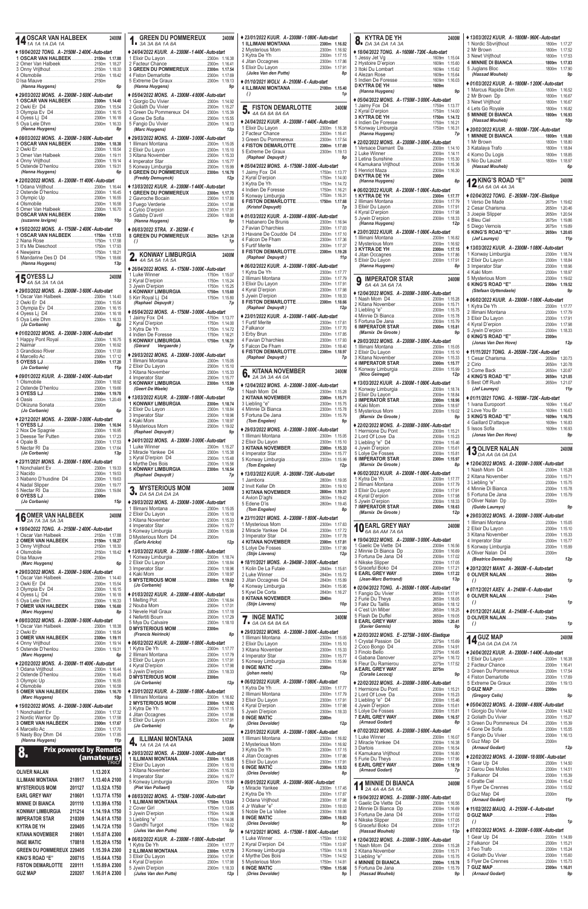## 14 OSCAR VAN HALBEEK — 2400M
1A 1A 1A DA 1A

♦ 18/04/2022 TONG. A - 2150M - 2 400€ - Auto-start
1 OSCAR VAN HALBEEK 2150m 1.17.88
2 Omer Van Halbeek 2150m 1.18.27
3 Onny Vrijthout 2150m 1.18.30
4 Olsmobile 2150m 1.18.42
D Isa Mauve 2150m
(Hanna Huygens) 6p

♦ 29/03/2022 MONS. A - 2300M - 3 000€ - Auto-start
1 OSCAR VAN HALBEEK 2300m 1.14.40
2 Owki Er D4 2300m 1.15.54
3 Olympia Ev D4 2300m 1.16.15
4 Oyess Lj D4 2300m 1.16.18
5 Oya Lele Dhm 2300m 1.16.33
(Hanna Huygens) 8p

♦ 08/03/2022 MONS. A - 2300M - 3 000€ - Auto-start
1 OSCAR VAN HALBEEK 2300m 1.18.38
2 Owki Er 2300m 1.18.54
3 Omer Van Halbeek 2300m 1.19.11
4 Onny Vrijthout 2300m 1.19.14
5 Ostende D'henlou 2300m 1.19.31
(Hanna Huygens) 6p

♦ 22/02/2022 MONS. A - 2300M - 11 400€ - Auto-start
1 Odana Vrijthout 2300m 1.16.44
2 Ostende D'henlou 2300m 1.16.45
3 Olympic Up 2300m 1.16.55
4 Olsmobile 2300m 1.16.58
5 Omer Van Halbeek 2300m 1.16.70
D OSCAR VAN HALBEEK 2300m
(suzanne lavigne) 10p

♦ 15/02/2022 MONS. A - 1750M - 2 400€ - Auto-start
1 OSCAR VAN HALBEEK 1750m 1.17.53
2 Nana Rose 1750m 1.17.58
3 It's Me Dieschoot 1750m 1.17.93
4 Newjeirra 1750m 1.18.21
5 Mandarine Des D D4 1750m 1.18.66
(Hanna Huygens) 13p

## 15 OYESS LJ — 2400M
4A 5A 3A 1A 0A

♦ 29/03/2022 MONS. A - 2300M - 3 000€ - Auto-start
1 Oscar Van Halbeek 2300m 1.14.40
2 Owki Er D4 2300m 1.15.54
3 Olympia Ev D4 2300m 1.16.15
4 Oyess Lj D4 2300m 1.16.18
5 Oya Lele Dhm 2300m 1.16.33
(Jo Corbanie) 8p

♦ 01/02/2022 MONS. A - 2300M - 3 000€ - Auto-start
1 Happy Point Royal 2300m 1.16.75
2 Naimar 2300m 1.16.92
3 Grandisso River 2300m 1.17.00
4 Marcello Ac 2300m 1.17.12
5 OYESS LJ 2300m 1.17.20
(Jo Corbanie) 11p

♦ 09/01/2022 KUUR. A - 2300M - 2 400€ - Auto-start
1 Olsmobile 2300m 1.18.92
2 Ostende D'henlou 2300m 1.19.66
3 OYESS LJ 2300m 1.19.78
4 Oasis 2300m 1.20.49
D Okizuna Sonata 2300m
(Jo Corbanie) 6p

♦ 22/12/2021 MONS. A - 2300M - 3 000€ - Auto-start
1 OYESS LJ 2300m 1.16.94
2 Nox De Spagnie 2300m 1.16.95
3 Deesse Ter Putten 2300m 1.17.23
4 Opale B 2300m 1.17.53
5 Nectar Rl Da 2300m 1.17.64
(Jo Corbanie) 13p

♦ 23/11/2021 MONS. A - 2300M - 1 800€ - Auto-start
1 Nonchalant Ev 2300m 1.19.33
2 Nacido 2300m 1.19.53
3 Nabano D'husdine D4 2300m 1.19.63
4 Nadal Slipper 2300m 1.19.77
5 Nectar Rl Da 2300m 1.19.84
0 OYESS LJ 2300m
(Jo Corbanie) 15p

## 16 OMER VAN HALBEEK — 2400M
2A 7A 3A 5A 3A

♦ 18/04/2022 TONG. A - 2150M - 2 400€ - Auto-start
1 Oscar Van Halbeek 2150m 1.17.88
2 OMER VAN HALBEEK 2150m 1.18.27
3 Onny Vrijthout 2150m 1.18.30
4 Olsmobile 2150m 1.18.42
D Isa Mauve 2150m
(Marc Huygens) 6p

♦ 29/03/2022 MONS. A - 2300M - 3 000€ - Auto-start
1 Oscar Van Halbeek 2300m 1.14.40
2 Owki Er D4 2300m 1.15.54
3 Olympia Ev D4 2300m 1.16.15
4 Oyess Lj D4 2300m 1.16.18
5 Oya Lele Dhm 2300m 1.16.33
7 OMER VAN HALBEEK 2300m 1.16.60
(Marc Huygens) 8p

♦ 08/03/2022 MONS. A - 2300M - 3 000€ - Auto-start
1 Oscar Van Halbeek 2300m 1.18.38
2 Owki Er 2300m 1.18.54
3 OMER VAN HALBEEK 2300m 1.19.11
4 Onny Vrijthout 2300m 1.19.14
5 Ostende D'henlou 2300m 1.19.31
(Marc Huygens) 6p

♦ 22/02/2022 MONS. A - 2300M - 11 400€ - Auto-start
1 Odana Vrijthout 2300m 1.16.44
2 Ostende D'henlou 2300m 1.16.45
3 Olympic Up 2300m 1.16.55
4 Olsmobile 2300m 1.16.58
5 OMER VAN HALBEEK 2300m 1.16.70
(Marc Huygens) 10p

♦ 15/02/2022 MONS. A - 2300M - 3 000€ - Auto-start
1 Nonchalant Ev 2300m 1.17.32
2 Nordic Warrior Dp 2300m 1.17.58
3 OMER VAN HALBEEK 2300m 1.17.67
4 Marcello Ac 2300m 1.17.70
5 Nasty Boy Dhm D4 2300m 1.17.85
(Hanna Huygens) 11p

## 8. Prix powered by Rematic (amateurs) TRIO

| | | |
|---|---|---|
| OLIVER NALAN | | 1.13.20 X |
| ILLIMANI MONTANA | 210917 | 1.13.40 A 2100 |
| MYSTERIOUS MOM | 201127 | 1.13.52 A 1750 |
| EARL GREY WAY | 210601 | 1.13.77 A 1750 |
| MINNIE DI BIANCA | 201110 | 1.13.99 A 1750 |
| KONWAY LIMBURGIA | 211214 | 1.14.19 A 1750 |
| IMPERATOR STAR | 210309 | 1.14.61 A 1750 |
| KYTRA DE YH | 220405 | 1.14.72 A 1750 |
| KITANA NOVEMBER | 210601 | 1.15.07 A 2300 |
| INGE MATIC | 170818 | 1.15.20 A 1750 |
| GREEN DU POMMEREUX | 220405 | 1.15.39 A 2300 |
| KING'S ROAD "E" | 200715 | 1.15.64 A 1750 |
| FISTON DEMARLOTTE | 220111 | 1.15.89 A 2300 |
| GUZ MAP | 220207 | 1.16.01 A 2300 |

## 1. GREEN DU POMMEREUX — 2400M
3A 3A 8A 1A 8A

♦ 24/04/2022 KUUR. A - 2300M - 1 440€ - Auto-start
1 Elixir Du Layon 2300m 1.16.38
2 Facteur Chance 2300m 1.16.41
3 GREEN DU POMMEREUX 2300m 1.17.54
4 Fiston Demarlotte 2300m 1.17.69
5 Extreme De Graux 2300m 1.19.13
(Hanna Huygens) 9p

♦ 05/04/2022 MONS. A - 2300M - 4 800€ - Auto-start
1 Giorgio Du Vivier 2300m 1.14.92
2 Goliath Du Vivier 2300m 1.15.27
3 Green Du Pommereux D4 2300m 1.15.39
4 Gone De Sofia 2300m 1.15.55
5 Fangio Du Vivier 2300m 1.16.13
(Marc Huygens) 12p

♦ 29/03/2022 MONS. A - 2300M - 3 000€ - Auto-start
1 Illimani Montana 2300m 1.15.05
2 Elixir Du Layon 2300m 1.15.10
3 Kitana November 2300m 1.15.33
4 Imperator Star 2300m 1.15.77
5 Konway Limburgia 2300m 1.15.99
8 GREEN DU POMMEREUX 2300m 1.16.78
(Freddy Demuynck) 12p

♦ 13/03/2022 KUUR. A - 2300M - 1 440€ - Auto-start
1 GREEN DU POMMEREUX 2300m 1.17.75
2 Gavroche Bocain 2300m 1.17.80
3 Fuego Verderie 2300m 1.17.86
4 Cyloo D'erpion 2300m 1.17.91
5 Gatsby D'avril 2300m 1.18.00
(Hanna Huygens) 9p

♦ 06/03/2022 STRA. X - 2825M - € -
8 GREEN DU POMMEREUX 2825m 1.21.30
() 1p

## 2. KONWAY LIMBURGIA — 2400M
4A 5A 5A 1A 5A

♦ 26/04/2022 MONS. A - 1750M - 3 000€ - Auto-start
1 Luke Winner 1750m 1.15.07
2 Kyral D'erpion 1750m 1.15.24
3 Jywin D'erpion 1750m 1.15.25
4 KONWAY LIMBURGIA 1750m 1.15.60
5 Kirr Royal Lj D4 1750m 1.15.80
(Raphael Depuydt) 7p

♦ 05/04/2022 MONS. A - 1750M - 3 000€ - Auto-start
1 Jaimy Fox D4 1750m 1.13.77
2 Kyral D'erpion 1750m 1.14.00
3 Kytra De Yh 1750m 1.14.72
4 Indien De Foresse 1750m 1.16.21
5 KONWAY LIMBURGIA 1750m 1.16.31
(Gérard Vergaerde) 7p

♦ 29/03/2022 MONS. A - 2300M - 3 000€ - Auto-start
1 Illimani Montana 2300m 1.15.05
2 Elixir Du Layon 2300m 1.15.10
3 Kitana November 2300m 1.15.33
4 Imperator Star 2300m 1.15.77
5 KONWAY LIMBURGIA 2300m 1.15.99
(Geert De Weale) 12p

♦ 13/03/2022 KUUR. A - 2300M - 1 080€ - Auto-start
1 KONWAY LIMBURGIA 2300m 1.18.74
2 Elixir Du Layon 2300m 1.18.84
3 Imperator Star 2300m 1.18.96
4 Kaki Mom 2300m 1.18.97
5 Mysterious Mom 2300m 1.19.02
(Raphael Depuydt) 9p

♦ 24/01/2022 MONS. A - 2300M - 3 000€ - Auto-start
1 Luke Winner 2300m 1.15.27
2 Miracle Yankee D4 2300m 1.15.38
3 Kyral D'erpion D4 2300m 1.15.48
4 Myrthe Des Bois 2300m 1.15.56
5 KONWAY LIMBURGIA 2300m 1.16.54
(Raphael Depuydt) 7p

## 3. MYSTERIOUS MOM — 2400M
DA 5A DA DA 2A

♦ 29/03/2022 MONS. A - 2300M - 3 000€ - Auto-start
1 Illimani Montana 2300m 1.15.05
2 Elixir Du Layon 2300m 1.15.10
3 Kitana November 2300m 1.15.33
4 Imperator Star 2300m 1.15.77
5 Konway Limburgia 2300m 1.15.99
D Mysterious Mom D4 2300m
(Carlo Arickx) 12p

♦ 13/03/2022 KUUR. A - 2300M - 1 080€ - Auto-start
1 Konway Limburgia 2300m 1.18.74
2 Elixir Du Layon 2300m 1.18.84
3 Imperator Star 2300m 1.18.96
4 Kaki Mom 2300m 1.18.97
5 MYSTERIOUS MOM 2300m 1.19.02
(Jo Corbanie) 9p

♦ 01/03/2022 KUUR. A - 2300M - 4 800€ - Auto-start
1 Melting Pot 2300m 1.16.84
2 Nouba Mom 2300m 1.17.01
3 Nevele Hall Graux 2300m 1.17.18
4 Nefertiti Boum 2300m 1.17.29
5 Mya Du Calvaire 2300m 1.18.10
D MYSTERIOUS MOM 2300m
(Francis Neirinck) 8p

♦ 06/02/2022 KUUR. A - 2300M - 1 080€ - Auto-start
1 Kytra De Yh 2300m 1.17.77
2 Illimani Montana 2300m 1.17.79
3 Elixir Du Layon 2300m 1.17.91
4 Kyral D'erpion 2300m 1.17.98
5 Jywin D'erpion 2300m 1.18.33
D MYSTERIOUS MOM 2300m
(Jo Corbanie) 12p

♦ 23/01/2022 KUUR. A - 2300M - 1 080€ - Auto-start
1 Illimani Montana 2300m 1.16.82
2 MYSTERIOUS MOM 2300m 1.16.92
3 Kytra De Yh 2300m 1.17.15
4 Jitan Occagnes 2300m 1.17.86
5 Elixir Du Layon 2300m 1.17.91
(Jo Corbanie) 8p

## 4. ILLIMANI MONTANA — 2400M
1A 1A 2A 1A 4A

♦ 29/03/2022 MONS. A - 2300M - 3 000€ - Auto-start
1 ILLIMANI MONTANA 2300m 1.15.05
2 Elixir Du Layon 2300m 1.15.10
3 Kitana November 2300m 1.15.33
4 Imperator Star 2300m 1.15.77
5 Konway Limburgia 2300m 1.15.99
(Piet Van Pollaert) 12p

♦ 08/03/2022 MONS. A - 1750M - 3 000€ - Auto-start
1 ILLIMANI MONTANA 1750m 1.13.64
2 Cover Girl 1750m 1.13.65
3 Jywin D'erpion 1750m 1.14.06
4 Liebling "e" 1750m 1.14.06
5 Gandhi Turgot 1750m 1.16.02
(Jules Van den Putte) 5p

♦ 06/02/2022 KUUR. A - 2300M - 1 080€ - Auto-start
1 Kytra De Yh 2300m 1.17.77
2 ILLIMANI MONTANA 2300m 1.17.79
3 Elixir Du Layon 2300m 1.17.91
4 Kyral D'erpion 2300m 1.17.98
5 Jywin D'erpion 2300m 1.18.33
(Jules Van den Putte) 12p

♦ 23/01/2022 KUUR. A - 2300M - 1 080€ - Auto-start
1 ILLIMANI MONTANA 2300m 1.16.82
2 Mysterious Mom 2300m 1.16.92
3 Kytra De Yh 2300m 1.17.15
4 Jitan Occagnes 2300m 1.17.86
5 Elixir Du Layon 2300m 1.17.91
(Jules Van den Putte) 8p

♦ 01/10/2021 WOLV. A - 2100M - € - Auto-start
4 ILLIMANI MONTANA 2100m 1.15.40
() 1p

## 5. FISTON DEMARLOTTE — 2400M
4A 6A 8A 8A 6A

♦ 24/04/2022 KUUR. A - 2300M - 1 440€ - Auto-start
1 Elixir Du Layon 2300m 1.16.38
2 Facteur Chance 2300m 1.16.41
3 Green Du Pommereux 2300m 1.17.54
4 FISTON DEMARLOTTE 2300m 1.17.69
5 Extreme De Graux 2300m 1.19.13
(Raphael Depuydt) 9p

♦ 05/04/2022 MONS. A - 1750M - 3 000€ - Auto-start
1 Jaimy Fox D4 1750m 1.13.77
2 Kyral D'erpion 1750m 1.14.00
3 Kytra De Yh 1750m 1.14.72
4 Indien De Foresse 1750m 1.16.21
5 Konway Limburgia 1750m 1.16.31
6 FISTON DEMARLOTTE 1750m 1.17.68
(Kristof Depuydt) 7p

♦ 01/03/2022 KUUR. A - 2300M - 4 800€ - Auto-start
1 Habanero De Brunis 2300m 1.16.94
2 Favian D'harchies 2300m 1.17.03
3 Havane De Coudde D4 2300m 1.17.10
4 Falcon De Fham 2300m 1.17.36
5 Furtif Merite 2300m 1.17.37
8 FISTON DEMARLOTTE 2300m 1.19.28
(Raphael Depuydt) 11p

♦ 06/02/2022 KUUR. A - 2300M - 1 080€ - Auto-start
1 Kytra De Yh 2300m 1.17.77
2 Illimani Montana 2300m 1.17.79
3 Elixir Du Layon 2300m 1.17.91
4 Kyral D'erpion 2300m 1.17.98
5 Jywin D'erpion 2300m 1.18.33
8 FISTON DEMARLOTTE 2300m 1.18.66
(Raphael Depuydt) 12p

♦ 23/01/2022 KUUR. A - 2300M - 1 440€ - Auto-start
1 Furtif Merite 2300m 1.17.61
2 Falkanor 2300m 1.17.70
3 Erby Brun 2300m 1.17.85
4 Favian D'harchies 2300m 1.17.93
5 Falcon De Fham 2300m 1.18.40
6 FISTON DEMARLOTTE 2300m 1.18.97
(Raphael Depuydt) 7p

## 6. KITANA NOVEMBER — 2400M
2A 3A 3A 4A 0A

♦ 12/04/2022 MONS. A - 2300M - 3 000€ - Auto-start
1 Nash Mom D4 2300m 1.15.28
2 KITANA NOVEMBER 2300m 1.15.71
3 Liebling "e" 2300m 1.15.75
4 Minnie Di Bianca 2300m 1.15.78
5 Fortuna De Jana 2300m 1.15.79
(Tom Engelen) 9p

♦ 29/03/2022 MONS. A - 2300M - 3 000€ - Auto-start
1 Illimani Montana 2300m 1.15.05
2 Elixir Du Layon 2300m 1.15.10
3 KITANA NOVEMBER 2300m 1.15.33
4 Imperator Star 2300m 1.15.77
5 Konway Limburgia 2300m 1.15.99
(Tom Engelen) 12p

♦ 13/03/2022 KUUR. A - 2800M - 720€ - Auto-start
1 Jamboria 2800m 1.19.05
2 Invit Keller Dh 2800m 1.19.10
3 KITANA NOVEMBER 2800m 1.19.31
4 Avion D'aghi 2800m 1.19.42
5 Edene D'is 2800m 1.19.45
(Tom Engelen) 8p

♦ 23/11/2021 MONS. A - 2300M - 1 800€ - Auto-start
1 Mysterious Mom 2300m 1.17.63
2 Miracle Yankee D4 2300m 1.17.72
3 Imperator Star 2300m 1.17.78
4 KITANA NOVEMBER 2300m 1.17.81
5 Lolye De Fosses 2300m 1.17.99
(Stijn Lievens) 12p

♦ 18/11/2021 MONS. A - 2840M - 3 000€ - Auto-start
1 Kolin De La Futaie 2840m 1.15.61
2 Luke Winner 2840m 1.15.72
3 Jitan Occagnes D4 2840m 1.15.89
4 Konway Limburgia 2840m 1.15.95
5 Kywi De Corta 2840m 1.16.07
0 KITANA NOVEMBER 2840m
(Stijn Lievens) 10p

## 7. INGE MATIC — 2400M
0A 0A 6A 8A 6A

♦ 29/03/2022 MONS. A - 2300M - 3 000€ - Auto-start
1 Illimani Montana 2300m 1.15.05
2 Elixir Du Layon 2300m 1.15.10
3 Kitana November 2300m 1.15.33
4 Imperator Star 2300m 1.15.77
5 Konway Limburgia 2300m 1.15.99
0 INGE MATIC 2300m
(johan neels) 12p

♦ 06/02/2022 KUUR. A - 2300M - 1 080€ - Auto-start
1 Kytra De Yh 2300m 1.17.77
2 Illimani Montana 2300m 1.17.79
3 Elixir Du Layon 2300m 1.17.91
4 Kyral D'erpion 2300m 1.17.98
5 Jywin D'erpion 2300m 1.18.33
0 INGE MATIC 2300m
(Dries Devolder) 12p

♦ 23/01/2022 KUUR. A - 2300M - 1 080€ - Auto-start
1 Illimani Montana 2300m 1.16.82
2 Mysterious Mom 2300m 1.16.92
3 Kytra De Yh 2300m 1.17.15
4 Jitan Occagnes 2300m 1.17.86
5 Elixir Du Layon 2300m 1.17.91
6 INGE MATIC 2300m 1.18.53
(Dries Devolder) 8p

♦ 09/01/2022 KUUR. A - 2300M - 960€ - Auto-start
1 Miracle Yankee 2300m 1.17.45
2 Kytra De Yh 2300m 1.17.87
3 Odana Vrijthout 2300m 1.17.98
4 Jr Walker "e" 2300m 1.18.03
5 Noble De La Vallee 2300m 1.18.06
8 INGE MATIC 2300m 1.18.63
(Dries Devolder) 9p

♦ 14/12/2021 MONS. A - 1750M - 1 800€ - Auto-start
1 Luke Winner 1750m 1.13.92
2 Kyral D'erpion D4 1750m 1.13.97
3 Konway Limburgia 1750m 1.14.18
4 Myrthe Des Bois 1750m 1.14.52
5 Mysterious Mom 1750m 1.14.81
6 INGE MATIC 1750m 1.15.66
(Dries Devolder) 9p

## 8. KYTRA DE YH — 2400M
DA 3A DA 1A 3A

♦ 18/04/2022 TONG. A - 1609M - 720€ - Auto-start
1 Jessy Jet Vg 1609m 1.15.04
2 Hystoire D'erpion 1609m 1.15.60
3 Itoki Du Lombart 1609m 1.15.62
4 Alezan Rose 1609m 1.15.64
5 Indien De Foresse 1609m 1.16.03
D KYTRA DE YH 1609m
(Hanna Huygens) 9p

♦ 05/04/2022 MONS. A - 1750M - 3 000€ - Auto-start
1 Jaimy Fox D4 1750m 1.13.77
2 Kyral D'erpion 1750m 1.14.00
3 KYTRA DE YH 1750m 1.14.72
4 Indien De Foresse 1750m 1.16.21
5 Konway Limburgia 1750m 1.16.31
(Hanna Huygens) 7p

♦ 22/02/2022 MONS. A - 2300M - 3 000€ - Auto-start
1 Versace Diamant Da 2300m 1.14.10
2 Luke Winner 2300m 1.14.11
3 Letina Sunshine 2300m 1.15.30
4 Kamukana Vrijthout 2300m 1.15.36
5 Henriot Maza 2300m 1.16.30
D KYTRA DE YH 2300m
(Hanna Huygens) 8p

♦ 06/02/2022 KUUR. A - 2300M - 1 080€ - Auto-start
1 KYTRA DE YH 2300m 1.17.77
2 Illimani Montana 2300m 1.17.79
3 Elixir Du Layon 2300m 1.17.91
4 Kyral D'erpion 2300m 1.17.98
5 Jywin D'erpion 2300m 1.18.33
(Hanna Huygens) 12p

♦ 23/01/2022 KUUR. A - 2300M - 1 080€ - Auto-start
1 Illimani Montana 2300m 1.16.82
2 Mysterious Mom 2300m 1.16.92
3 KYTRA DE YH 2300m 1.17.15
4 Jitan Occagnes 2300m 1.17.86
5 Elixir Du Layon 2300m 1.17.91
(Hanna Huygens) 8p

## 9. IMPERATOR STAR — 2400M
6A 4A 3A 6A 7A

♦ 12/04/2022 MONS. A - 2300M - 3 000€ - Auto-start
1 Nash Mom D4 2300m 1.15.28
2 Kitana November 2300m 1.15.71
3 Liebling "e" 2300m 1.15.75
4 Minnie Di Bianca 2300m 1.15.78
5 Fortuna De Jana 2300m 1.15.79
6 IMPERATOR STAR 2300m 1.15.81
(Marnix De Groote) 9p

♦ 29/03/2022 MONS. A - 2300M - 3 000€ - Auto-start
1 Illimani Montana 2300m 1.15.05
2 Elixir Du Layon 2300m 1.15.10
3 Kitana November 2300m 1.15.33
4 IMPERATOR STAR 2300m 1.15.77
5 Konway Limburgia 2300m 1.15.99
(Nico Geirnaert) 12p

♦ 13/03/2022 KUUR. A - 2300M - 1 080€ - Auto-start
1 Konway Limburgia 2300m 1.18.74
2 Elixir Du Layon 2300m 1.18.84
3 IMPERATOR STAR 2300m 1.18.96
4 Kaki Mom 2300m 1.18.97
5 Mysterious Mom 2300m 1.19.02
(Marnix De Groote) 9p

♦ 22/02/2022 MONS. A - 2300M - 3 000€ - Auto-start
1 Hermione Du Pont 2300m 1.15.21
2 Lord Of Love Da 2300m 1.15.23
3 Liebling "e" D4 2300m 1.15.46
4 Jywin D'erpion 2300m 1.15.61
5 Lolye De Fosses 2300m 1.15.81
6 IMPERATOR STAR 2300m 1.15.97
(Marnix De Groote) 8p

♦ 06/02/2022 KUUR. A - 2300M - 1 080€ - Auto-start
1 Kytra De Yh 2300m 1.17.77
2 Illimani Montana 2300m 1.17.79
3 Elixir Du Layon 2300m 1.17.91
4 Kyral D'erpion 2300m 1.17.98
5 Jywin D'erpion 2300m 1.18.33
7 IMPERATOR STAR 2300m 1.18.63
(Marnix De Groote) 12p

## 10 EARL GREY WAY — 2400M
6A 8A AM 7A 6A

♦ 19/04/2022 MONS. A - 2300M - 3 000€ - Auto-start
1 Gaelic De Vlette D4 2300m 1.16.56
2 Minnie Di Bianca Dp 2300m 1.16.69
3 Fortuna De Jana D4 2300m 1.17.02
4 Nikske Slipper 2300m 1.17.05
5 Graceful Boko D4 2300m 1.17.21
6 EARL GREY WAY 2300m 1.17.22
(Jean-Marc Bertrand) 13p

♦ 02/04/2022 TONG. A - 2650M - 1 080€ - Auto-start
1 Fangio Du Vivier 2650m 1.17.91
2 Furie Du Theys 2650m 1.18.05
3 Fakir Du Taillis 2650m 1.18.22
4 C'est Un Mibec 2650m 1.18.25
5 Flash De Duffel 2650m 1.19.05
8 EARL GREY WAY 2650m 1.20.41
(Xavier Germis) 9p

♦ 22/03/2022 MONS. E - 2275M - 3 000€ - Elastique
1 Crystal Passion D4 2275m 1.15.69
2 Coco Bongo D4 2300m 1.14.91
3 Finolo Bello 2275m 1.16.65
4 Gabana Danover 2275m 1.16.72
5 Fleur Du Ramierou 2275m 1.17.27
A EARL GREY WAY 2275m
(Coralie Lecocq) 9p

♦ 22/02/2022 MONS. A - 2300M - 3 000€ - Auto-start
1 Hermione Du Pont 2300m 1.15.21
2 Lord Of Love Da 2300m 1.15.23
3 Liebling "e" D4 2300m 1.15.46
4 Jywin D'erpion 2300m 1.15.61
5 Lolye De Fosses 2300m 1.15.81
7 EARL GREY WAY 2300m 1.16.57
(Arnaud Godart) 8p

♦ 07/02/2022 MONS. A - 2300M - 3 000€ - Auto-start
1 Luke Winner 2300m 1.16.07
2 Miracle Yankee D4 2300m 1.16.38
3 Dartois 2300m 1.16.54
4 Kamukana Vrijthout 2300m 1.16.80
5 Furie Du Theys 2300m 1.17.96
6 EARL GREY WAY 2300m 1.18.19
(Arnaud Godart) 7p

## 11 MINNIE DI BIANCA — 2400M
2A 4A 4A 5A 1A

♦ 19/04/2022 MONS. A - 2300M - 3 000€ - Auto-start
1 Gaelic De Vlette D4 2300m 1.16.56
2 Minnie Di Bianca Dp 2300m 1.16.69
3 Fortuna De Jana D4 2300m 1.17.02
4 Nikske Slipper 2300m 1.17.05
5 Graceful Boko D4 2300m 1.17.21
(Hassad Mouheb) 13p

♦ 12/04/2022 MONS. A - 2300M - 3 000€ - Auto-start
1 Nash Mom D4 2300m 1.15.28
2 Kitana November 2300m 1.15.71
3 Liebling "e" 2300m 1.15.75
4 MINNIE DI BIANCA 2300m 1.15.78
5 Fortuna De Jana 2300m 1.15.79
(Hassad Mouheb) 9p

♦ 13/03/2022 KUUR. A - 1800M - 960€ - Auto-start
1 Nordic Sbvrijthout 1800m 1.17.27
2 Mr Brown 1800m 1.17.52
3 Newt Vrijthout 1800m 1.17.53
4 MINNIE DI BIANCA 1800m 1.17.83
5 Juglans Bloc 1800m 1.17.90
(Hassad Mouheb) 9p

♦ 01/03/2022 KUUR. A - 1800M - 1 200€ - Auto-start
1 Marcus Rapide Dhm 1800m 1.16.52
2 Mr Brown Dp 1800m 1.16.67
3 Newt Vrijthout 1800m 1.16.67
4 Lets Go Royale 1800m 1.16.82
5 MINNIE DI BIANCA 1800m 1.16.93
(Hassad Mouheb) 10p

♦ 20/02/2022 KUUR. A - 1800M - 720€ - Auto-start
1 MINNIE DI BIANCA 1800m 1.18.80
2 Mr Brown 1800m 1.18.80
3 Katalaya Trafo 1800m 1.18.84
4 Komo Du Logis 1800m 1.18.85
5 Nio Du Lauzet 1800m 1.18.97
(Hassad Mouheb) 6p

## 12 KING'S ROAD "E" — 2400M
6A 6A 0A 4A 3A

♦ 02/04/2022 TONG. E - 2650M - 720€ - Elastique
1 Verso De Made 2675m 1.19.62
2 Cesar Charisma 2650m 1.20.46
3 Joepie Slipper 2650m 1.20.54
4 Bleu Ciel 2675m 1.19.86
5 Diego Vernois 2675m 1.19.89
6 KING'S ROAD "E" 2650m 1.20.65
(Jef Laureys) 11p

♦ 13/03/2022 KUUR. A - 2300M - 1 080€ - Auto-start
1 Konway Limburgia 2300m 1.18.74
2 Elixir Du Layon 2300m 1.18.84
3 Imperator Star 2300m 1.18.96
4 Kaki Mom 2300m 1.18.97
5 Mysterious Mom 2300m 1.19.02
6 KING'S ROAD "E" 2300m 1.19.52
(Stefaan Uyttendaele) 9p

♦ 06/02/2022 KUUR. A - 2300M - 1 080€ - Auto-start
1 Kytra De Yh 2300m 1.17.77
2 Illimani Montana 2300m 1.17.79
3 Elixir Du Layon 2300m 1.17.91
4 Kyral D'erpion 2300m 1.17.98
5 Jywin D'erpion 2300m 1.18.33
0 KING'S ROAD "E" 2300m
(Jonas Van Den Heve) 12p

♦ 11/11/2021 TONG. A - 2650M - 720€ - Auto-start
1 Cesar Charisma 2650m 1.20.73
2 Cirio 2650m 1.20.78
3 Come Back 2650m 1.20.87
4 KING'S ROAD "E" 2650m 1.21.05
5 Best Off Rush 2650m 1.21.07
(Jef Laureys) 11p

♦ 01/11/2021 TONG. A - 1609M - 720€ - Auto-start
1 Ivana Europoort 1609m 1.16.47
2 Love You Br 1609m 1.16.63
3 KING'S ROAD "E" 1609m 1.16.75
4 Gaillard D'attaque 1609m 1.16.83
5 Issos Sofia 1609m 1.16.93
(Jonas Van Den Heve) 9p

## 13 OLIVER NALAN — 2400M
DA AA 0A 0A DA

♦ 12/04/2022 MONS. A - 2300M - 3 000€ - Auto-start
1 Nash Mom D4 2300m 1.15.28
2 Kitana November 2300m 1.15.71
3 Liebling "e" 2300m 1.15.75
4 Minnie Di Bianca 2300m 1.15.78
5 Fortuna De Jana 2300m 1.15.79
D Oliver Nalan Dp 2300m
(Guido Laureys) 9p

♦ 29/03/2022 MONS. A - 2300M - 3 000€ - Auto-start
1 Illimani Montana 2300m 1.15.05
2 Elixir Du Layon 2300m 1.15.10
3 Kitana November 2300m 1.15.33
4 Imperator Star 2300m 1.15.77
5 Konway Limburgia 2300m 1.15.99
A Oliver Nalan 2300m
(Beatrice Demoulin) 12p

♦ 20/12/2021 MANT. A - 2660M - € - Auto-start
0 OLIVER NALAN 2660m
() 1p

♦ 07/12/2021 AXEV. A - 2140M - € - Auto-start
0 OLIVER NALAN 2140m
() 1p

♦ 01/12/2021 AALM. A - 2140M - € - Auto-start
D OLIVER NALAN 2140m
() 1p

## 14 GUZ MAP — 2400M
DA 0A DA DA 7A

♦ 24/04/2022 KUUR. A - 2300M - 1 440€ - Auto-start
1 Elixir Du Layon 2300m 1.16.38
2 Facteur Chance 2300m 1.16.41
3 Green Du Pommereux 2300m 1.17.54
4 Fiston Demarlotte 2300m 1.17.69
5 Extreme De Graux 2300m 1.19.13
D GUZ MAP 2300m
(Gregory Celis) 9p

♦ 05/04/2022 MONS. A - 2300M - 4 800€ - Auto-start
1 Giorgio Du Vivier 2300m 1.14.92
2 Goliath Du Vivier 2300m 1.15.27
3 Green Du Pommereux D4 2300m 1.15.39
4 Gone De Sofia 2300m 1.15.55
5 Fangio Du Vivier 2300m 1.16.13
0 Guz Map D4 2300m
(Arnaud Godart) 12p

♦ 22/02/2022 MONS. A - 2300M - 18 000€ - Auto-start
1 Gear Up D4 2300m 1.14.92
2 Garou Des Molles 2300m 1.14.51
3 Falkanor D4 2300m 1.15.39
4 Gratte Ciel 2300m 1.15.42
5 Flyer De Crennes 2300m 1.15.52
D Guz Map D4 2300m
(Arnaud Godart) 11p

♦ 11/02/2022 MAUQ. A - 2150M - € - Auto-start
D GUZ MAP 2150m
() 1p

♦ 07/02/2022 MONS. A - 2300M - 6 000€ - Auto-start
1 Gear Up D4 2300m 1.14.99
2 Falkanor D4 2300m 1.15.21
3 Feo Trafo 2300m 1.15.24
4 Goliath Du Vivier 2300m 1.15.60
5 Flyer De Crennes 2300m 1.15.73
7 GUZ MAP 2300m 1.16.01
(Arnaud Godart) 9p